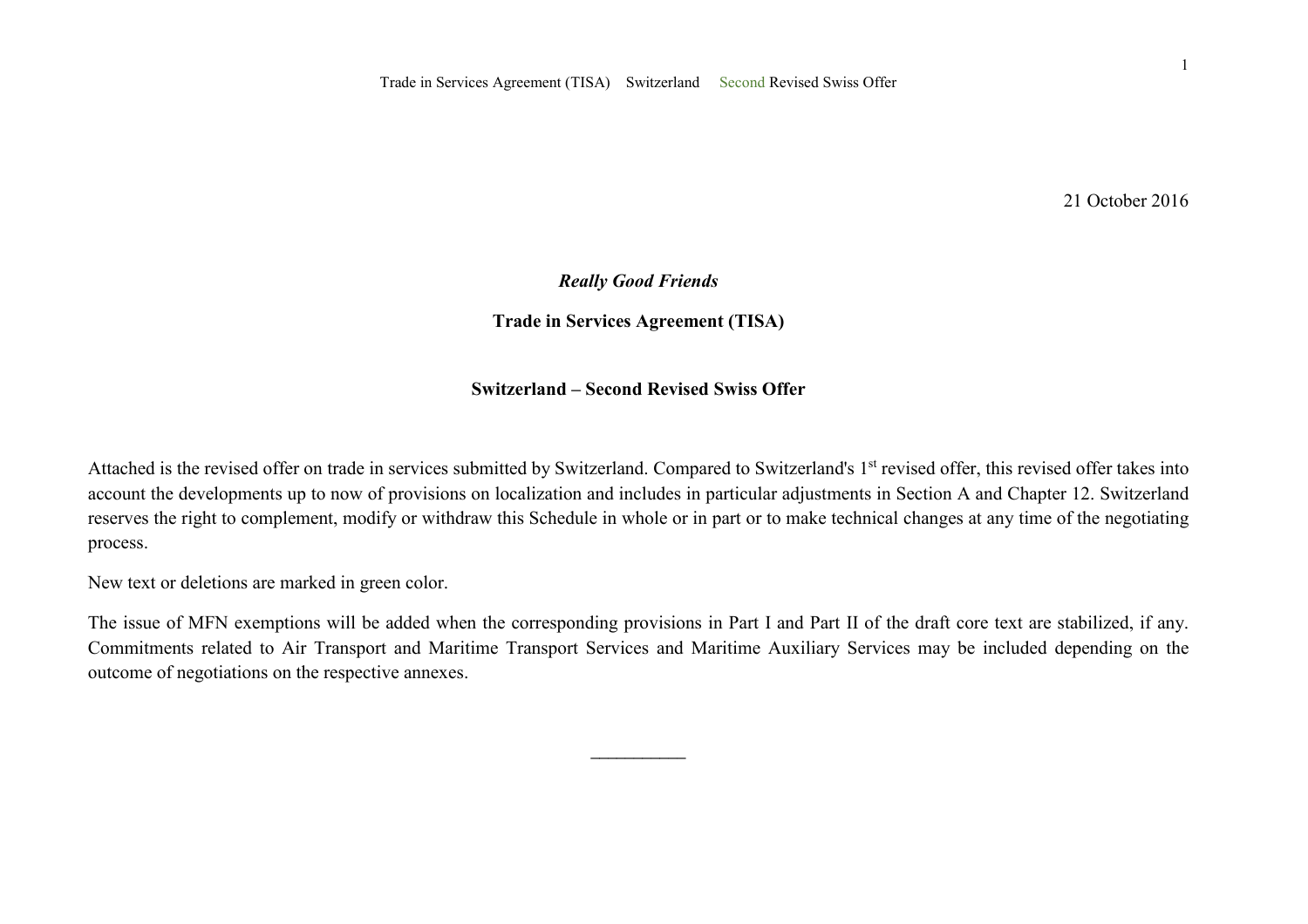21 October 2016

***Really Good Friends***

**Trade in Services Agreement (TISA)**

**Switzerland – Second Revised Swiss Offer**

Attached is the revised offer on trade in services submitted by Switzerland. Compared to Switzerland's 1[st] revised offer, this revised offer takes into account the developments up to now of provisions on localization and includes in particular adjustments in Section A and Chapter 12. Switzerland reserves the right to complement, modify or withdraw this Schedule in whole or in part or to make technical changes at any time of the negotiating process.

New text or deletions are marked in green color.

The issue of MFN exemptions will be added when the corresponding provisions in Part I and Part II of the draft core text are stabilized, if any. Commitments related to Air Transport and Maritime Transport Services and Maritime Auxiliary Services may be included depending on the outcome of negotiations on the respective annexes.

__________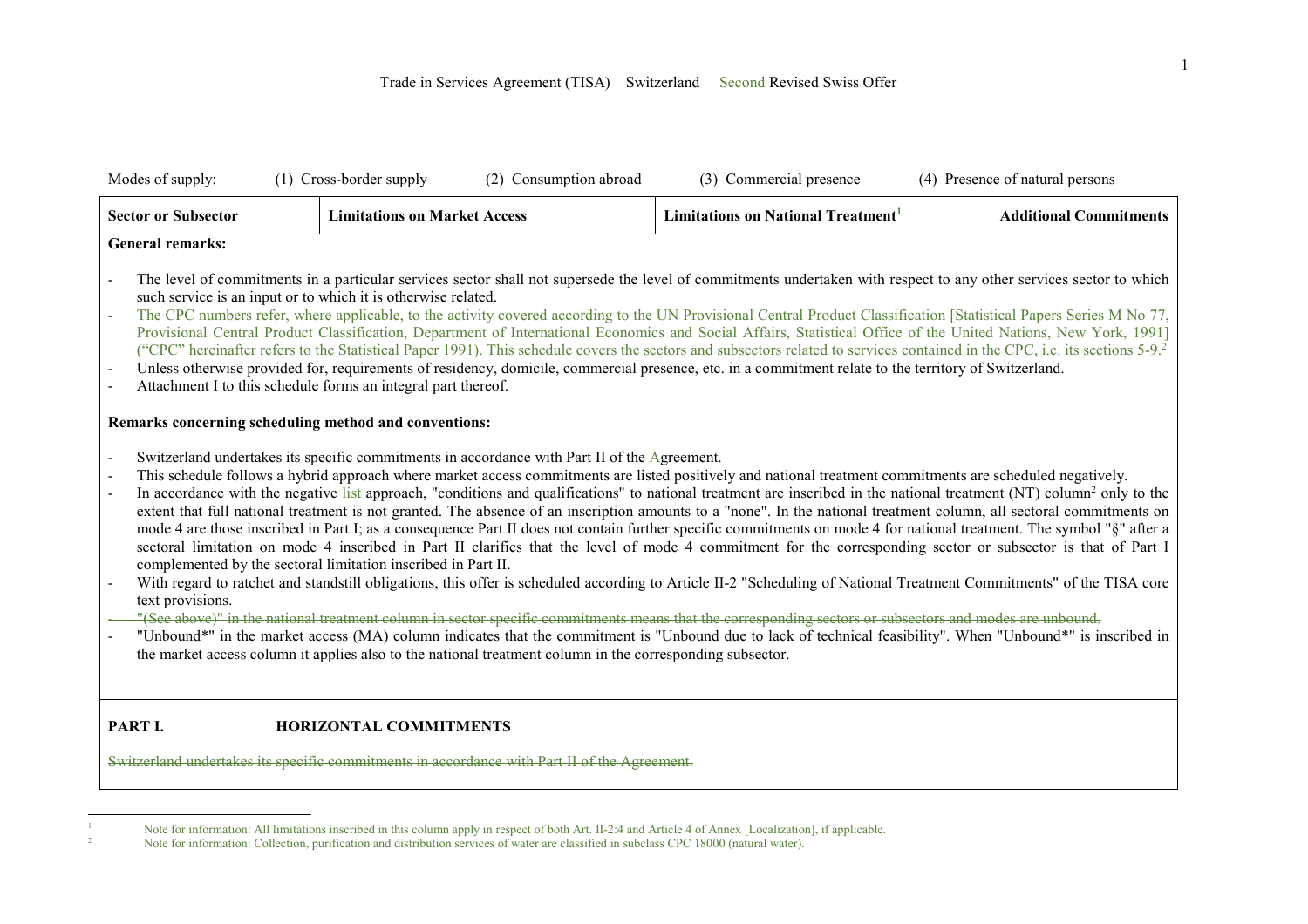Trade in Services Agreement (TISA) Switzerland Second Revised Swiss Offer

Modes of supply: (1) Cross-border supply (2) Consumption abroad (3) Commercial presence (4) Presence of natural persons

| Sector or Subsector | Limitations on Market Access | Limitations on National Treatment[1] | Additional Commitments |
|---|---|---|---|

**General remarks:**

- The level of commitments in a particular services sector shall not supersede the level of commitments undertaken with respect to any other services sector to which such service is an input or to which it is otherwise related.
- The CPC numbers refer, where applicable, to the activity covered according to the UN Provisional Central Product Classification [Statistical Papers Series M No 77, Provisional Central Product Classification, Department of International Economics and Social Affairs, Statistical Office of the United Nations, New York, 1991] ("CPC" hereinafter refers to the Statistical Paper 1991). This schedule covers the sectors and subsectors related to services contained in the CPC, i.e. its sections 5-9.[2]
- Unless otherwise provided for, requirements of residency, domicile, commercial presence, etc. in a commitment relate to the territory of Switzerland.
- Attachment I to this schedule forms an integral part thereof.

**Remarks concerning scheduling method and conventions:**

- Switzerland undertakes its specific commitments in accordance with Part II of the Agreement.
- This schedule follows a hybrid approach where market access commitments are listed positively and national treatment commitments are scheduled negatively.
- In accordance with the negative list approach, "conditions and qualifications" to national treatment are inscribed in the national treatment (NT) column[2] only to the extent that full national treatment is not granted. The absence of an inscription amounts to a "none". In the national treatment column, all sectoral commitments on mode 4 are those inscribed in Part I; as a consequence Part II does not contain further specific commitments on mode 4 for national treatment. The symbol "§" after a sectoral limitation on mode 4 inscribed in Part II clarifies that the level of mode 4 commitment for the corresponding sector or subsector is that of Part I complemented by the sectoral limitation inscribed in Part II.
- With regard to ratchet and standstill obligations, this offer is scheduled according to Article II-2 "Scheduling of National Treatment Commitments" of the TISA core text provisions.
- ~~"(See above)" in the national treatment column in sector specific commitments means that the corresponding sectors or subsectors and modes are unbound.~~
- "Unbound*" in the market access (MA) column indicates that the commitment is "Unbound due to lack of technical feasibility". When "Unbound*" is inscribed in the market access column it applies also to the national treatment column in the corresponding subsector.

## PART I. HORIZONTAL COMMITMENTS

~~Switzerland undertakes its specific commitments in accordance with Part II of the Agreement.~~

---

[1] Note for information: All limitations inscribed in this column apply in respect of both Art. II-2:4 and Article 4 of Annex [Localization], if applicable.

[2] Note for information: Collection, purification and distribution services of water are classified in subclass CPC 18000 (natural water).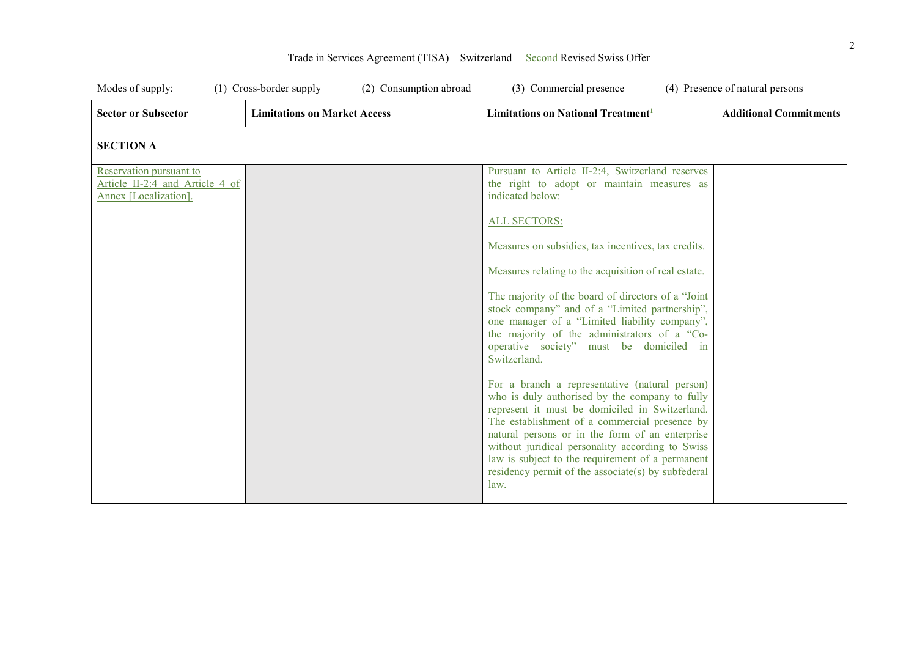Trade in Services Agreement (TISA) Switzerland Second Revised Swiss Offer

Modes of supply: (1) Cross-border supply (2) Consumption abroad (3) Commercial presence (4) Presence of natural persons

| Sector or Subsector | Limitations on Market Access | Limitations on National Treatment[1] | Additional Commitments |
|---|---|---|---|
| **SECTION A** | | | |
| Reservation pursuant to Article II-2:4 and Article 4 of Annex [Localization]. | | Pursuant to Article II-2:4, Switzerland reserves the right to adopt or maintain measures as indicated below:<br><br>ALL SECTORS:<br><br>Measures on subsidies, tax incentives, tax credits.<br><br>Measures relating to the acquisition of real estate.<br><br>The majority of the board of directors of a "Joint stock company" and of a "Limited partnership", one manager of a "Limited liability company", the majority of the administrators of a "Co-operative society" must be domiciled in Switzerland.<br><br>For a branch a representative (natural person) who is duly authorised by the company to fully represent it must be domiciled in Switzerland. The establishment of a commercial presence by natural persons or in the form of an enterprise without juridical personality according to Swiss law is subject to the requirement of a permanent residency permit of the associate(s) by subfederal law. | |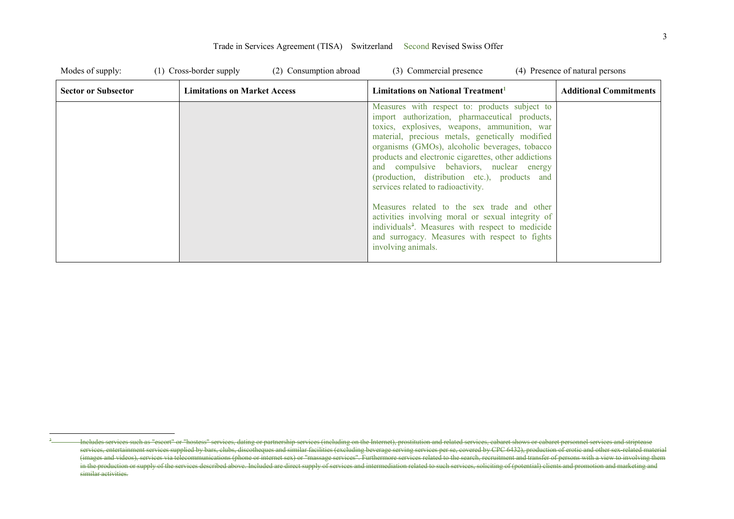Trade in Services Agreement (TISA) Switzerland Second Revised Swiss Offer

Modes of supply: (1) Cross-border supply (2) Consumption abroad (3) Commercial presence (4) Presence of natural persons

| Sector or Subsector | Limitations on Market Access | Limitations on National Treatment[1] | Additional Commitments |
|---|---|---|---|
| | | Measures with respect to: products subject to import authorization, pharmaceutical products, toxics, explosives, weapons, ammunition, war material, precious metals, genetically modified organisms (GMOs), alcoholic beverages, tobacco products and electronic cigarettes, other addictions and compulsive behaviors, nuclear energy (production, distribution etc.), products and services related to radioactivity.<br><br>Measures related to the sex trade and other activities involving moral or sexual integrity of individuals[2]. Measures with respect to medicide and surrogacy. Measures with respect to fights involving animals. | |

---

[2] ~~Includes services such as "escort" or "hostess" services, dating or partnership services (including on the Internet), prostitution and related services, cabaret shows or cabaret personnel services and striptease services, entertainment services supplied by bars, clubs, discotheques and similar facilities (excluding beverage serving services per se, covered by CPC 6432), production of erotic and other sex-related material (images and videos), services via telecommunications (phone or internet sex) or "massage services". Furthermore services related to the search, recruitment and transfer of persons with a view to involving them in the production or supply of the services described above. Included are direct supply of services and intermediation related to such services, soliciting of (potential) clients and promotion and marketing and similar activities.~~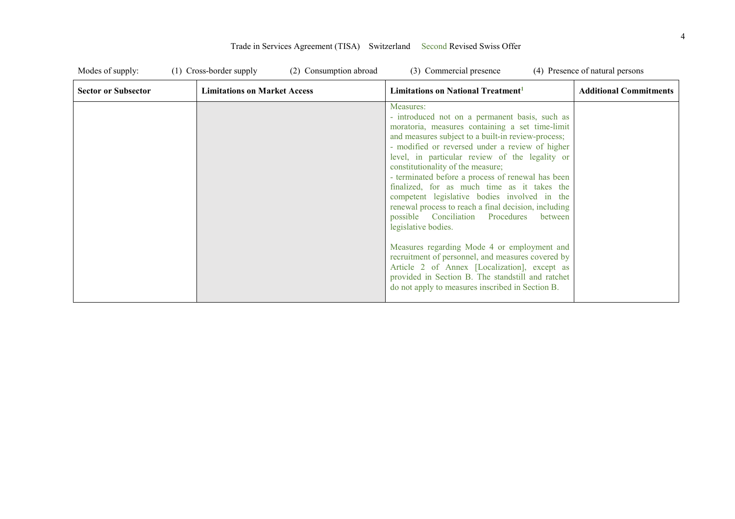Modes of supply: (1) Cross-border supply (2) Consumption abroad (3) Commercial presence (4) Presence of natural persons

| Sector or Subsector | Limitations on Market Access | Limitations on National Treatment[1] | Additional Commitments |
|---|---|---|---|
| | | Measures:<br>- introduced not on a permanent basis, such as moratoria, measures containing a set time-limit and measures subject to a built-in review-process;<br>- modified or reversed under a review of higher level, in particular review of the legality or constitutionality of the measure;<br>- terminated before a process of renewal has been finalized, for as much time as it takes the competent legislative bodies involved in the renewal process to reach a final decision, including possible Conciliation Procedures between legislative bodies.<br><br>Measures regarding Mode 4 or employment and recruitment of personnel, and measures covered by Article 2 of Annex [Localization], except as provided in Section B. The standstill and ratchet do not apply to measures inscribed in Section B. | |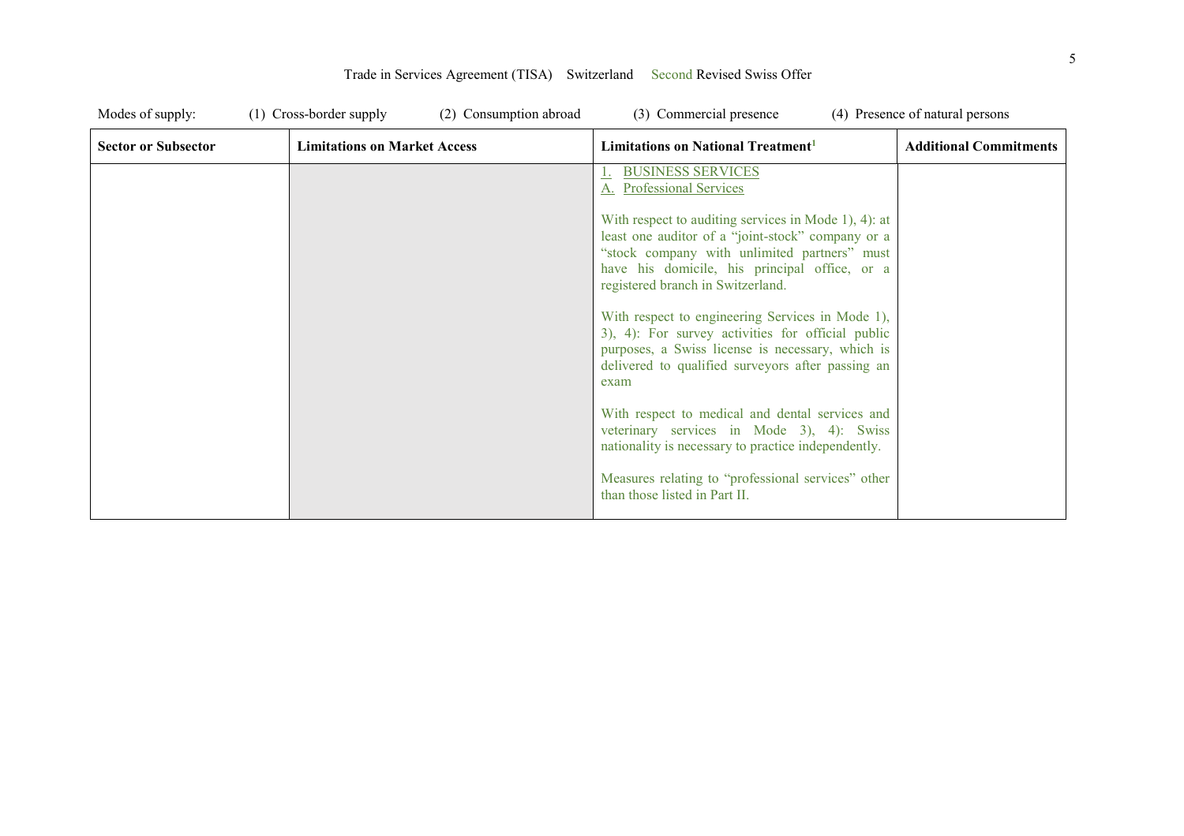Trade in Services Agreement (TISA) Switzerland Second Revised Swiss Offer

Modes of supply: (1) Cross-border supply (2) Consumption abroad (3) Commercial presence (4) Presence of natural persons

| Sector or Subsector | Limitations on Market Access | Limitations on National Treatment[1] | Additional Commitments |
| --- | --- | --- | --- |
| | | 1. BUSINESS SERVICES<br>A. Professional Services<br><br>With respect to auditing services in Mode 1), 4): at least one auditor of a "joint-stock" company or a "stock company with unlimited partners" must have his domicile, his principal office, or a registered branch in Switzerland.<br><br>With respect to engineering Services in Mode 1), 3), 4): For survey activities for official public purposes, a Swiss license is necessary, which is delivered to qualified surveyors after passing an exam<br><br>With respect to medical and dental services and veterinary services in Mode 3), 4): Swiss nationality is necessary to practice independently.<br><br>Measures relating to "professional services" other than those listed in Part II. | |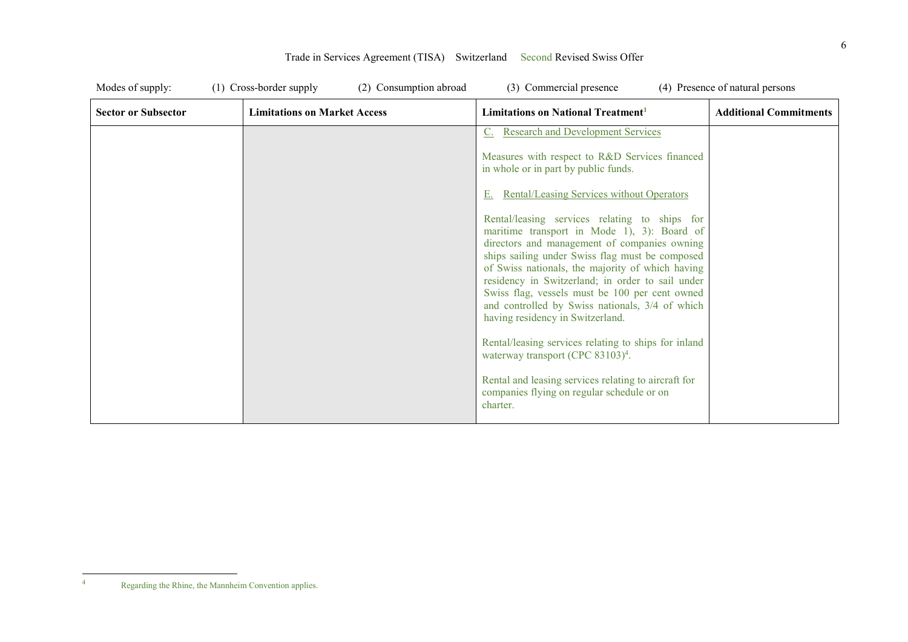Modes of supply: (1) Cross-border supply (2) Consumption abroad (3) Commercial presence (4) Presence of natural persons

| Sector or Subsector | Limitations on Market Access | Limitations on National Treatment[1] | Additional Commitments |
|---|---|---|---|
| | | C. Research and Development Services<br><br>Measures with respect to R&D Services financed in whole or in part by public funds.<br><br>E. Rental/Leasing Services without Operators<br><br>Rental/leasing services relating to ships for maritime transport in Mode 1), 3): Board of directors and management of companies owning ships sailing under Swiss flag must be composed of Swiss nationals, the majority of which having residency in Switzerland; in order to sail under Swiss flag, vessels must be 100 per cent owned and controlled by Swiss nationals, 3/4 of which having residency in Switzerland.<br><br>Rental/leasing services relating to ships for inland waterway transport (CPC 83103)[4].<br><br>Rental and leasing services relating to aircraft for companies flying on regular schedule or on charter. | |

[4] Regarding the Rhine, the Mannheim Convention applies.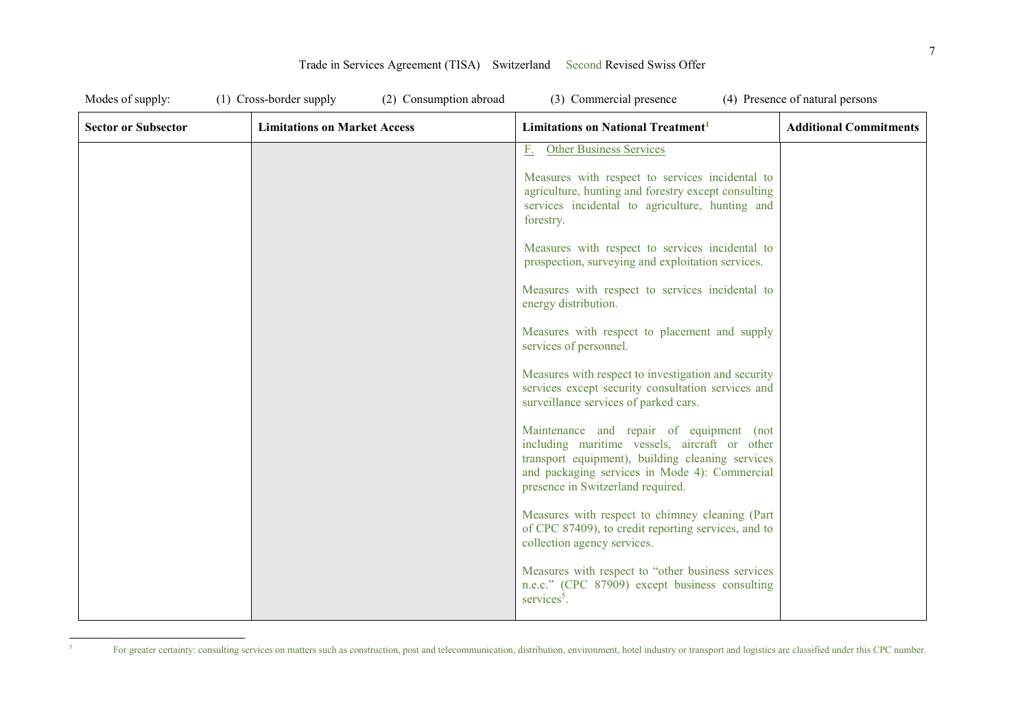Trade in Services Agreement (TISA) Switzerland Second Revised Swiss Offer

Modes of supply: (1) Cross-border supply (2) Consumption abroad (3) Commercial presence (4) Presence of natural persons

| Sector or Subsector | Limitations on Market Access | Limitations on National Treatment[1] | Additional Commitments |
|---|---|---|---|
| | | F. Other Business Services<br><br>Measures with respect to services incidental to agriculture, hunting and forestry except consulting services incidental to agriculture, hunting and forestry.<br><br>Measures with respect to services incidental to prospection, surveying and exploitation services.<br><br>Measures with respect to services incidental to energy distribution.<br><br>Measures with respect to placement and supply services of personnel.<br><br>Measures with respect to investigation and security services except security consultation services and surveillance services of parked cars.<br><br>Maintenance and repair of equipment (not including maritime vessels, aircraft or other transport equipment), building cleaning services and packaging services in Mode 4): Commercial presence in Switzerland required.<br><br>Measures with respect to chimney cleaning (Part of CPC 87409), to credit reporting services, and to collection agency services.<br><br>Measures with respect to "other business services n.e.c." (CPC 87909) except business consulting services[5]. | |

[5] For greater certainty: consulting services on matters such as construction, post and telecommunication, distribution, environment, hotel industry or transport and logistics are classified under this CPC number.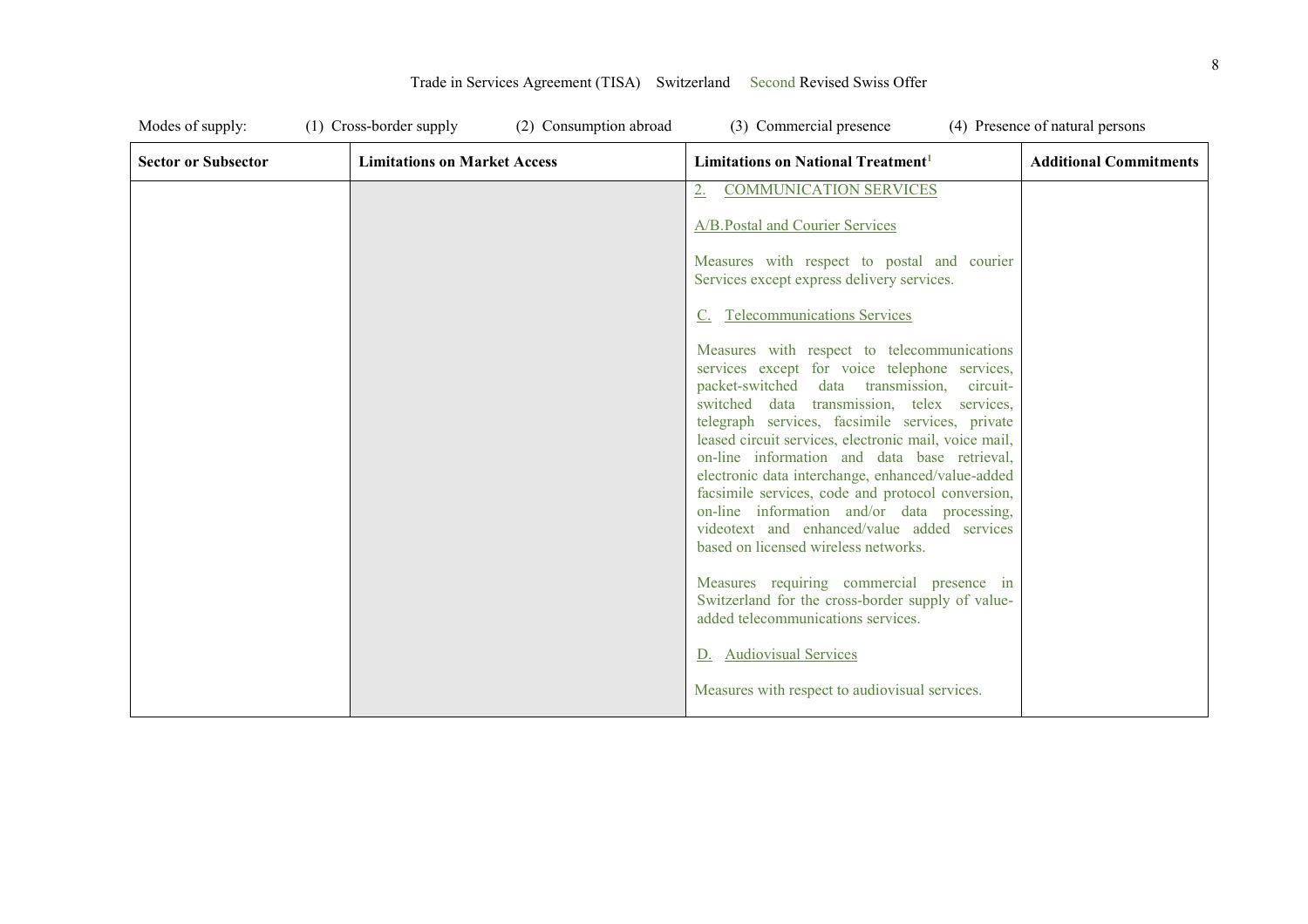Trade in Services Agreement (TISA) Switzerland Second Revised Swiss Offer

Modes of supply: (1) Cross-border supply (2) Consumption abroad (3) Commercial presence (4) Presence of natural persons

| Sector or Subsector | Limitations on Market Access | Limitations on National Treatment[1] | Additional Commitments |
|---|---|---|---|
| | | 2. COMMUNICATION SERVICES<br><br>A/B.Postal and Courier Services<br><br>Measures with respect to postal and courier Services except express delivery services.<br><br>C. Telecommunications Services<br><br>Measures with respect to telecommunications services except for voice telephone services, packet-switched data transmission, circuit-switched data transmission, telex services, telegraph services, facsimile services, private leased circuit services, electronic mail, voice mail, on-line information and data base retrieval, electronic data interchange, enhanced/value-added facsimile services, code and protocol conversion, on-line information and/or data processing, videotext and enhanced/value added services based on licensed wireless networks.<br><br>Measures requiring commercial presence in Switzerland for the cross-border supply of value-added telecommunications services.<br><br>D. Audiovisual Services<br><br>Measures with respect to audiovisual services. | |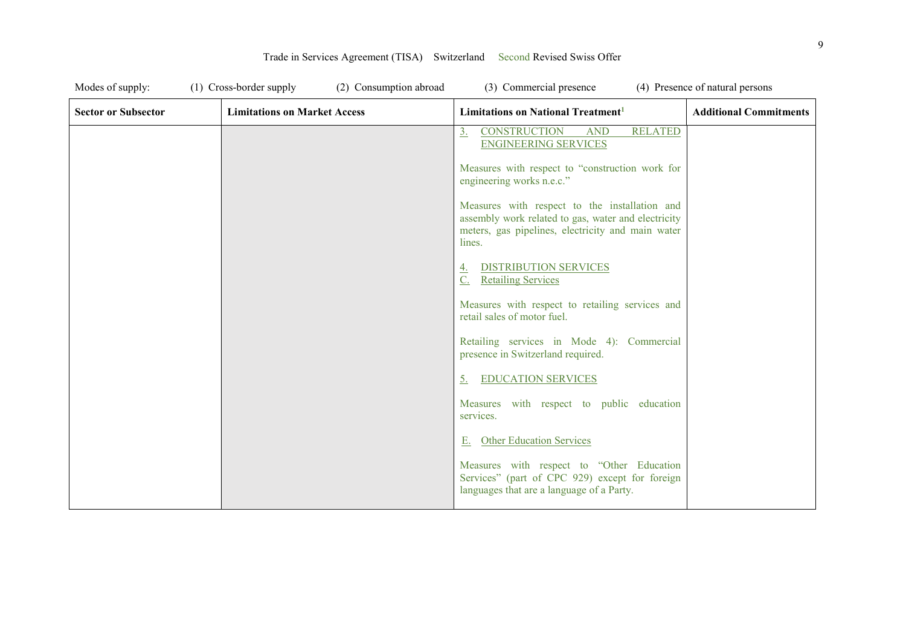Modes of supply: (1) Cross-border supply (2) Consumption abroad (3) Commercial presence (4) Presence of natural persons

| Sector or Subsector | Limitations on Market Access | Limitations on National Treatment[1] | Additional Commitments |
|---|---|---|---|
| | | 3. CONSTRUCTION AND RELATED ENGINEERING SERVICES<br><br>Measures with respect to "construction work for engineering works n.e.c."<br><br>Measures with respect to the installation and assembly work related to gas, water and electricity meters, gas pipelines, electricity and main water lines.<br><br>4. DISTRIBUTION SERVICES<br>C. Retailing Services<br><br>Measures with respect to retailing services and retail sales of motor fuel.<br><br>Retailing services in Mode 4): Commercial presence in Switzerland required.<br><br>5. EDUCATION SERVICES<br><br>Measures with respect to public education services.<br><br>E. Other Education Services<br><br>Measures with respect to "Other Education Services" (part of CPC 929) except for foreign languages that are a language of a Party. | |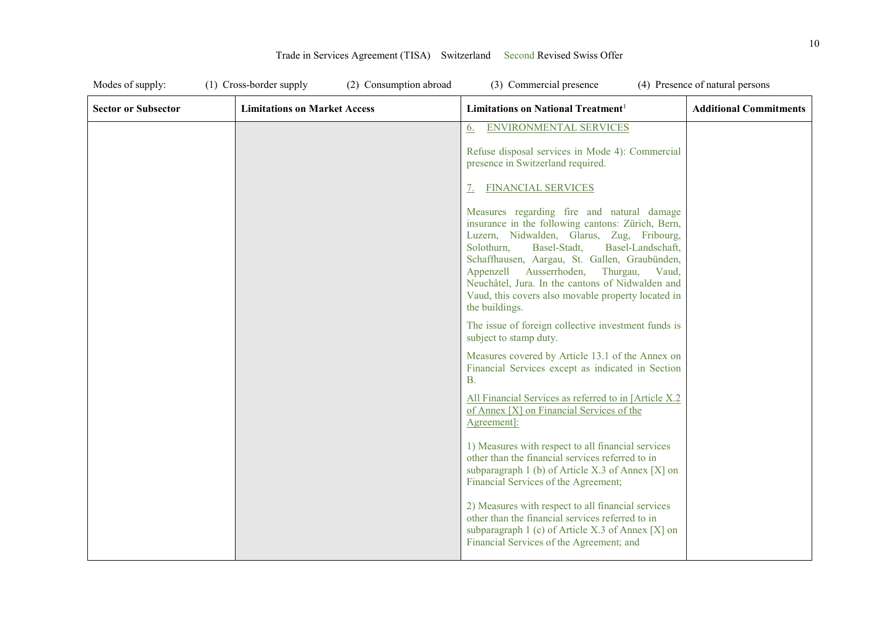Modes of supply: (1) Cross-border supply (2) Consumption abroad (3) Commercial presence (4) Presence of natural persons

| Sector or Subsector | Limitations on Market Access | Limitations on National Treatment[1] | Additional Commitments |
|---|---|---|---|
| | | 6. ENVIRONMENTAL SERVICES<br><br>Refuse disposal services in Mode 4): Commercial presence in Switzerland required.<br><br>7. FINANCIAL SERVICES<br><br>Measures regarding fire and natural damage insurance in the following cantons: Zürich, Bern, Luzern, Nidwalden, Glarus, Zug, Fribourg, Solothurn, Basel-Stadt, Basel-Landschaft, Schaffhausen, Aargau, St. Gallen, Graubünden, Appenzell Ausserrhoden, Thurgau, Vaud, Neuchâtel, Jura. In the cantons of Nidwalden and Vaud, this covers also movable property located in the buildings.<br><br>The issue of foreign collective investment funds is subject to stamp duty.<br><br>Measures covered by Article 13.1 of the Annex on Financial Services except as indicated in Section B.<br><br>All Financial Services as referred to in [Article X.2 of Annex [X] on Financial Services of the Agreement]:<br><br>1) Measures with respect to all financial services other than the financial services referred to in subparagraph 1 (b) of Article X.3 of Annex [X] on Financial Services of the Agreement;<br><br>2) Measures with respect to all financial services other than the financial services referred to in subparagraph 1 (c) of Article X.3 of Annex [X] on Financial Services of the Agreement; and | |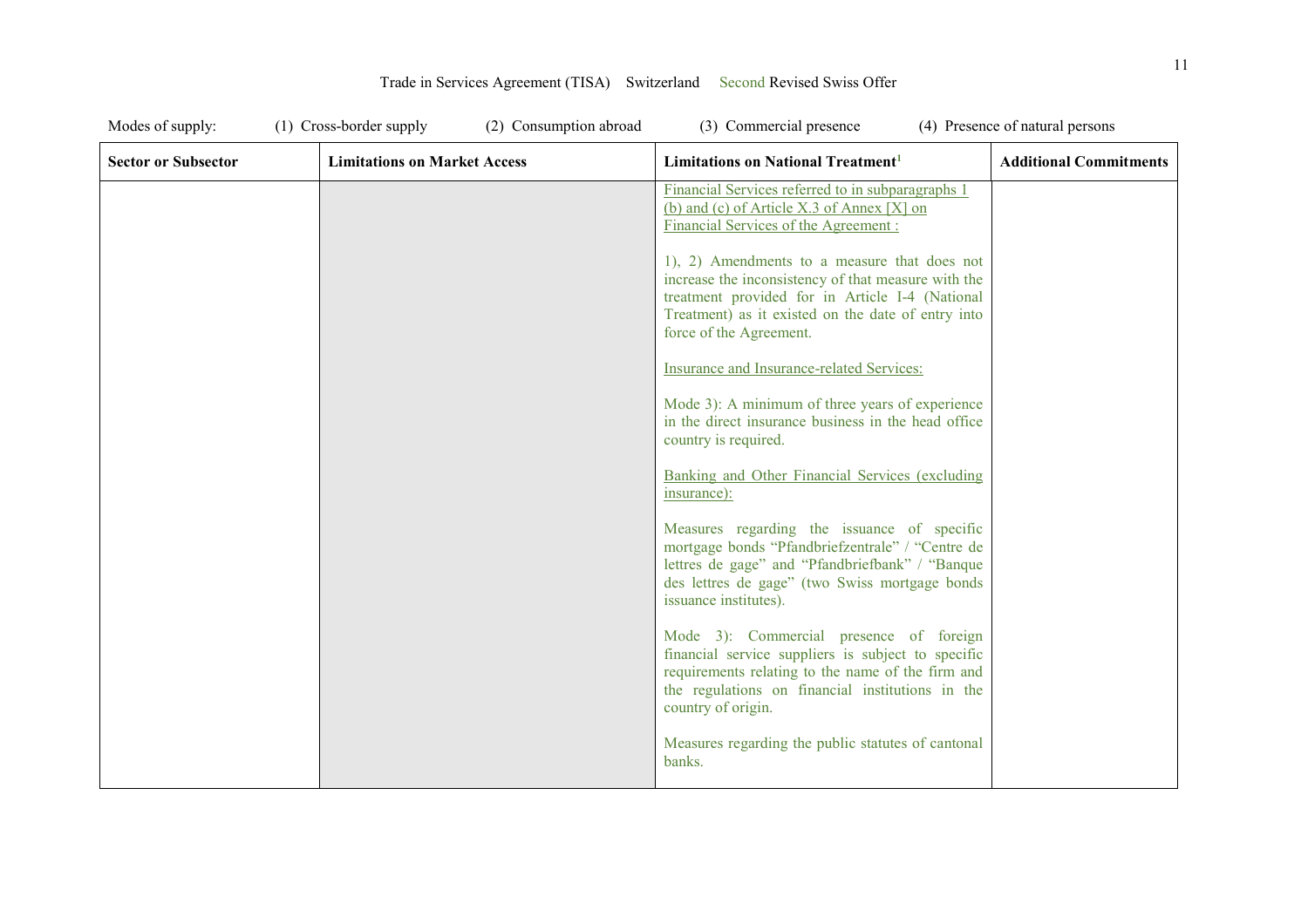Modes of supply: (1) Cross-border supply (2) Consumption abroad (3) Commercial presence (4) Presence of natural persons

| Sector or Subsector | Limitations on Market Access | Limitations on National Treatment[1] | Additional Commitments |
|---|---|---|---|
| | | Financial Services referred to in subparagraphs 1 (b) and (c) of Article X.3 of Annex [X] on Financial Services of the Agreement :<br><br>1), 2) Amendments to a measure that does not increase the inconsistency of that measure with the treatment provided for in Article I-4 (National Treatment) as it existed on the date of entry into force of the Agreement.<br><br>Insurance and Insurance-related Services:<br><br>Mode 3): A minimum of three years of experience in the direct insurance business in the head office country is required.<br><br>Banking and Other Financial Services (excluding insurance):<br><br>Measures regarding the issuance of specific mortgage bonds "Pfandbriefzentrale" / "Centre de lettres de gage" and "Pfandbriefbank" / "Banque des lettres de gage" (two Swiss mortgage bonds issuance institutes).<br><br>Mode 3): Commercial presence of foreign financial service suppliers is subject to specific requirements relating to the name of the firm and the regulations on financial institutions in the country of origin.<br><br>Measures regarding the public statutes of cantonal banks. | |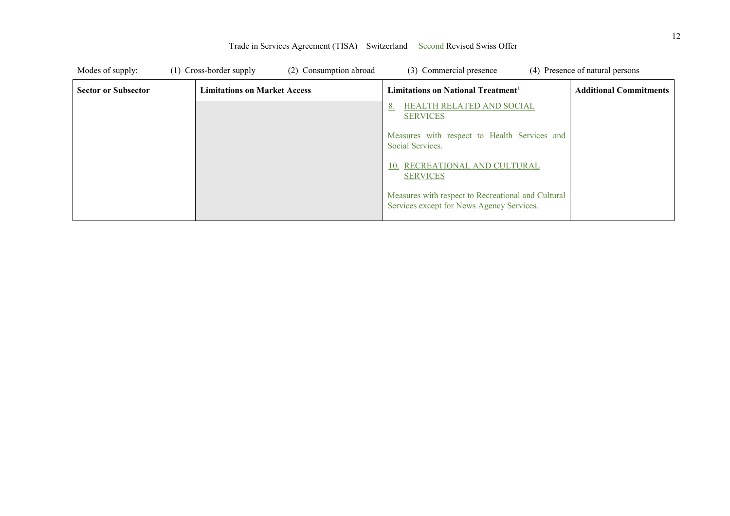Modes of supply: (1) Cross-border supply (2) Consumption abroad (3) Commercial presence (4) Presence of natural persons

| Sector or Subsector | Limitations on Market Access | Limitations on National Treatment[1] | Additional Commitments |
|---|---|---|---|
| | | 8. HEALTH RELATED AND SOCIAL SERVICES<br><br>Measures with respect to Health Services and Social Services.<br><br>10. RECREATIONAL AND CULTURAL SERVICES<br><br>Measures with respect to Recreational and Cultural Services except for News Agency Services. | |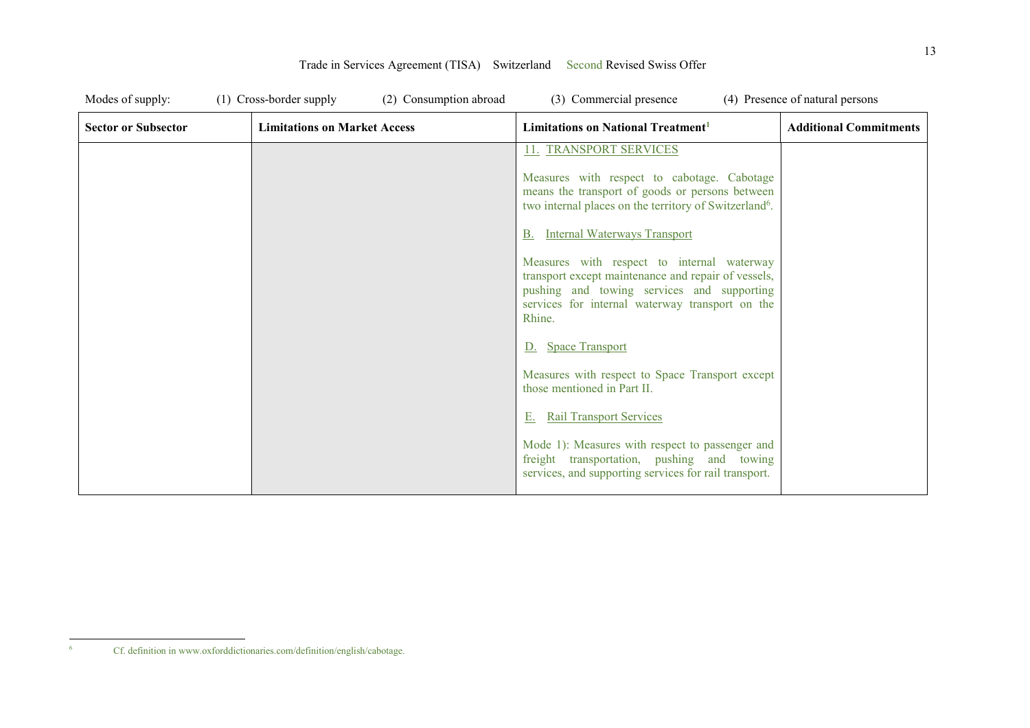Modes of supply: (1) Cross-border supply (2) Consumption abroad (3) Commercial presence (4) Presence of natural persons

| Sector or Subsector | Limitations on Market Access | Limitations on National Treatment[1] | Additional Commitments |
|---|---|---|---|
| | | 11. TRANSPORT SERVICES<br><br>Measures with respect to cabotage. Cabotage means the transport of goods or persons between two internal places on the territory of Switzerland[6].<br><br>B. Internal Waterways Transport<br><br>Measures with respect to internal waterway transport except maintenance and repair of vessels, pushing and towing services and supporting services for internal waterway transport on the Rhine.<br><br>D. Space Transport<br><br>Measures with respect to Space Transport except those mentioned in Part II.<br><br>E. Rail Transport Services<br><br>Mode 1): Measures with respect to passenger and freight transportation, pushing and towing services, and supporting services for rail transport. | |

[6] Cf. definition in www.oxforddictionaries.com/definition/english/cabotage.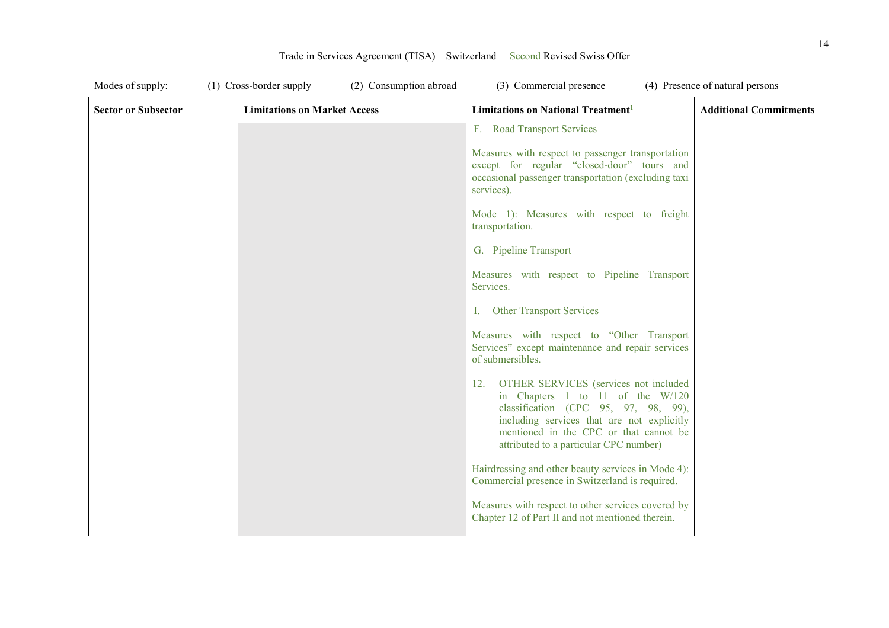Trade in Services Agreement (TISA) Switzerland Second Revised Swiss Offer

Modes of supply: (1) Cross-border supply (2) Consumption abroad (3) Commercial presence (4) Presence of natural persons

| Sector or Subsector | Limitations on Market Access | Limitations on National Treatment[1] | Additional Commitments |
|---|---|---|---|
| | | F. Road Transport Services<br><br>Measures with respect to passenger transportation except for regular "closed-door" tours and occasional passenger transportation (excluding taxi services).<br><br>Mode 1): Measures with respect to freight transportation.<br><br>G. Pipeline Transport<br><br>Measures with respect to Pipeline Transport Services.<br><br>I. Other Transport Services<br><br>Measures with respect to "Other Transport Services" except maintenance and repair services of submersibles.<br><br>12. OTHER SERVICES (services not included in Chapters 1 to 11 of the W/120 classification (CPC 95, 97, 98, 99), including services that are not explicitly mentioned in the CPC or that cannot be attributed to a particular CPC number)<br><br>Hairdressing and other beauty services in Mode 4): Commercial presence in Switzerland is required.<br><br>Measures with respect to other services covered by Chapter 12 of Part II and not mentioned therein. | |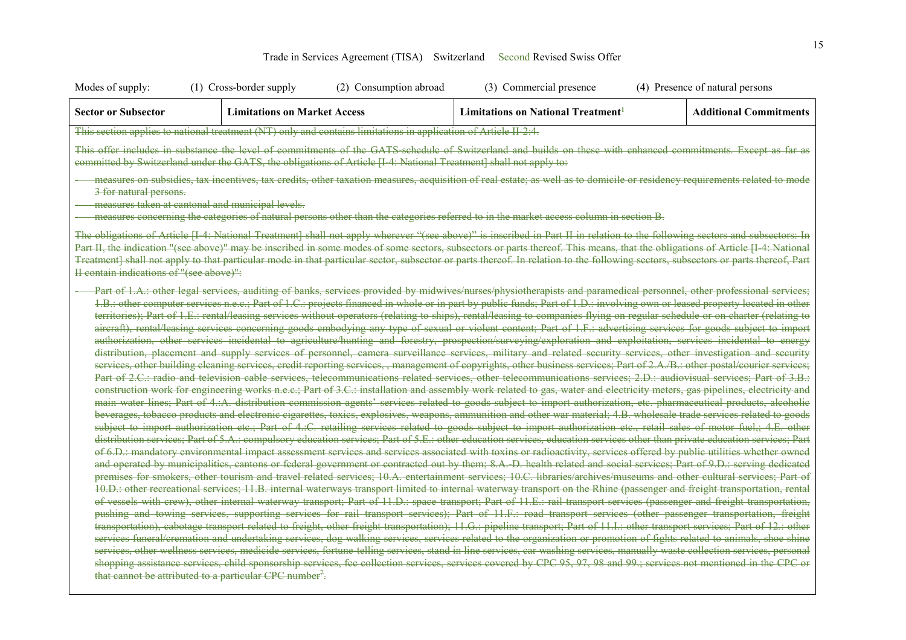Modes of supply: (1) Cross-border supply (2) Consumption abroad (3) Commercial presence (4) Presence of natural persons

| Sector or Subsector | Limitations on Market Access | Limitations on National Treatment[1] | Additional Commitments |
|---|---|---|---|

~~This section applies to national treatment (NT) only and contains limitations in application of Article II-2:4.~~

~~This offer includes in substance the level of commitments of the GATS-schedule of Switzerland and builds on these with enhanced commitments. Except as far as committed by Switzerland under the GATS, the obligations of Article [I-4: National Treatment] shall not apply to:~~

- ~~measures on subsidies, tax incentives, tax credits, other taxation measures, acquisition of real estate; as well as to domicile or residency requirements related to mode 3 for natural persons.~~
- ~~measures taken at cantonal and municipal levels.~~
- ~~measures concerning the categories of natural persons other than the categories referred to in the market access column in section B.~~

~~The obligations of Article [I-4: National Treatment] shall not apply wherever "(see above)" is inscribed in Part II in relation to the following sectors and subsectors: In Part II, the indication "(see above)" may be inscribed in some modes of some sectors, subsectors or parts thereof. This means, that the obligations of Article [I-4: National Treatment] shall not apply to that particular mode in that particular sector, subsector or parts thereof. In relation to the following sectors, subsectors or parts thereof, Part II contain indications of "(see above)":~~

- ~~Part of 1.A.: other legal services, auditing of banks, services provided by midwives/nurses/physiotherapists and paramedical personnel, other professional services; 1.B.: other computer services n.e.c.; Part of 1.C.: projects financed in whole or in part by public funds; Part of 1.D.: involving own or leased property located in other territories); Part of 1.E.: rental/leasing services without operators (relating to ships), rental/leasing to companies flying on regular schedule or on charter (relating to aircraft), rental/leasing services concerning goods embodying any type of sexual or violent content; Part of 1.F.: advertising services for goods subject to import authorization, other services incidental to agriculture/hunting and forestry, prospection/surveying/exploration and exploitation, services incidental to energy distribution, placement and supply services of personnel, camera surveillance services, military and related security services, other investigation and security services, other building cleaning services, credit reporting services, , management of copyrights, other business services; Part of 2.A./B.: other postal/courier services; Part of 2.C.: radio and television cable services, telecommunications related services, other telecommunications services; 2.D.: audiovisual services; Part of 3.B.: construction work for engineering works n.e.c.; Part of 3.C.: installation and assembly work related to gas, water and electricity meters, gas pipelines, electricity and main water lines; Part of 4.:A. distribution commission agents' services related to goods subject to import authorization, etc. pharmaceutical products, alcoholic beverages, tobacco products and electronic cigarettes, toxics, explosives, weapons, ammunition and other war material; 4.B. wholesale trade services related to goods subject to import authorization etc.; Part of 4.:C. retailing services related to goods subject to import authorization etc., retail sales of motor fuel,; 4.E. other distribution services; Part of 5.A.: compulsory education services; Part of 5.E.: other education services, education services other than private education services; Part of 6.D.: mandatory environmental impact assessment services and services associated with toxins or radioactivity, services offered by public utilities whether owned and operated by municipalities, cantons or federal government or contracted out by them; 8.A.-D. health related and social services; Part of 9.D.: serving dedicated premises for smokers, other tourism and travel related services; 10.A. entertainment services; 10.C. libraries/archives/museums and other cultural services; Part of 10.D.: other recreational services; 11.B. internal waterways transport limited to internal waterway transport on the Rhine (passenger and freight transportation, rental of vessels with crew), other internal waterway transport; Part of 11.D.: space transport; Part of 11.E.: rail transport services (passenger and freight transportation, pushing and towing services, supporting services for rail transport services); Part of 11.F.: road transport services (other passenger transportation, freight transportation), cabotage transport related to freight, other freight transportation); 11.G.: pipeline transport; Part of 11.I.: other transport services; Part of 12.: other services funeral/cremation and undertaking services, dog walking services, services related to the organization or promotion of fights related to animals, shoe shine services, other wellness services, medicide services, fortune-telling services, stand in line services, car washing services, manually waste collection services, personal shopping assistance services, child sponsorship services, fee collection services, services covered by CPC 95, 97, 98 and 99.; services not mentioned in the CPC or that cannot be attributed to a particular CPC number[7].~~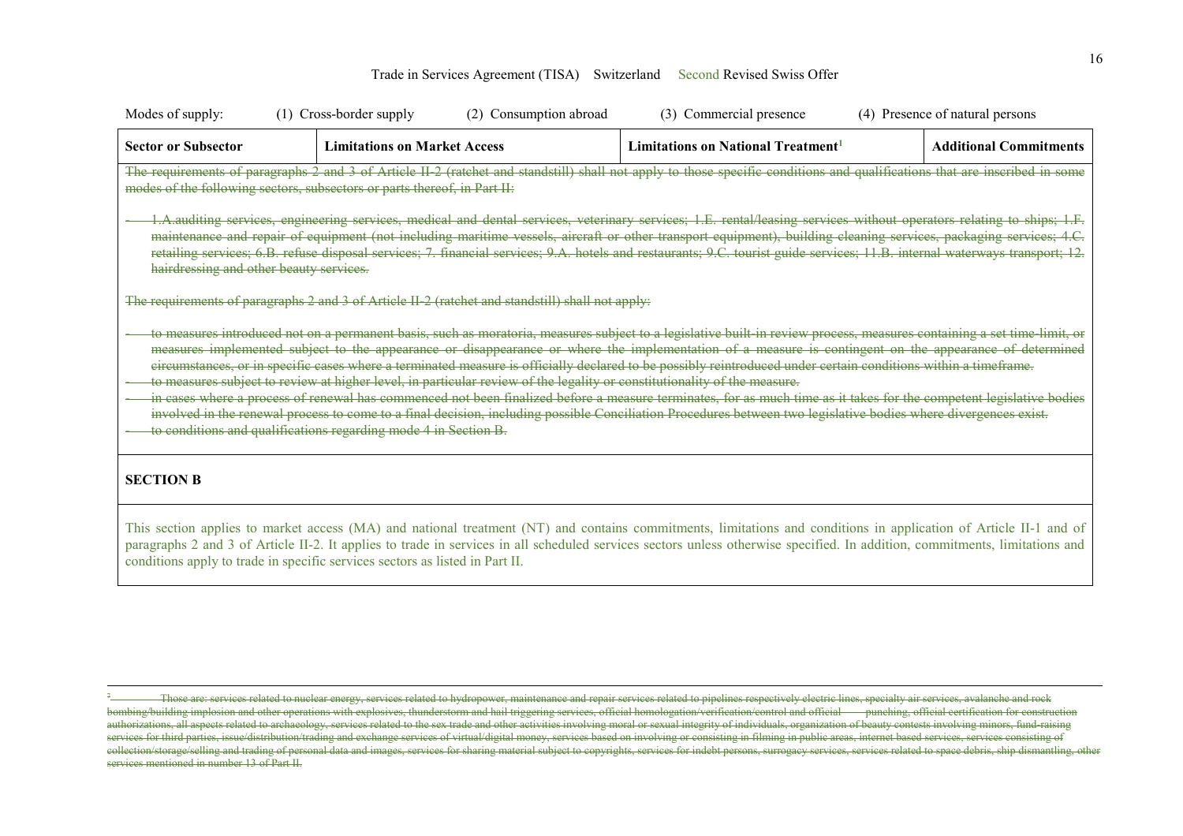Modes of supply: (1) Cross-border supply (2) Consumption abroad (3) Commercial presence (4) Presence of natural persons

| Sector or Subsector | Limitations on Market Access | Limitations on National Treatment[1] | Additional Commitments |
| --- | --- | --- | --- |

~~The requirements of paragraphs 2 and 3 of Article II-2 (ratchet and standstill) shall not apply to those specific conditions and qualifications that are inscribed in some modes of the following sectors, subsectors or parts thereof, in Part II:~~

- ~~1.A.auditing services, engineering services, medical and dental services, veterinary services; 1.E. rental/leasing services without operators relating to ships; 1.F. maintenance and repair of equipment (not including maritime vessels, aircraft or other transport equipment), building cleaning services, packaging services; 4.C. retailing services; 6.B. refuse disposal services; 7. financial services; 9.A. hotels and restaurants; 9.C. tourist guide services; 11.B. internal waterways transport; 12. hairdressing and other beauty services.~~

~~The requirements of paragraphs 2 and 3 of Article II-2 (ratchet and standstill) shall not apply:~~

- ~~to measures introduced not on a permanent basis, such as moratoria, measures subject to a legislative built-in review process, measures containing a set time-limit, or measures implemented subject to the appearance or disappearance or where the implementation of a measure is contingent on the appearance of determined circumstances, or in specific cases where a terminated measure is officially declared to be possibly reintroduced under certain conditions within a timeframe.~~
- ~~to measures subject to review at higher level, in particular review of the legality or constitutionality of the measure.~~
- ~~in cases where a process of renewal has commenced not been finalized before a measure terminates, for as much time as it takes for the competent legislative bodies involved in the renewal process to come to a final decision, including possible Conciliation Procedures between two legislative bodies where divergences exist.~~
- ~~to conditions and qualifications regarding mode 4 in Section B.~~

**SECTION B**

This section applies to market access (MA) and national treatment (NT) and contains commitments, limitations and conditions in application of Article II-1 and of paragraphs 2 and 3 of Article II-2. It applies to trade in services in all scheduled services sectors unless otherwise specified. In addition, commitments, limitations and conditions apply to trade in specific services sectors as listed in Part II.

---

~~[2] Those are: services related to nuclear energy, services related to hydropower, maintenance and repair services related to pipelines respectively electric lines, specialty air services, avalanche and rock bombing/building implosion and other operations with explosives, thunderstorm and hail triggering services, official homologation/verification/control and official punching, official certification for construction authorizations, all aspects related to archaeology, services related to the sex trade and other activities involving moral or sexual integrity of individuals, organization of beauty contests involving minors, fund-raising services for third parties, issue/distribution/trading and exchange services of virtual/digital money, services based on involving or consisting in filming in public areas, internet based services, services consisting of collection/storage/selling and trading of personal data and images, services for sharing material subject to copyrights, services for indebt persons, surrogacy services, services related to space debris, ship dismantling, other services mentioned in number 13 of Part II.~~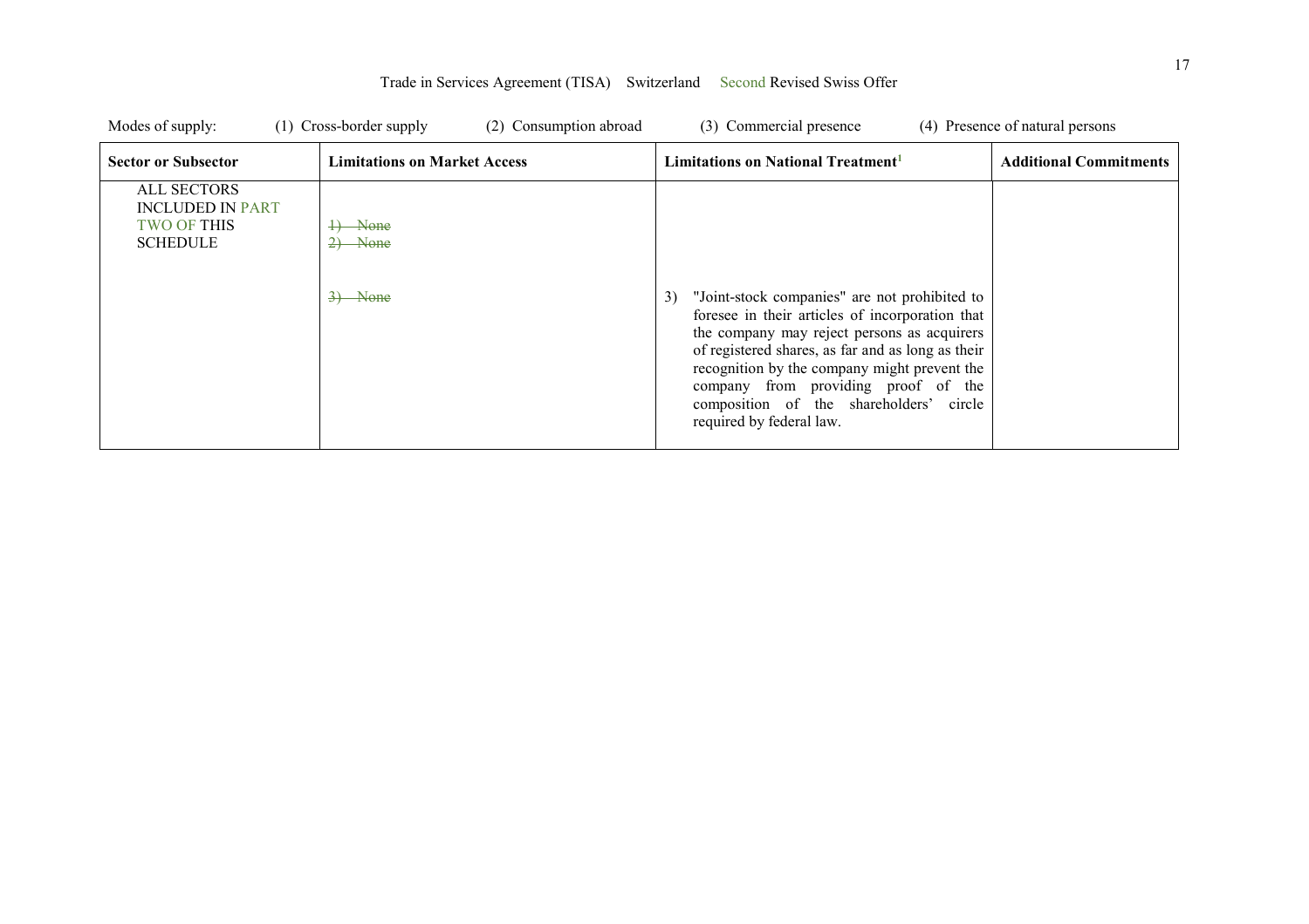Modes of supply: (1) Cross-border supply (2) Consumption abroad (3) Commercial presence (4) Presence of natural persons

| Sector or Subsector | Limitations on Market Access | Limitations on National Treatment[1] | Additional Commitments |
|---|---|---|---|
| ALL SECTORS INCLUDED IN PART TWO OF THIS SCHEDULE | ~~1) None~~<br>~~2) None~~ | | |
| | ~~3) None~~ | 3) "Joint-stock companies" are not prohibited to foresee in their articles of incorporation that the company may reject persons as acquirers of registered shares, as far and as long as their recognition by the company might prevent the company from providing proof of the composition of the shareholders' circle required by federal law. | |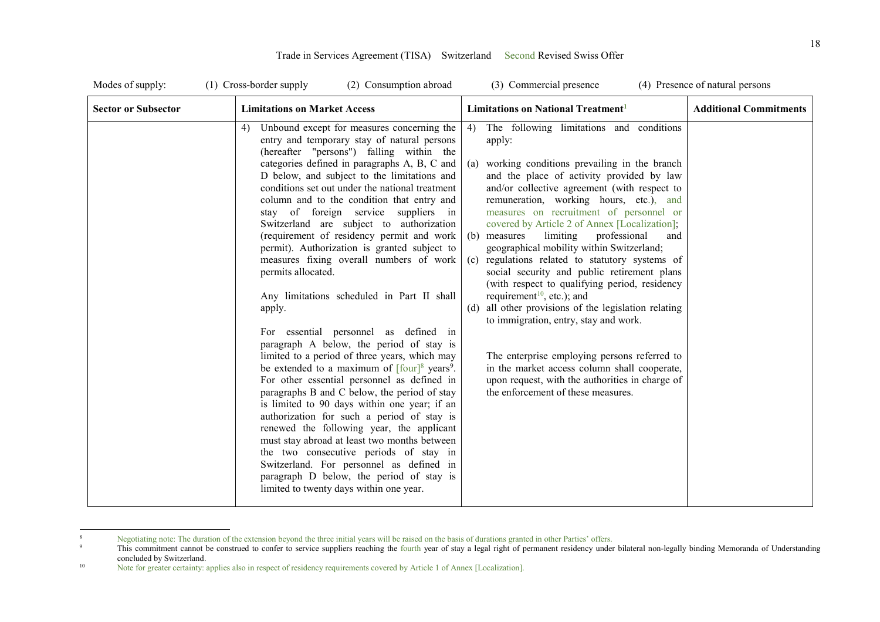Modes of supply: (1) Cross-border supply (2) Consumption abroad (3) Commercial presence (4) Presence of natural persons

| Sector or Subsector | Limitations on Market Access | Limitations on National Treatment[1] | Additional Commitments |
|---|---|---|---|
| | 4) Unbound except for measures concerning the entry and temporary stay of natural persons (hereafter "persons") falling within the categories defined in paragraphs A, B, C and D below, and subject to the limitations and conditions set out under the national treatment column and to the condition that entry and stay of foreign service suppliers in Switzerland are subject to authorization (requirement of residency permit and work permit). Authorization is granted subject to measures fixing overall numbers of work permits allocated.<br><br>Any limitations scheduled in Part II shall apply.<br><br>For essential personnel as defined in paragraph A below, the period of stay is limited to a period of three years, which may be extended to a maximum of [four][8] years[9]. For other essential personnel as defined in paragraphs B and C below, the period of stay is limited to 90 days within one year; if an authorization for such a period of stay is renewed the following year, the applicant must stay abroad at least two months between the two consecutive periods of stay in Switzerland. For personnel as defined in paragraph D below, the period of stay is limited to twenty days within one year. | 4) The following limitations and conditions apply:<br><br>(a) working conditions prevailing in the branch and the place of activity provided by law and/or collective agreement (with respect to remuneration, working hours, etc.), and measures on recruitment of personnel or covered by Article 2 of Annex [Localization];<br>(b) measures limiting professional and geographical mobility within Switzerland;<br>(c) regulations related to statutory systems of social security and public retirement plans (with respect to qualifying period, residency requirement[10], etc.); and<br>(d) all other provisions of the legislation relating to immigration, entry, stay and work.<br><br>The enterprise employing persons referred to in the market access column shall cooperate, upon request, with the authorities in charge of the enforcement of these measures. | |

[8] Negotiating note: The duration of the extension beyond the three initial years will be raised on the basis of durations granted in other Parties' offers.

[9] This commitment cannot be construed to confer to service suppliers reaching the fourth year of stay a legal right of permanent residency under bilateral non-legally binding Memoranda of Understanding concluded by Switzerland.

[10] Note for greater certainty: applies also in respect of residency requirements covered by Article 1 of Annex [Localization].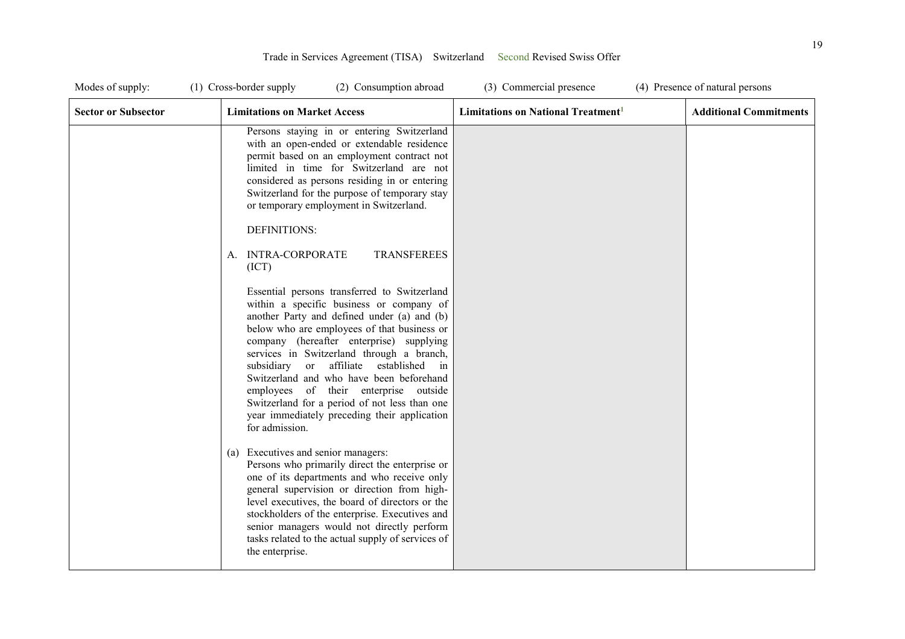Modes of supply: (1) Cross-border supply (2) Consumption abroad (3) Commercial presence (4) Presence of natural persons

| Sector or Subsector | Limitations on Market Access | Limitations on National Treatment[1] | Additional Commitments |
|---|---|---|---|
| | Persons staying in or entering Switzerland with an open-ended or extendable residence permit based on an employment contract not limited in time for Switzerland are not considered as persons residing in or entering Switzerland for the purpose of temporary stay or temporary employment in Switzerland.<br><br>DEFINITIONS:<br><br>A. INTRA-CORPORATE TRANSFEREES (ICT)<br><br>Essential persons transferred to Switzerland within a specific business or company of another Party and defined under (a) and (b) below who are employees of that business or company (hereafter enterprise) supplying services in Switzerland through a branch, subsidiary or affiliate established in Switzerland and who have been beforehand employees of their enterprise outside Switzerland for a period of not less than one year immediately preceding their application for admission.<br><br>(a) Executives and senior managers:<br>Persons who primarily direct the enterprise or one of its departments and who receive only general supervision or direction from high-level executives, the board of directors or the stockholders of the enterprise. Executives and senior managers would not directly perform tasks related to the actual supply of services of the enterprise. | | |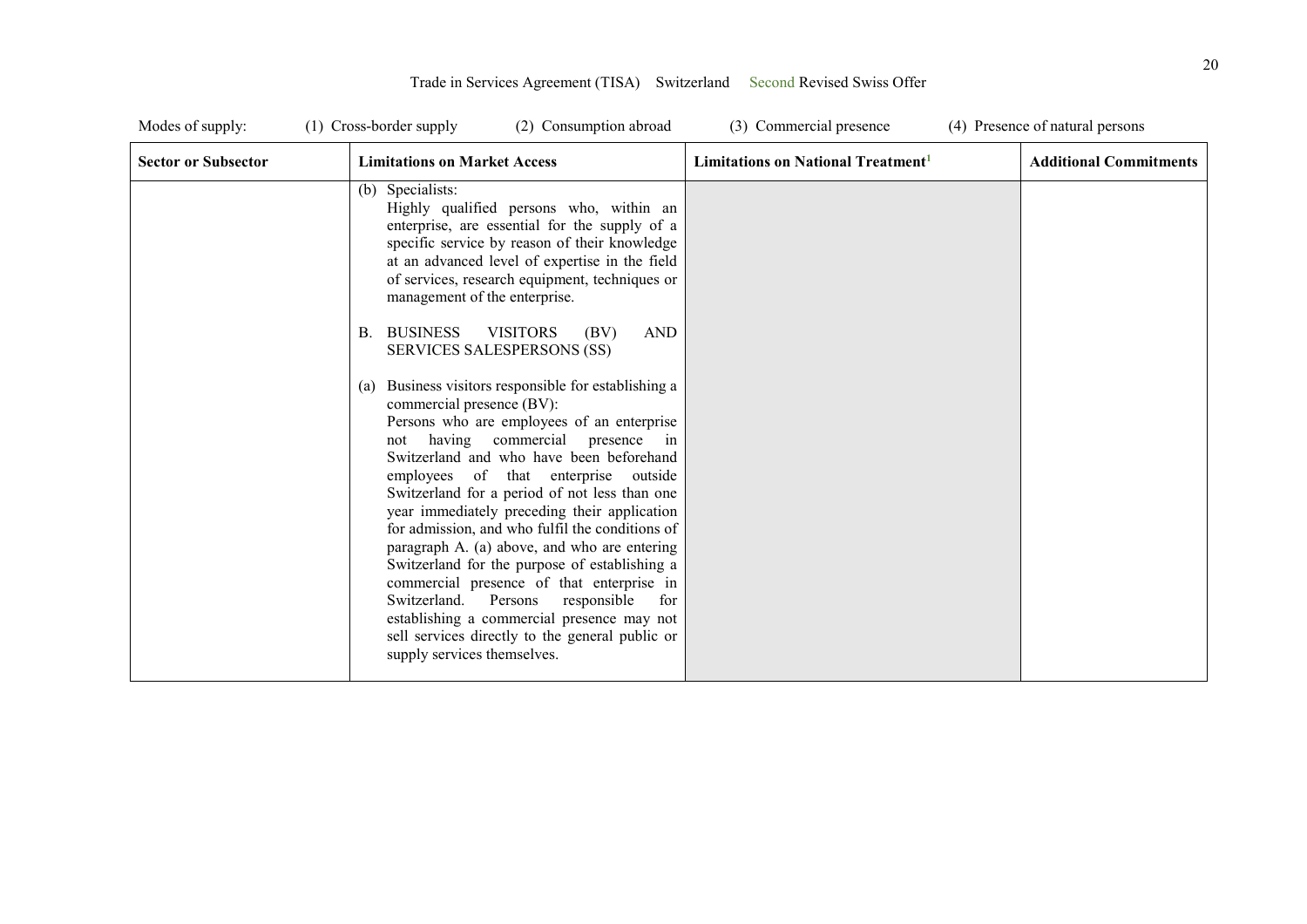Modes of supply: (1) Cross-border supply (2) Consumption abroad (3) Commercial presence (4) Presence of natural persons

| Sector or Subsector | Limitations on Market Access | Limitations on National Treatment[1] | Additional Commitments |
| --- | --- | --- | --- |
| | (b) Specialists: Highly qualified persons who, within an enterprise, are essential for the supply of a specific service by reason of their knowledge at an advanced level of expertise in the field of services, research equipment, techniques or management of the enterprise.<br><br>B. BUSINESS VISITORS (BV) AND SERVICES SALESPERSONS (SS)<br><br>(a) Business visitors responsible for establishing a commercial presence (BV): Persons who are employees of an enterprise not having commercial presence in Switzerland and who have been beforehand employees of that enterprise outside Switzerland for a period of not less than one year immediately preceding their application for admission, and who fulfil the conditions of paragraph A. (a) above, and who are entering Switzerland for the purpose of establishing a commercial presence of that enterprise in Switzerland. Persons responsible for establishing a commercial presence may not sell services directly to the general public or supply services themselves. | | |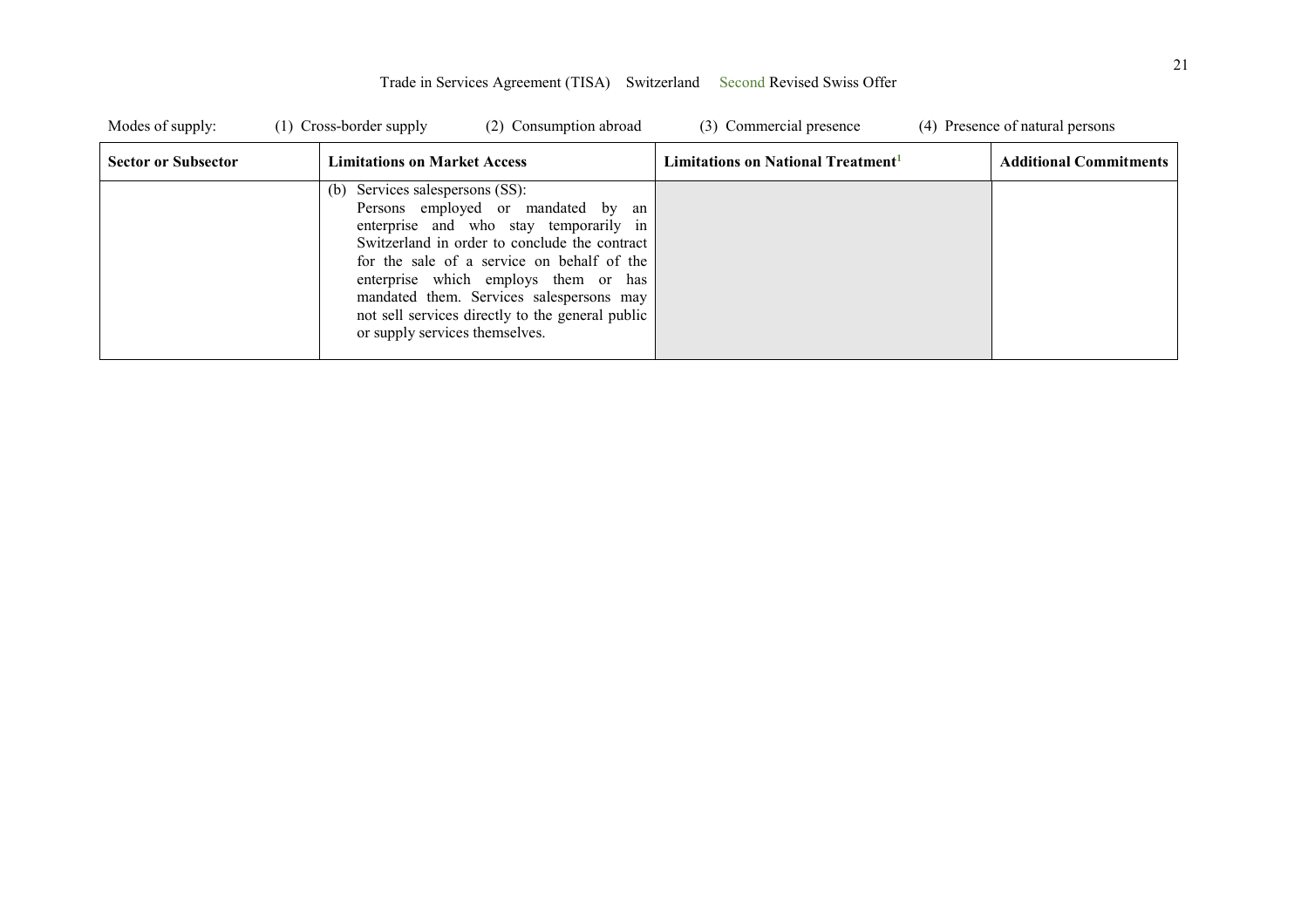Modes of supply: (1) Cross-border supply (2) Consumption abroad (3) Commercial presence (4) Presence of natural persons

| Sector or Subsector | Limitations on Market Access | Limitations on National Treatment[1] | Additional Commitments |
| --- | --- | --- | --- |
| | (b) Services salespersons (SS): Persons employed or mandated by an enterprise and who stay temporarily in Switzerland in order to conclude the contract for the sale of a service on behalf of the enterprise which employs them or has mandated them. Services salespersons may not sell services directly to the general public or supply services themselves. | | |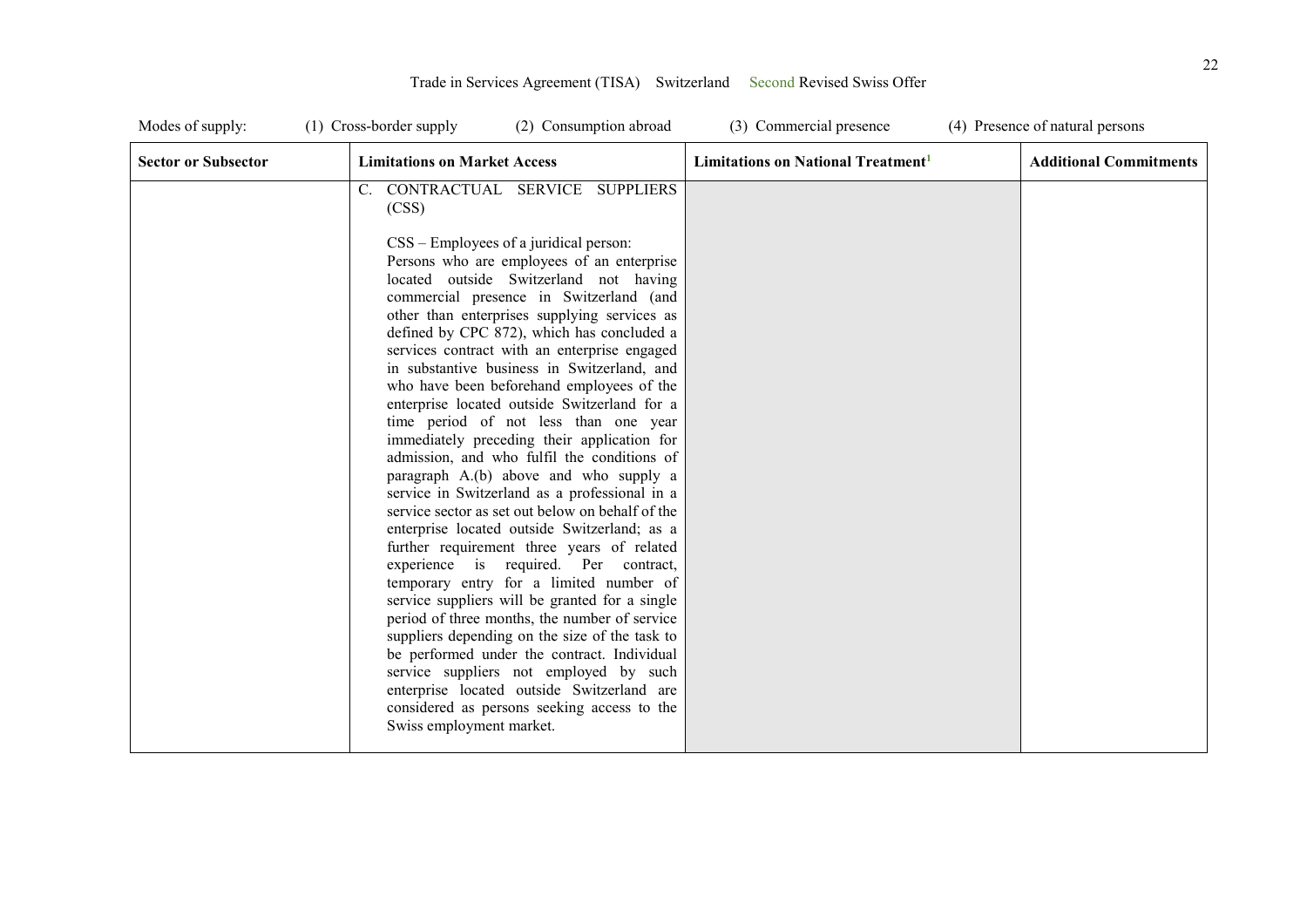Modes of supply: (1) Cross-border supply (2) Consumption abroad (3) Commercial presence (4) Presence of natural persons

| Sector or Subsector | Limitations on Market Access | Limitations on National Treatment[1] | Additional Commitments |
|---|---|---|---|
| | C. CONTRACTUAL SERVICE SUPPLIERS (CSS)<br><br>CSS – Employees of a juridical person:<br>Persons who are employees of an enterprise located outside Switzerland not having commercial presence in Switzerland (and other than enterprises supplying services as defined by CPC 872), which has concluded a services contract with an enterprise engaged in substantive business in Switzerland, and who have been beforehand employees of the enterprise located outside Switzerland for a time period of not less than one year immediately preceding their application for admission, and who fulfil the conditions of paragraph A.(b) above and who supply a service in Switzerland as a professional in a service sector as set out below on behalf of the enterprise located outside Switzerland; as a further requirement three years of related experience is required. Per contract, temporary entry for a limited number of service suppliers will be granted for a single period of three months, the number of service suppliers depending on the size of the task to be performed under the contract. Individual service suppliers not employed by such enterprise located outside Switzerland are considered as persons seeking access to the Swiss employment market. | | |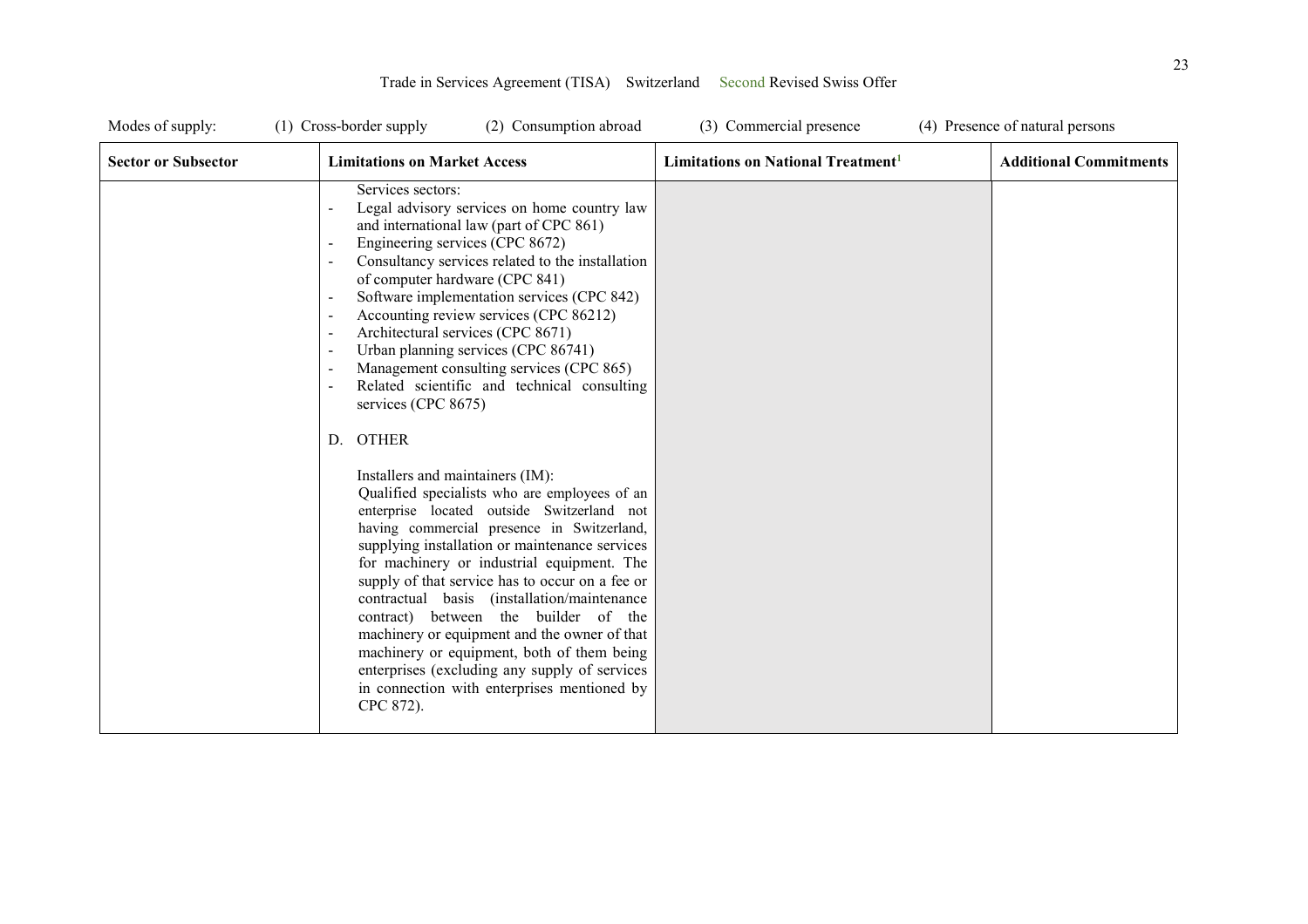Modes of supply: (1) Cross-border supply (2) Consumption abroad (3) Commercial presence (4) Presence of natural persons

| Sector or Subsector | Limitations on Market Access | Limitations on National Treatment[1] | Additional Commitments |
|---|---|---|---|
| | Services sectors:<br>- Legal advisory services on home country law and international law (part of CPC 861)<br>- Engineering services (CPC 8672)<br>- Consultancy services related to the installation of computer hardware (CPC 841)<br>- Software implementation services (CPC 842)<br>- Accounting review services (CPC 86212)<br>- Architectural services (CPC 8671)<br>- Urban planning services (CPC 86741)<br>- Management consulting services (CPC 865)<br>- Related scientific and technical consulting services (CPC 8675)<br><br>D. OTHER<br><br>Installers and maintainers (IM):<br>Qualified specialists who are employees of an enterprise located outside Switzerland not having commercial presence in Switzerland, supplying installation or maintenance services for machinery or industrial equipment. The supply of that service has to occur on a fee or contractual basis (installation/maintenance contract) between the builder of the machinery or equipment and the owner of that machinery or equipment, both of them being enterprises (excluding any supply of services in connection with enterprises mentioned by CPC 872). | | |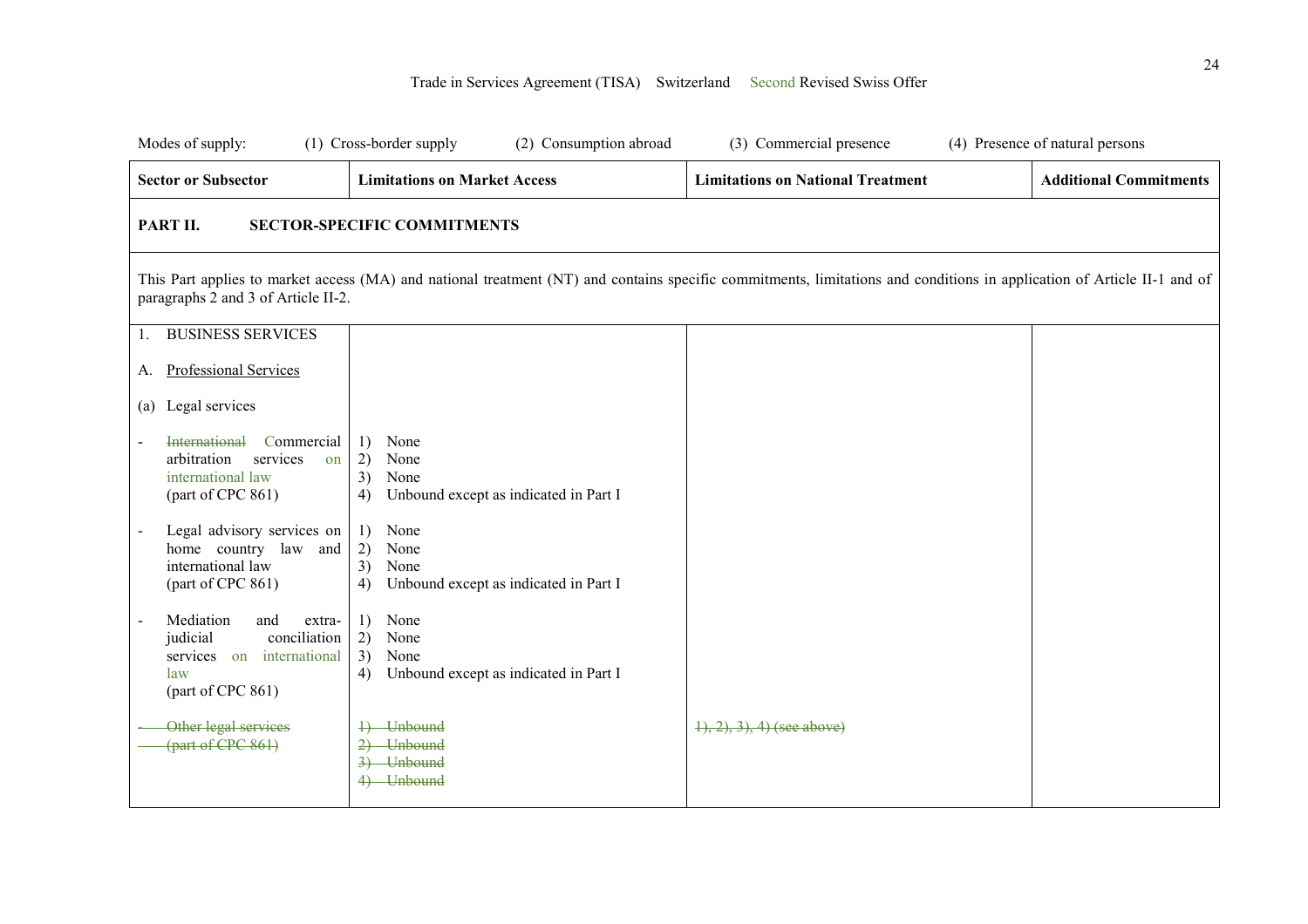Trade in Services Agreement (TISA) Switzerland Second Revised Swiss Offer

Modes of supply: (1) Cross-border supply (2) Consumption abroad (3) Commercial presence (4) Presence of natural persons

| Sector or Subsector | Limitations on Market Access | Limitations on National Treatment | Additional Commitments |
|---|---|---|---|
| **PART II. SECTOR-SPECIFIC COMMITMENTS** | | | |
| This Part applies to market access (MA) and national treatment (NT) and contains specific commitments, limitations and conditions in application of Article II-1 and of paragraphs 2 and 3 of Article II-2. | | | |
| 1. BUSINESS SERVICES<br><br>A. Professional Services<br><br>(a) Legal services | | | |
| - ~~International~~ Commercial arbitration services on international law (part of CPC 861) | 1) None<br>2) None<br>3) None<br>4) Unbound except as indicated in Part I | | |
| - Legal advisory services on home country law and international law (part of CPC 861) | 1) None<br>2) None<br>3) None<br>4) Unbound except as indicated in Part I | | |
| - Mediation and extra-judicial conciliation services on international law (part of CPC 861) | 1) None<br>2) None<br>3) None<br>4) Unbound except as indicated in Part I | | |
| ~~- Other legal services (part of CPC 861)~~ | ~~1) Unbound~~<br>~~2) Unbound~~<br>~~3) Unbound~~<br>~~4) Unbound~~ | ~~1), 2), 3), 4) (see above)~~ | |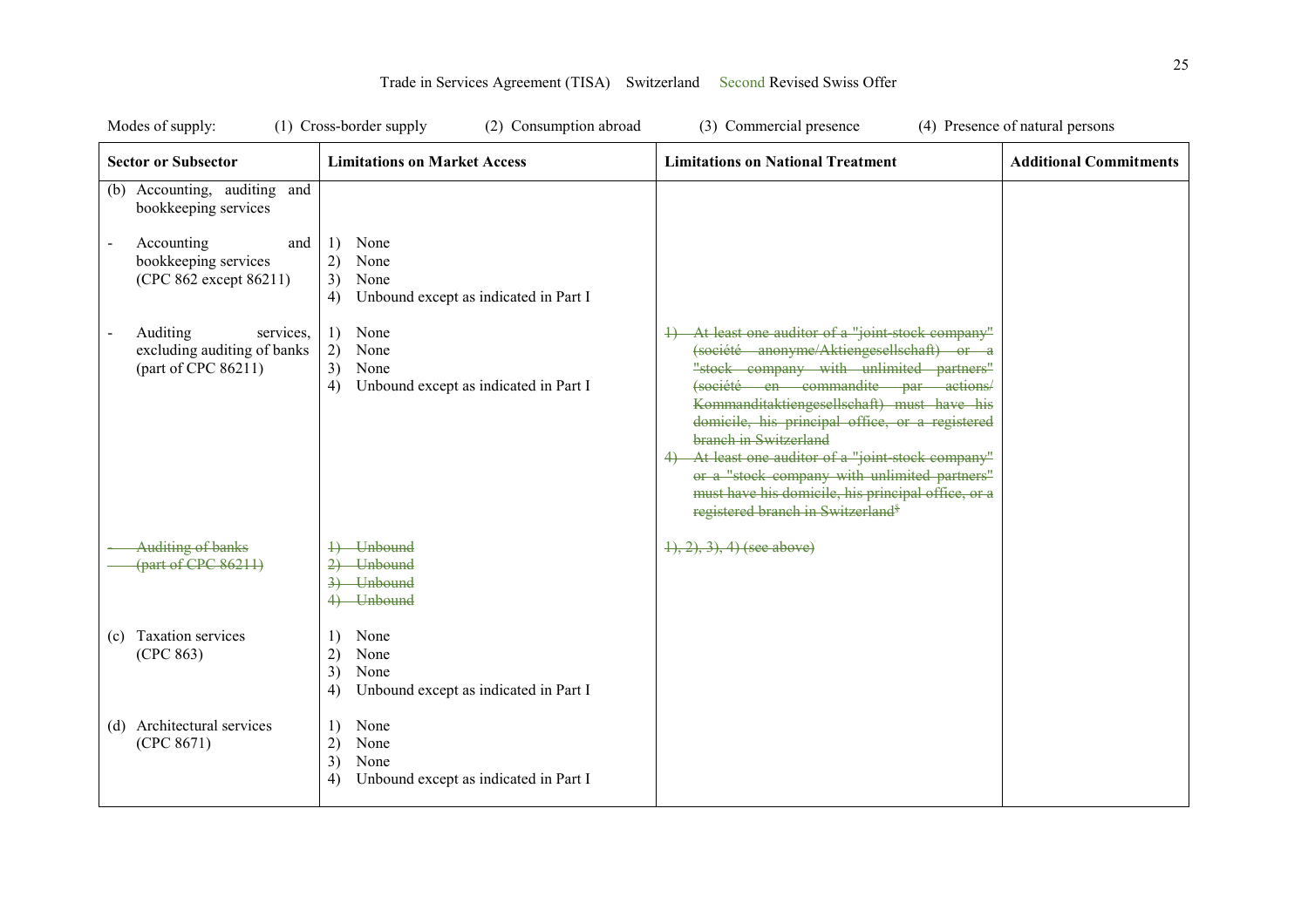Trade in Services Agreement (TISA) Switzerland Second Revised Swiss Offer

Modes of supply: (1) Cross-border supply (2) Consumption abroad (3) Commercial presence (4) Presence of natural persons

| Sector or Subsector | Limitations on Market Access | Limitations on National Treatment | Additional Commitments |
|---|---|---|---|
| (b) Accounting, auditing and bookkeeping services | | | |
| - Accounting and bookkeeping services (CPC 862 except 86211) | 1) None<br>2) None<br>3) None<br>4) Unbound except as indicated in Part I | | |
| - Auditing services, excluding auditing of banks (part of CPC 86211) | 1) None<br>2) None<br>3) None<br>4) Unbound except as indicated in Part I | ~~1) At least one auditor of a "joint-stock company" (société anonyme/Aktiengesellschaft) or a "stock company with unlimited partners" (société en commandite par actions/ Kommanditaktiengesellschaft) must have his domicile, his principal office, or a registered branch in Switzerland~~<br>~~4) At least one auditor of a "joint-stock company" or a "stock company with unlimited partners" must have his domicile, his principal office, or a registered branch in Switzerland[5]~~ | |
| ~~- Auditing of banks (part of CPC 86211)~~ | ~~1) Unbound~~<br>~~2) Unbound~~<br>~~3) Unbound~~<br>~~4) Unbound~~ | ~~1), 2), 3), 4) (see above)~~ | |
| (c) Taxation services (CPC 863) | 1) None<br>2) None<br>3) None<br>4) Unbound except as indicated in Part I | | |
| (d) Architectural services (CPC 8671) | 1) None<br>2) None<br>3) None<br>4) Unbound except as indicated in Part I | | |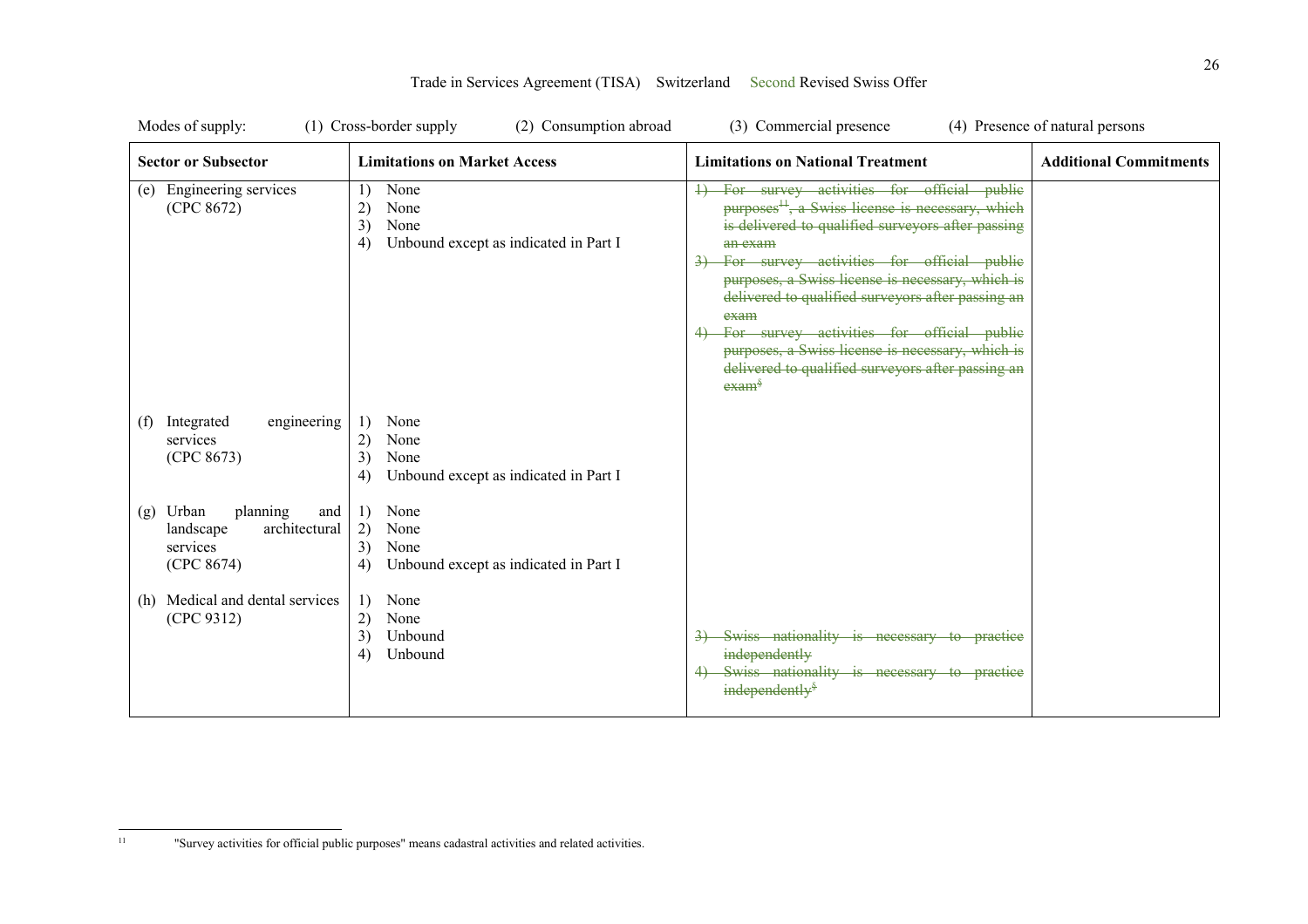Modes of supply: (1) Cross-border supply (2) Consumption abroad (3) Commercial presence (4) Presence of natural persons

| Sector or Subsector | Limitations on Market Access | Limitations on National Treatment | Additional Commitments |
|---|---|---|---|
| (e) Engineering services (CPC 8672) | 1) None<br>2) None<br>3) None<br>4) Unbound except as indicated in Part I | ~~1) For survey activities for official public purposes[11], a Swiss license is necessary, which is delivered to qualified surveyors after passing an exam~~<br>~~3) For survey activities for official public purposes, a Swiss license is necessary, which is delivered to qualified surveyors after passing an exam~~<br>~~4) For survey activities for official public purposes, a Swiss license is necessary, which is delivered to qualified surveyors after passing an exam[§]~~ | |
| (f) Integrated engineering services (CPC 8673) | 1) None<br>2) None<br>3) None<br>4) Unbound except as indicated in Part I | | |
| (g) Urban planning and landscape architectural services (CPC 8674) | 1) None<br>2) None<br>3) None<br>4) Unbound except as indicated in Part I | | |
| (h) Medical and dental services (CPC 9312) | 1) None<br>2) None<br>3) Unbound<br>4) Unbound | ~~3) Swiss nationality is necessary to practice independently~~<br>~~4) Swiss nationality is necessary to practice independently[§]~~ | |

[11] "Survey activities for official public purposes" means cadastral activities and related activities.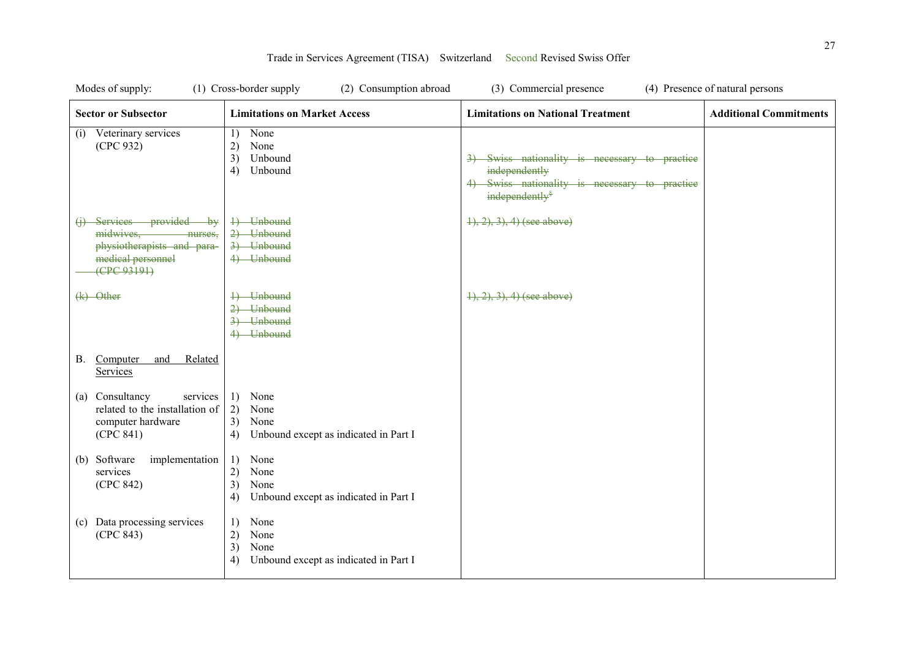Trade in Services Agreement (TISA) Switzerland Second Revised Swiss Offer

Modes of supply: (1) Cross-border supply (2) Consumption abroad (3) Commercial presence (4) Presence of natural persons

| Sector or Subsector | Limitations on Market Access | Limitations on National Treatment | Additional Commitments |
|---|---|---|---|
| (i) Veterinary services (CPC 932) | 1) None<br>2) None<br>3) Unbound<br>4) Unbound | ~~3) Swiss nationality is necessary to practice independently~~<br>~~4) Swiss nationality is necessary to practice independently[8]~~ | |
| ~~(j) Services provided by midwives, nurses, physiotherapists and para-medical personnel (CPC 93191)~~ | ~~1) Unbound~~<br>~~2) Unbound~~<br>~~3) Unbound~~<br>~~4) Unbound~~ | ~~1), 2), 3), 4) (see above)~~ | |
| ~~(k) Other~~ | ~~1) Unbound~~<br>~~2) Unbound~~<br>~~3) Unbound~~<br>~~4) Unbound~~ | ~~1), 2), 3), 4) (see above)~~ | |
| B. <u>Computer and Related Services</u> | | | |
| (a) Consultancy services related to the installation of computer hardware (CPC 841) | 1) None<br>2) None<br>3) None<br>4) Unbound except as indicated in Part I | | |
| (b) Software implementation services (CPC 842) | 1) None<br>2) None<br>3) None<br>4) Unbound except as indicated in Part I | | |
| (c) Data processing services (CPC 843) | 1) None<br>2) None<br>3) None<br>4) Unbound except as indicated in Part I | | |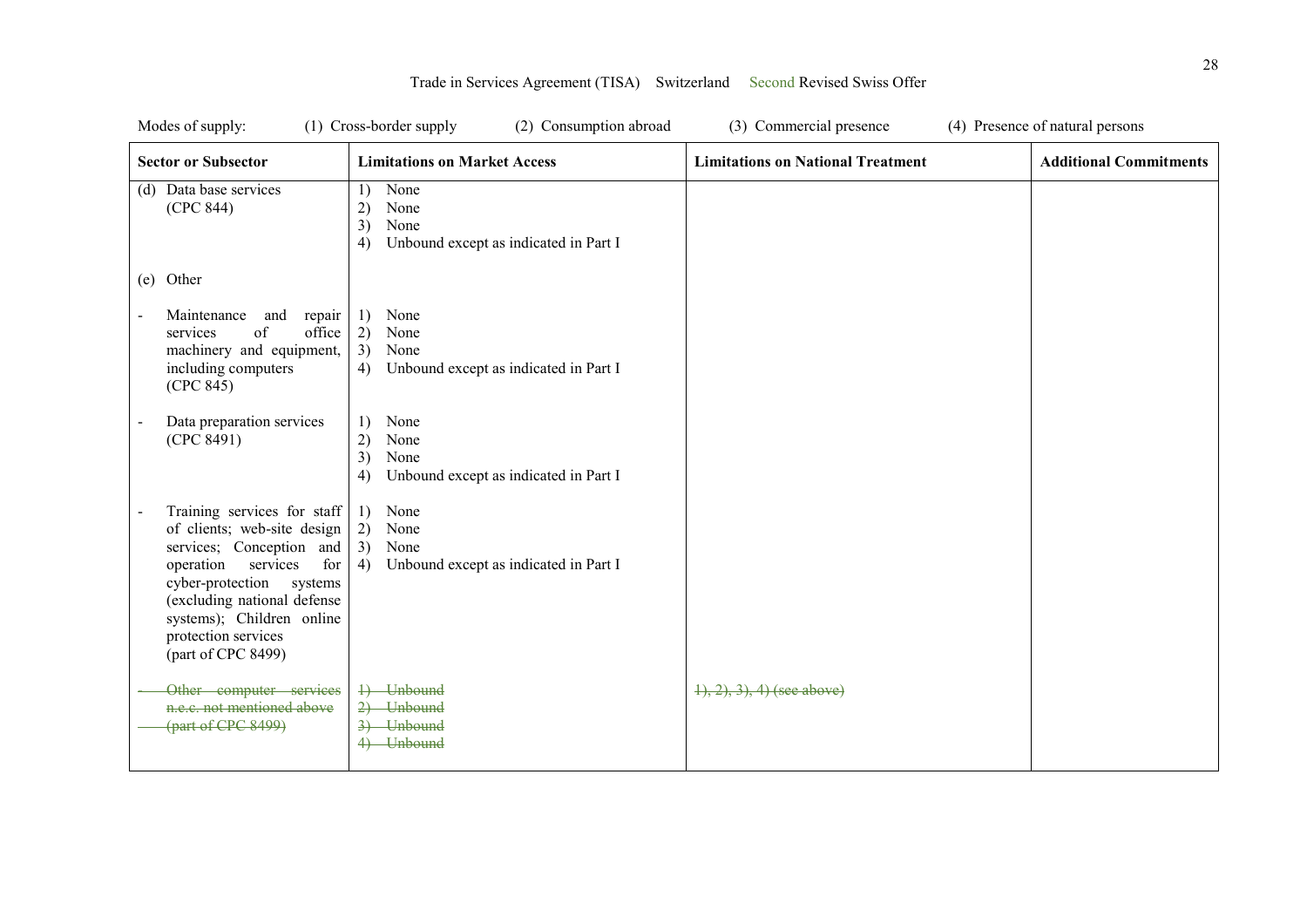Trade in Services Agreement (TISA) Switzerland Second Revised Swiss Offer

Modes of supply: (1) Cross-border supply (2) Consumption abroad (3) Commercial presence (4) Presence of natural persons

| Sector or Subsector | Limitations on Market Access | Limitations on National Treatment | Additional Commitments |
|---|---|---|---|
| (d) Data base services (CPC 844) | 1) None<br>2) None<br>3) None<br>4) Unbound except as indicated in Part I | | |
| (e) Other | | | |
| - Maintenance and repair services of office machinery and equipment, including computers (CPC 845) | 1) None<br>2) None<br>3) None<br>4) Unbound except as indicated in Part I | | |
| - Data preparation services (CPC 8491) | 1) None<br>2) None<br>3) None<br>4) Unbound except as indicated in Part I | | |
| - Training services for staff of clients; web-site design services; Conception and operation services for cyber-protection systems (excluding national defense systems); Children online protection services (part of CPC 8499) | 1) None<br>2) None<br>3) None<br>4) Unbound except as indicated in Part I | | |
| ~~- Other computer services n.e.c. not mentioned above (part of CPC 8499)~~ | ~~1) Unbound~~<br>~~2) Unbound~~<br>~~3) Unbound~~<br>~~4) Unbound~~ | ~~1), 2), 3), 4) (see above)~~ | |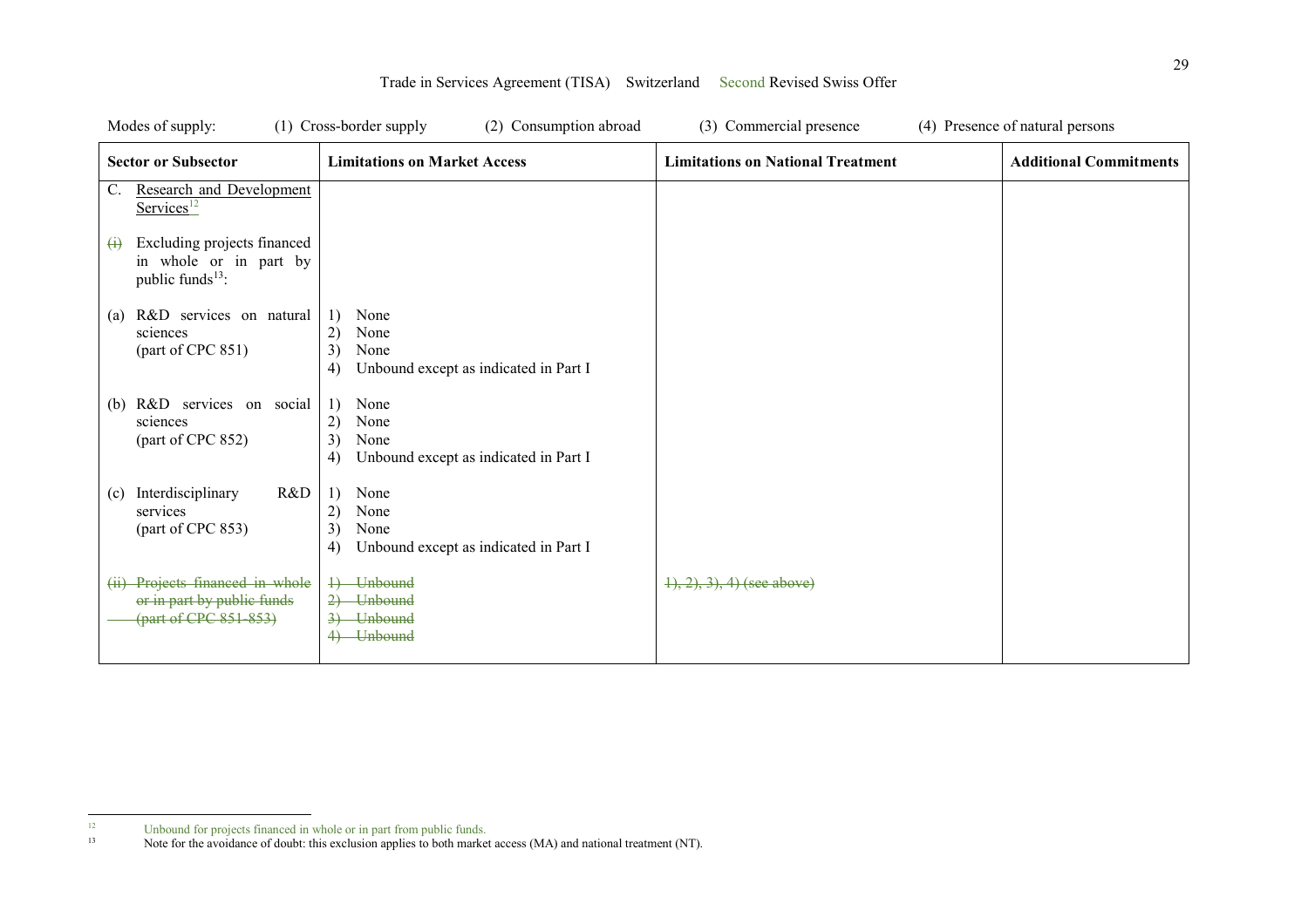Modes of supply: (1) Cross-border supply (2) Consumption abroad (3) Commercial presence (4) Presence of natural persons

| Sector or Subsector | Limitations on Market Access | Limitations on National Treatment | Additional Commitments |
|---|---|---|---|
| C. Research and Development Services[12] | | | |
| ~~(i)~~ Excluding projects financed in whole or in part by public funds[13]: | | | |
| (a) R&D services on natural sciences (part of CPC 851) | 1) None<br>2) None<br>3) None<br>4) Unbound except as indicated in Part I | | |
| (b) R&D services on social sciences (part of CPC 852) | 1) None<br>2) None<br>3) None<br>4) Unbound except as indicated in Part I | | |
| (c) Interdisciplinary R&D services (part of CPC 853) | 1) None<br>2) None<br>3) None<br>4) Unbound except as indicated in Part I | | |
| ~~(ii) Projects financed in whole or in part by public funds (part of CPC 851-853)~~ | ~~1) Unbound~~<br>~~2) Unbound~~<br>~~3) Unbound~~<br>~~4) Unbound~~ | ~~1), 2), 3), 4) (see above)~~ | |

[12] Unbound for projects financed in whole or in part from public funds.

[13] Note for the avoidance of doubt: this exclusion applies to both market access (MA) and national treatment (NT).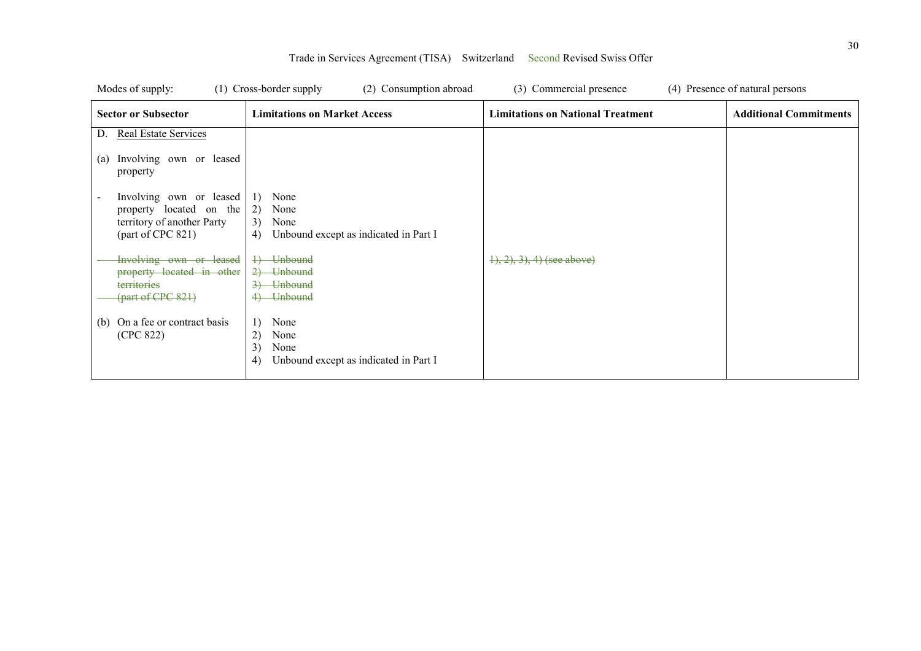Trade in Services Agreement (TISA) Switzerland Second Revised Swiss Offer

Modes of supply: (1) Cross-border supply (2) Consumption abroad (3) Commercial presence (4) Presence of natural persons

| Sector or Subsector | Limitations on Market Access | Limitations on National Treatment | Additional Commitments |
|---|---|---|---|
| D. Real Estate Services | | | |
| (a) Involving own or leased property | | | |
| - Involving own or leased property located on the territory of another Party (part of CPC 821) | 1) None<br>2) None<br>3) None<br>4) Unbound except as indicated in Part I | | |
| ~~- Involving own or leased property located in other territories (part of CPC 821)~~ | ~~1) Unbound~~<br>~~2) Unbound~~<br>~~3) Unbound~~<br>~~4) Unbound~~ | ~~1), 2), 3), 4) (see above)~~ | |
| (b) On a fee or contract basis (CPC 822) | 1) None<br>2) None<br>3) None<br>4) Unbound except as indicated in Part I | | |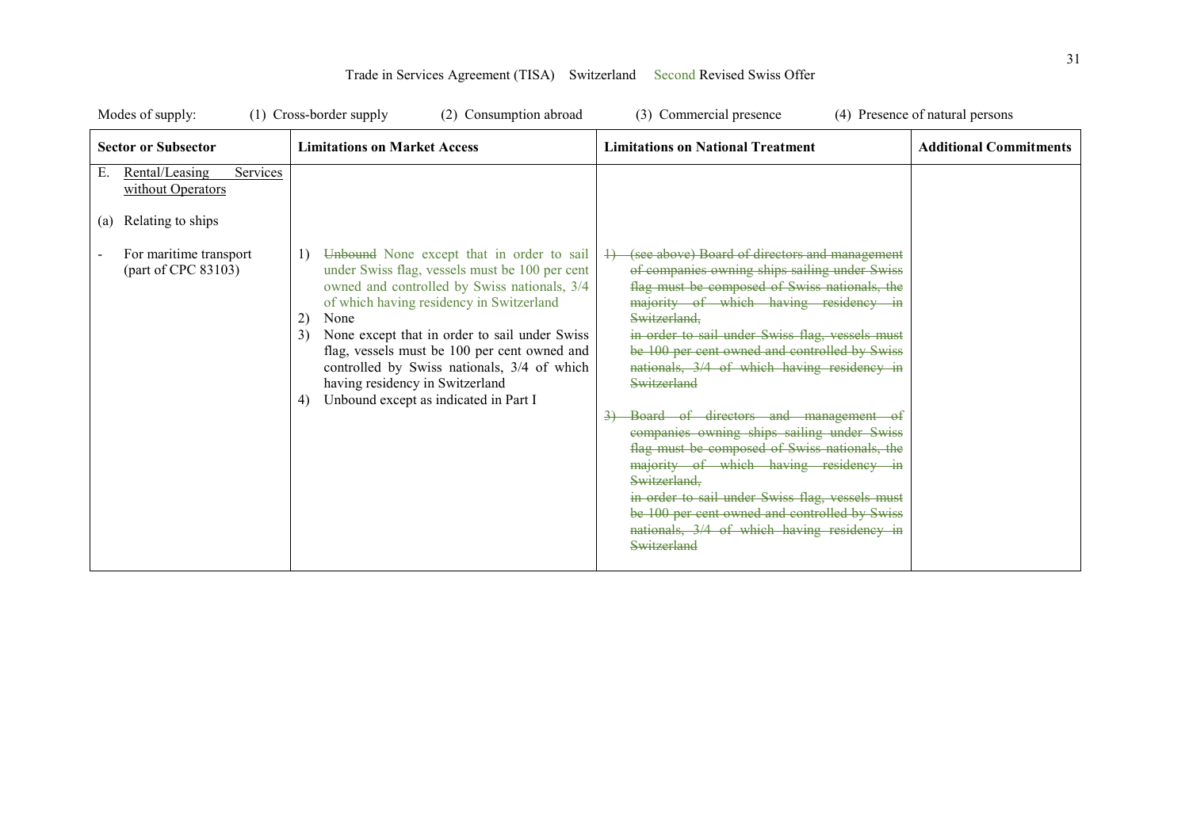Trade in Services Agreement (TISA) Switzerland Second Revised Swiss Offer

Modes of supply: (1) Cross-border supply (2) Consumption abroad (3) Commercial presence (4) Presence of natural persons

| Sector or Subsector | Limitations on Market Access | Limitations on National Treatment | Additional Commitments |
|---|---|---|---|
| E. Rental/Leasing Services without Operators<br><br>(a) Relating to ships<br><br>- For maritime transport (part of CPC 83103) | 1) ~~Unbound~~ None except that in order to sail under Swiss flag, vessels must be 100 per cent owned and controlled by Swiss nationals, 3/4 of which having residency in Switzerland<br>2) None<br>3) None except that in order to sail under Swiss flag, vessels must be 100 per cent owned and controlled by Swiss nationals, 3/4 of which having residency in Switzerland<br>4) Unbound except as indicated in Part I | ~~1) (see above) Board of directors and management of companies owning ships sailing under Swiss flag must be composed of Swiss nationals, the majority of which having residency in Switzerland, in order to sail under Swiss flag, vessels must be 100 per cent owned and controlled by Swiss nationals, 3/4 of which having residency in Switzerland~~<br><br>~~3) Board of directors and management of companies owning ships sailing under Swiss flag must be composed of Swiss nationals, the majority of which having residency in Switzerland, in order to sail under Swiss flag, vessels must be 100 per cent owned and controlled by Swiss nationals, 3/4 of which having residency in Switzerland~~ | |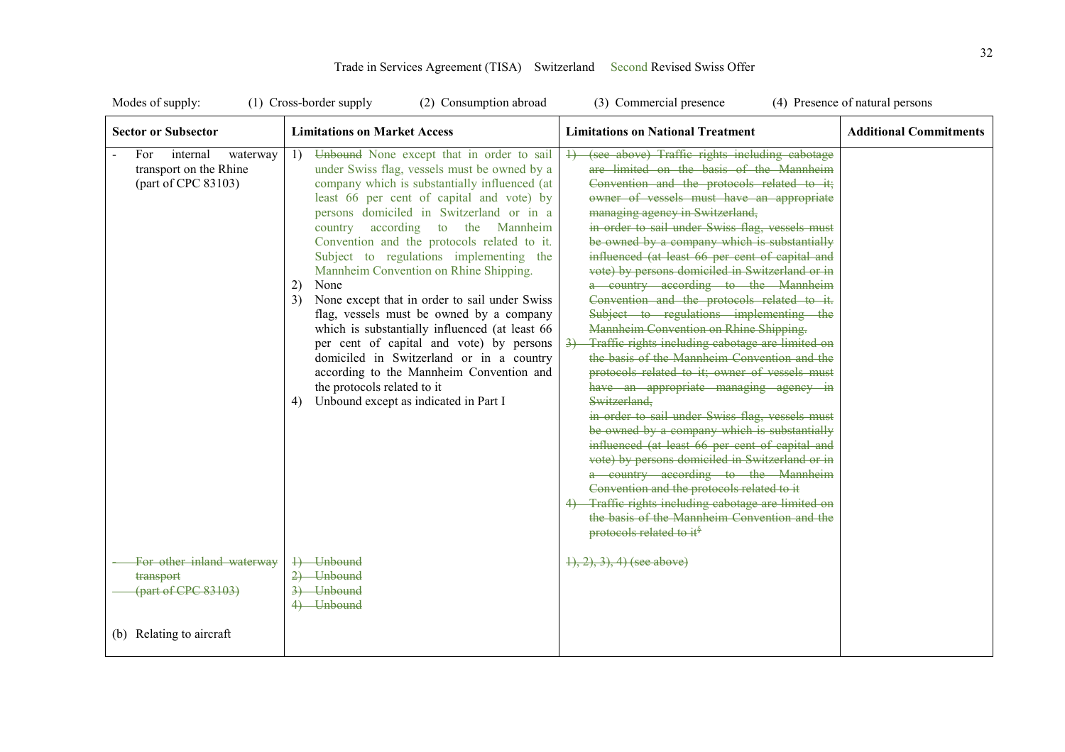Trade in Services Agreement (TISA) Switzerland Second Revised Swiss Offer

Modes of supply: (1) Cross-border supply (2) Consumption abroad (3) Commercial presence (4) Presence of natural persons

| Sector or Subsector | Limitations on Market Access | Limitations on National Treatment | Additional Commitments |
|---|---|---|---|
| - For internal waterway transport on the Rhine (part of CPC 83103) | 1) ~~Unbound~~ None except that in order to sail under Swiss flag, vessels must be owned by a company which is substantially influenced (at least 66 per cent of capital and vote) by persons domiciled in Switzerland or in a country according to the Mannheim Convention and the protocols related to it. Subject to regulations implementing the Mannheim Convention on Rhine Shipping.<br>2) None<br>3) None except that in order to sail under Swiss flag, vessels must be owned by a company which is substantially influenced (at least 66 per cent of capital and vote) by persons domiciled in Switzerland or in a country according to the Mannheim Convention and the protocols related to it<br>4) Unbound except as indicated in Part I | ~~1) (see above) Traffic rights including cabotage are limited on the basis of the Mannheim Convention and the protocols related to it; owner of vessels must have an appropriate managing agency in Switzerland,~~<br>~~in order to sail under Swiss flag, vessels must be owned by a company which is substantially influenced (at least 66 per cent of capital and vote) by persons domiciled in Switzerland or in a country according to the Mannheim Convention and the protocols related to it. Subject to regulations implementing the Mannheim Convention on Rhine Shipping.~~<br>~~3) Traffic rights including cabotage are limited on the basis of the Mannheim Convention and the protocols related to it; owner of vessels must have an appropriate managing agency in Switzerland,~~<br>~~in order to sail under Swiss flag, vessels must be owned by a company which is substantially influenced (at least 66 per cent of capital and vote) by persons domiciled in Switzerland or in a country according to the Mannheim Convention and the protocols related to it~~<br>~~4) Traffic rights including cabotage are limited on the basis of the Mannheim Convention and the protocols related to it[5]~~ | |
| ~~- For other inland waterway transport (part of CPC 83103)~~ | ~~1) Unbound~~<br>~~2) Unbound~~<br>~~3) Unbound~~<br>~~4) Unbound~~ | ~~1), 2), 3), 4) (see above)~~ | |
| (b) Relating to aircraft | | | |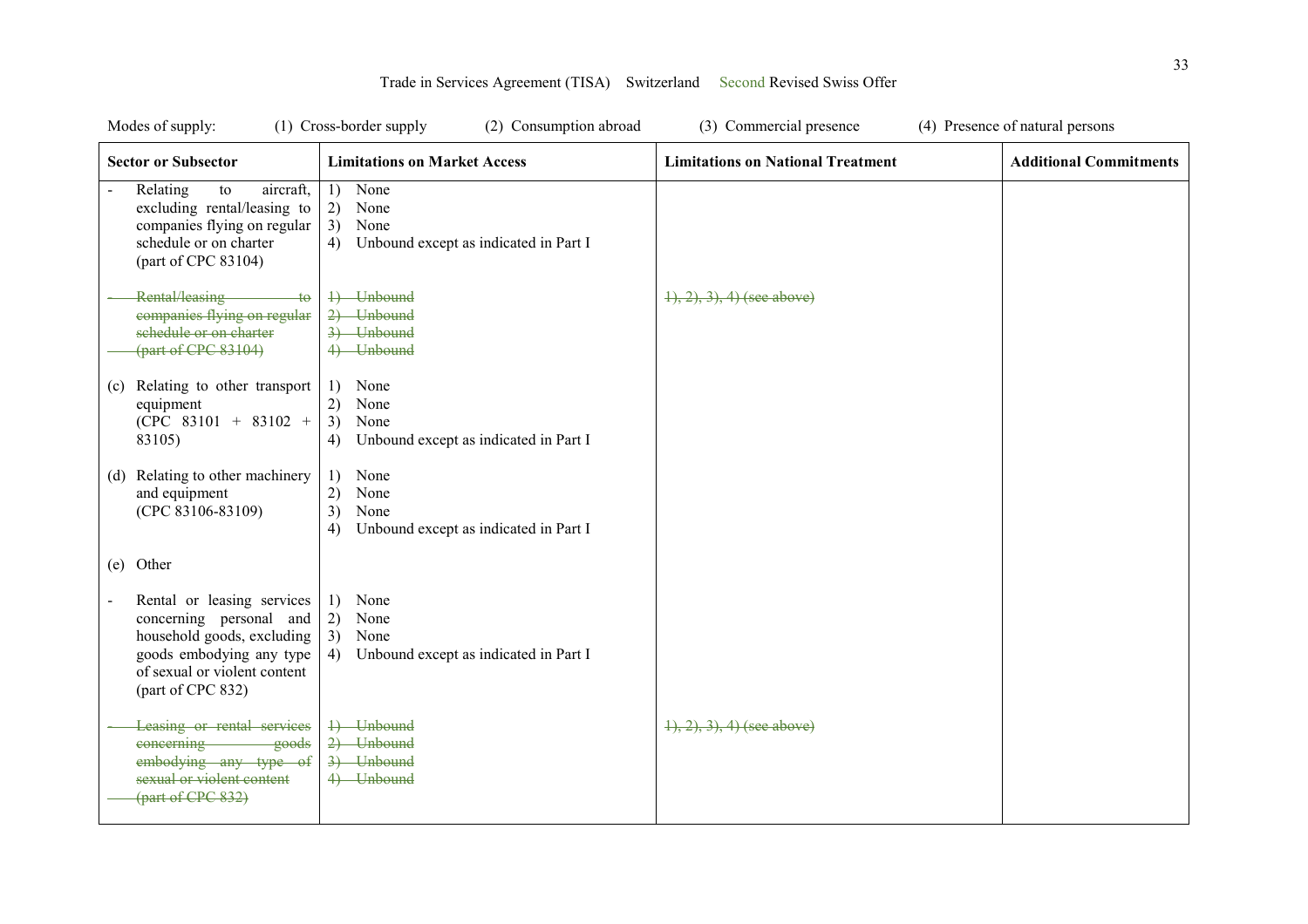Modes of supply: (1) Cross-border supply (2) Consumption abroad (3) Commercial presence (4) Presence of natural persons

| Sector or Subsector | Limitations on Market Access | Limitations on National Treatment | Additional Commitments |
|---|---|---|---|
| - Relating to aircraft, excluding rental/leasing to companies flying on regular schedule or on charter (part of CPC 83104) | 1) None<br>2) None<br>3) None<br>4) Unbound except as indicated in Part I | | |
| ~~- Rental/leasing to companies flying on regular schedule or on charter (part of CPC 83104)~~ | ~~1) Unbound~~<br>~~2) Unbound~~<br>~~3) Unbound~~<br>~~4) Unbound~~ | ~~1), 2), 3), 4) (see above)~~ | |
| (c) Relating to other transport equipment (CPC 83101 + 83102 + 83105) | 1) None<br>2) None<br>3) None<br>4) Unbound except as indicated in Part I | | |
| (d) Relating to other machinery and equipment (CPC 83106-83109) | 1) None<br>2) None<br>3) None<br>4) Unbound except as indicated in Part I | | |
| (e) Other | | | |
| - Rental or leasing services concerning personal and household goods, excluding goods embodying any type of sexual or violent content (part of CPC 832) | 1) None<br>2) None<br>3) None<br>4) Unbound except as indicated in Part I | | |
| ~~- Leasing or rental services concerning goods embodying any type of sexual or violent content (part of CPC 832)~~ | ~~1) Unbound~~<br>~~2) Unbound~~<br>~~3) Unbound~~<br>~~4) Unbound~~ | ~~1), 2), 3), 4) (see above)~~ | |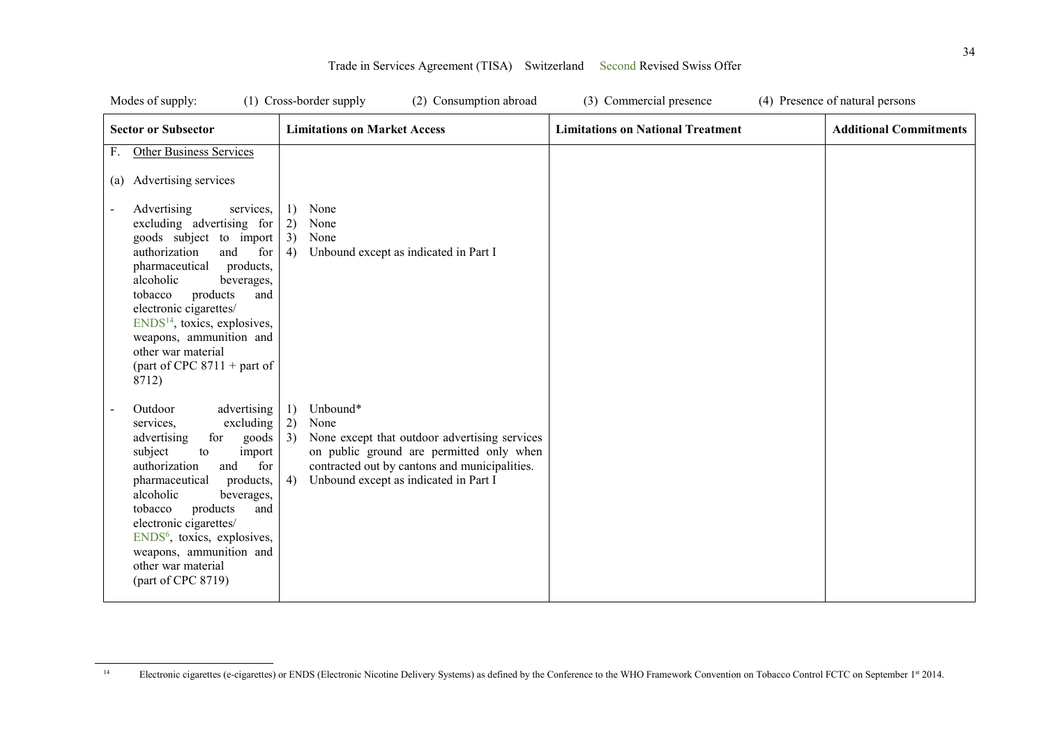Trade in Services Agreement (TISA) Switzerland Second Revised Swiss Offer

Modes of supply: (1) Cross-border supply (2) Consumption abroad (3) Commercial presence (4) Presence of natural persons

| Sector or Subsector | Limitations on Market Access | Limitations on National Treatment | Additional Commitments |
|---|---|---|---|
| F. Other Business Services<br><br>(a) Advertising services | | | |
| - Advertising services, excluding advertising for goods subject to import authorization and for pharmaceutical products, alcoholic beverages, tobacco products and electronic cigarettes/ ENDS[14], toxics, explosives, weapons, ammunition and other war material (part of CPC 8711 + part of 8712) | 1) None<br>2) None<br>3) None<br>4) Unbound except as indicated in Part I | | |
| - Outdoor advertising services, excluding advertising for goods subject to import authorization and for pharmaceutical products, alcoholic beverages, tobacco products and electronic cigarettes/ ENDS[6], toxics, explosives, weapons, ammunition and other war material (part of CPC 8719) | 1) Unbound*<br>2) None<br>3) None except that outdoor advertising services on public ground are permitted only when contracted out by cantons and municipalities.<br>4) Unbound except as indicated in Part I | | |

[14] Electronic cigarettes (e-cigarettes) or ENDS (Electronic Nicotine Delivery Systems) as defined by the Conference to the WHO Framework Convention on Tobacco Control FCTC on September 1st 2014.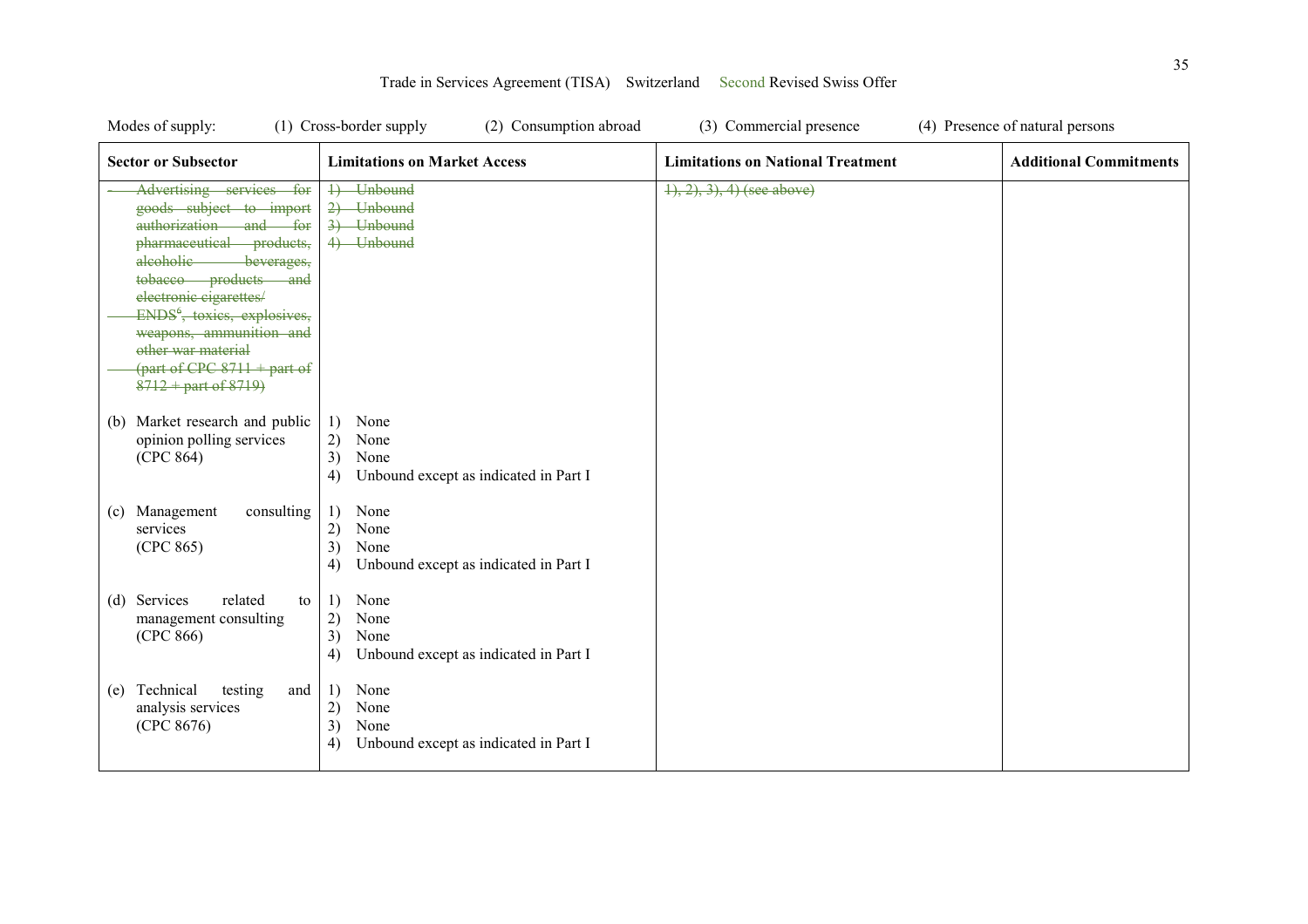Modes of supply: (1) Cross-border supply (2) Consumption abroad (3) Commercial presence (4) Presence of natural persons

| Sector or Subsector | Limitations on Market Access | Limitations on National Treatment | Additional Commitments |
|---|---|---|---|
| ~~- Advertising services for goods subject to import authorization and for pharmaceutical products, alcoholic beverages, tobacco products and electronic cigarettes/ ENDS[6], toxics, explosives, weapons, ammunition and other war material (part of CPC 8711 + part of 8712 + part of 8719)~~ | ~~1) Unbound~~<br>~~2) Unbound~~<br>~~3) Unbound~~<br>~~4) Unbound~~ | ~~1), 2), 3), 4) (see above)~~ | |
| (b) Market research and public opinion polling services (CPC 864) | 1) None<br>2) None<br>3) None<br>4) Unbound except as indicated in Part I | | |
| (c) Management consulting services (CPC 865) | 1) None<br>2) None<br>3) None<br>4) Unbound except as indicated in Part I | | |
| (d) Services related to management consulting (CPC 866) | 1) None<br>2) None<br>3) None<br>4) Unbound except as indicated in Part I | | |
| (e) Technical testing and analysis services (CPC 8676) | 1) None<br>2) None<br>3) None<br>4) Unbound except as indicated in Part I | | |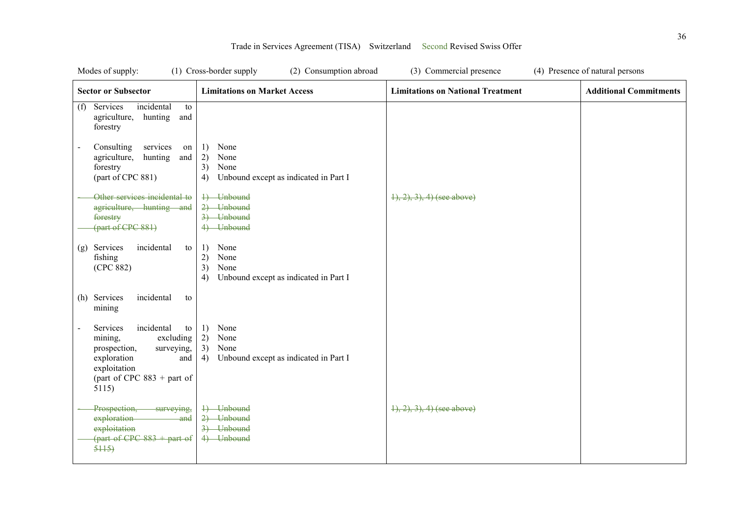Trade in Services Agreement (TISA) Switzerland Second Revised Swiss Offer

Modes of supply: (1) Cross-border supply (2) Consumption abroad (3) Commercial presence (4) Presence of natural persons

| Sector or Subsector | Limitations on Market Access | Limitations on National Treatment | Additional Commitments |
|---|---|---|---|
| (f) Services incidental to agriculture, hunting and forestry | | | |
| - Consulting services on agriculture, hunting and forestry (part of CPC 881) | 1) None<br>2) None<br>3) None<br>4) Unbound except as indicated in Part I | | |
| ~~- Other services incidental to agriculture, hunting and forestry (part of CPC 881)~~ | ~~1) Unbound~~<br>~~2) Unbound~~<br>~~3) Unbound~~<br>~~4) Unbound~~ | ~~1), 2), 3), 4) (see above)~~ | |
| (g) Services incidental to fishing (CPC 882) | 1) None<br>2) None<br>3) None<br>4) Unbound except as indicated in Part I | | |
| (h) Services incidental to mining | | | |
| - Services incidental to mining, excluding prospection, surveying, exploration and exploitation (part of CPC 883 + part of 5115) | 1) None<br>2) None<br>3) None<br>4) Unbound except as indicated in Part I | | |
| ~~- Prospection, surveying, exploration and exploitation (part of CPC 883 + part of 5115)~~ | ~~1) Unbound~~<br>~~2) Unbound~~<br>~~3) Unbound~~<br>~~4) Unbound~~ | ~~1), 2), 3), 4) (see above)~~ | |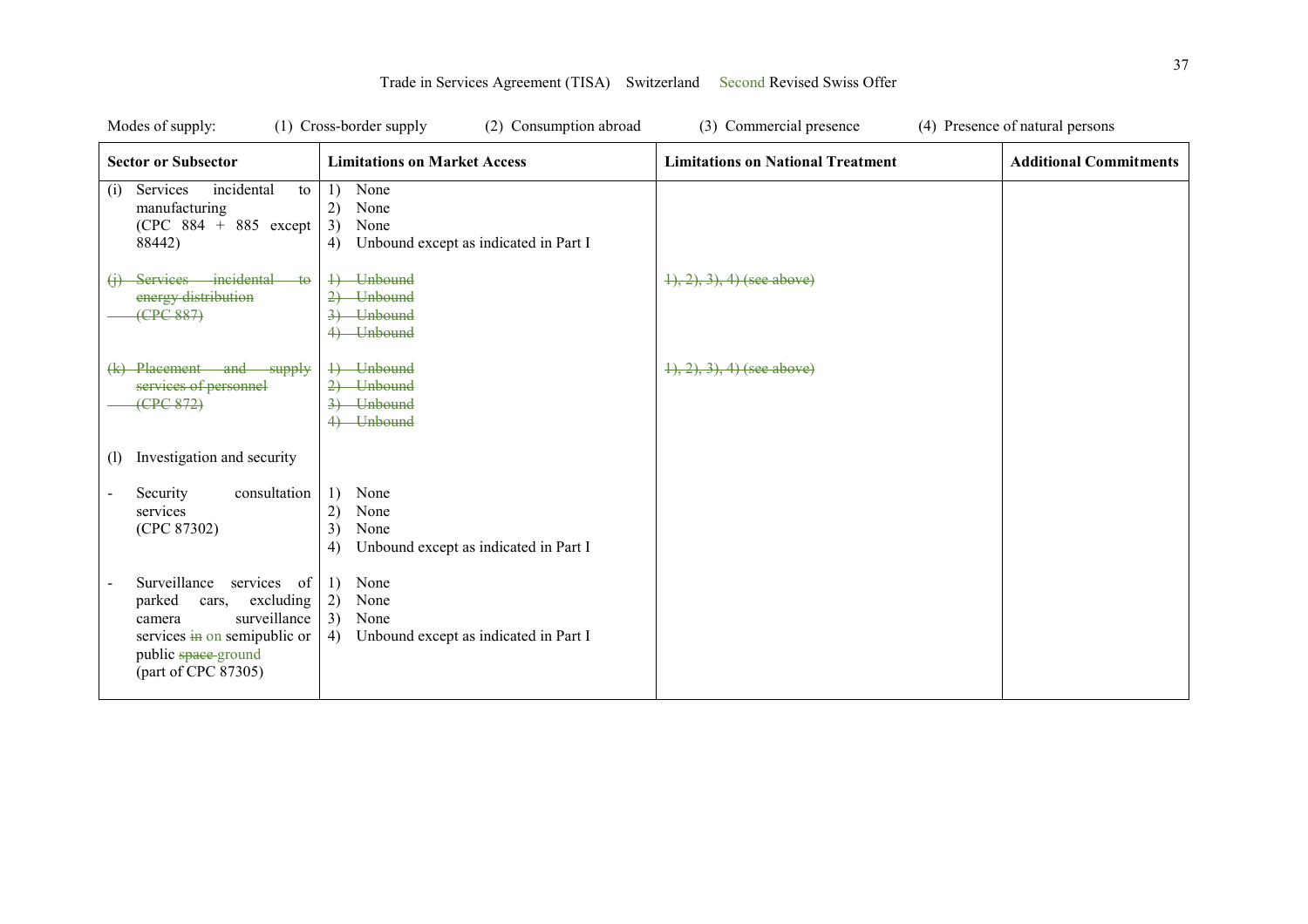Modes of supply: (1) Cross-border supply (2) Consumption abroad (3) Commercial presence (4) Presence of natural persons

| Sector or Subsector | Limitations on Market Access | Limitations on National Treatment | Additional Commitments |
|---|---|---|---|
| (i) Services incidental to manufacturing (CPC 884 + 885 except 88442) | 1) None<br>2) None<br>3) None<br>4) Unbound except as indicated in Part I | | |
| ~~(j) Services incidental to energy distribution (CPC 887)~~ | ~~1) Unbound~~<br>~~2) Unbound~~<br>~~3) Unbound~~<br>~~4) Unbound~~ | ~~1), 2), 3), 4) (see above)~~ | |
| ~~(k) Placement and supply services of personnel (CPC 872)~~ | ~~1) Unbound~~<br>~~2) Unbound~~<br>~~3) Unbound~~<br>~~4) Unbound~~ | ~~1), 2), 3), 4) (see above)~~ | |
| (l) Investigation and security | | | |
| - Security consultation services (CPC 87302) | 1) None<br>2) None<br>3) None<br>4) Unbound except as indicated in Part I | | |
| - Surveillance services of parked cars, excluding camera surveillance services ~~in~~ on semipublic or public ~~space~~ ground (part of CPC 87305) | 1) None<br>2) None<br>3) None<br>4) Unbound except as indicated in Part I | | |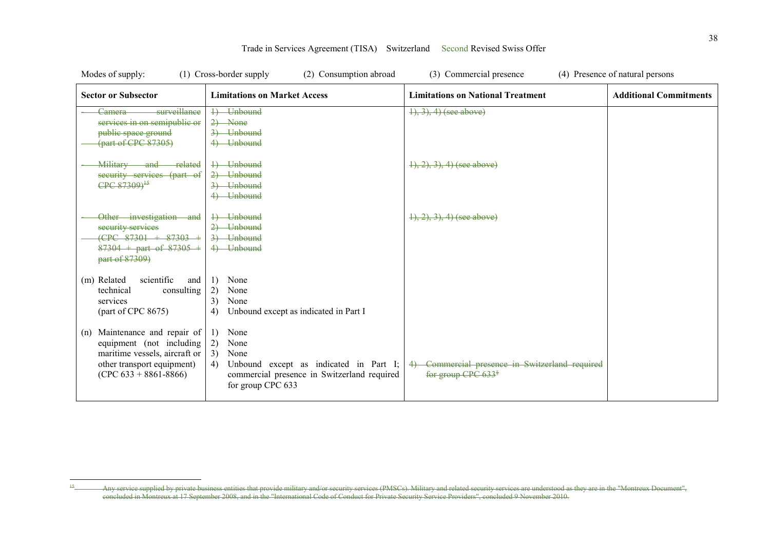Modes of supply: (1) Cross-border supply (2) Consumption abroad (3) Commercial presence (4) Presence of natural persons

| Sector or Subsector | Limitations on Market Access | Limitations on National Treatment | Additional Commitments |
|---|---|---|---|
| ~~- Camera surveillance services in on semipublic or public space ground (part of CPC 87305)~~ | ~~1) Unbound~~<br>~~2) None~~<br>~~3) Unbound~~<br>~~4) Unbound~~ | ~~1), 3), 4) (see above)~~ | |
| ~~- Military and related security services (part of CPC 87309)[15]~~ | ~~1) Unbound~~<br>~~2) Unbound~~<br>~~3) Unbound~~<br>~~4) Unbound~~ | ~~1), 2), 3), 4) (see above)~~ | |
| ~~- Other investigation and security services (CPC 87301 + 87303 + 87304 + part of 87305 + part of 87309)~~ | ~~1) Unbound~~<br>~~2) Unbound~~<br>~~3) Unbound~~<br>~~4) Unbound~~ | ~~1), 2), 3), 4) (see above)~~ | |
| (m) Related scientific and technical consulting services (part of CPC 8675) | 1) None<br>2) None<br>3) None<br>4) Unbound except as indicated in Part I | | |
| (n) Maintenance and repair of equipment (not including maritime vessels, aircraft or other transport equipment) (CPC 633 + 8861-8866) | 1) None<br>2) None<br>3) None<br>4) Unbound except as indicated in Part I; commercial presence in Switzerland required for group CPC 633 | ~~4) Commercial presence in Switzerland required for group CPC 633[$]~~ | |

[15] ~~Any service supplied by private business entities that provide military and/or security services (PMSCs). Military and related security services are understood as they are in the "Montreux Document", concluded in Montreux at 17 September 2008, and in the "International Code of Conduct for Private Security Service Providers", concluded 9 November 2010.~~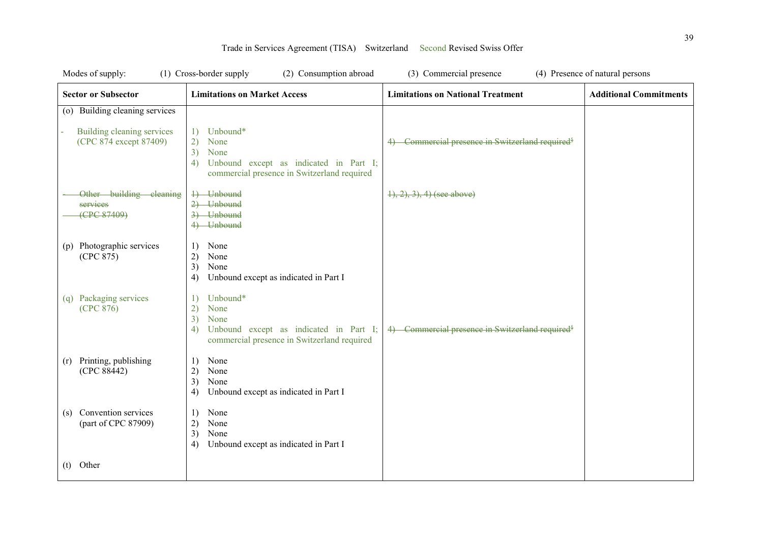Trade in Services Agreement (TISA) Switzerland Second Revised Swiss Offer

Modes of supply: (1) Cross-border supply (2) Consumption abroad (3) Commercial presence (4) Presence of natural persons

| Sector or Subsector | Limitations on Market Access | Limitations on National Treatment | Additional Commitments |
|---|---|---|---|
| (o) Building cleaning services | | | |
| - Building cleaning services (CPC 874 except 87409) | 1) Unbound* 2) None 3) None 4) Unbound except as indicated in Part I; commercial presence in Switzerland required | ~~4) Commercial presence in Switzerland required[§]~~ | |
| ~~- Other building cleaning services (CPC 87409)~~ | ~~1) Unbound 2) Unbound 3) Unbound 4) Unbound~~ | ~~1), 2), 3), 4) (see above)~~ | |
| (p) Photographic services (CPC 875) | 1) None 2) None 3) None 4) Unbound except as indicated in Part I | | |
| (q) Packaging services (CPC 876) | 1) Unbound* 2) None 3) None 4) Unbound except as indicated in Part I; commercial presence in Switzerland required | ~~4) Commercial presence in Switzerland required[§]~~ | |
| (r) Printing, publishing (CPC 88442) | 1) None 2) None 3) None 4) Unbound except as indicated in Part I | | |
| (s) Convention services (part of CPC 87909) | 1) None 2) None 3) None 4) Unbound except as indicated in Part I | | |
| (t) Other | | | |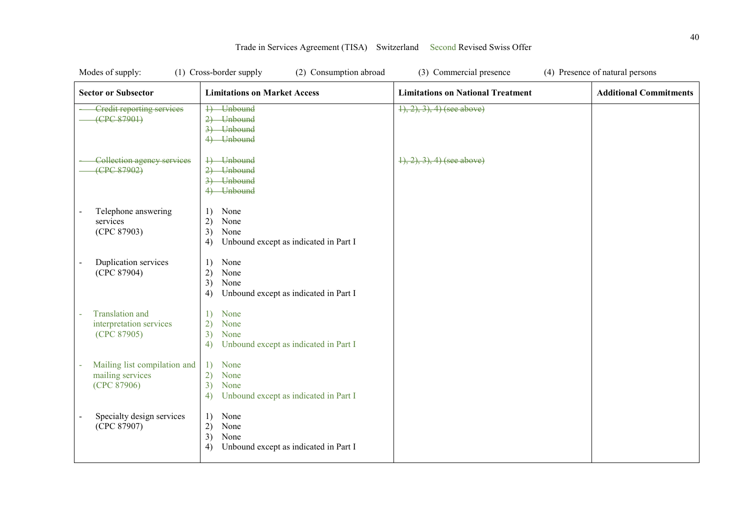Modes of supply: (1) Cross-border supply (2) Consumption abroad (3) Commercial presence (4) Presence of natural persons

| Sector or Subsector | Limitations on Market Access | Limitations on National Treatment | Additional Commitments |
|---|---|---|---|
| ~~- Credit reporting services (CPC 87901)~~ | ~~1) Unbound~~<br>~~2) Unbound~~<br>~~3) Unbound~~<br>~~4) Unbound~~ | ~~1), 2), 3), 4) (see above)~~ | |
| ~~- Collection agency services (CPC 87902)~~ | ~~1) Unbound~~<br>~~2) Unbound~~<br>~~3) Unbound~~<br>~~4) Unbound~~ | ~~1), 2), 3), 4) (see above)~~ | |
| - Telephone answering services (CPC 87903) | 1) None<br>2) None<br>3) None<br>4) Unbound except as indicated in Part I | | |
| - Duplication services (CPC 87904) | 1) None<br>2) None<br>3) None<br>4) Unbound except as indicated in Part I | | |
| - Translation and interpretation services (CPC 87905) | 1) None<br>2) None<br>3) None<br>4) Unbound except as indicated in Part I | | |
| - Mailing list compilation and mailing services (CPC 87906) | 1) None<br>2) None<br>3) None<br>4) Unbound except as indicated in Part I | | |
| - Specialty design services (CPC 87907) | 1) None<br>2) None<br>3) None<br>4) Unbound except as indicated in Part I | | |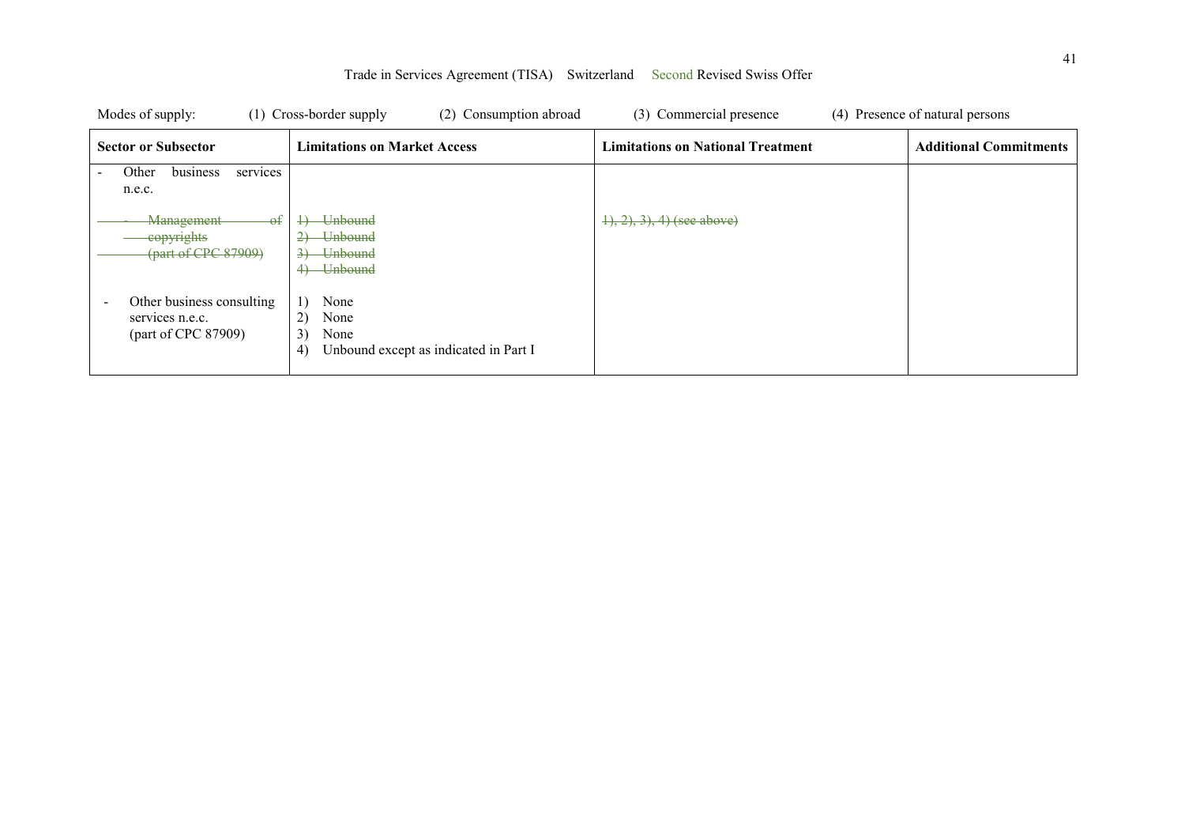Trade in Services Agreement (TISA) Switzerland Second Revised Swiss Offer

Modes of supply: (1) Cross-border supply (2) Consumption abroad (3) Commercial presence (4) Presence of natural persons

| Sector or Subsector | Limitations on Market Access | Limitations on National Treatment | Additional Commitments |
|---|---|---|---|
| - Other business services n.e.c. | | | |
| ~~- Management of copyrights (part of CPC 87909)~~ | ~~1) Unbound~~<br>~~2) Unbound~~<br>~~3) Unbound~~<br>~~4) Unbound~~ | ~~1), 2), 3), 4) (see above)~~ | |
| - Other business consulting services n.e.c. (part of CPC 87909) | 1) None<br>2) None<br>3) None<br>4) Unbound except as indicated in Part I | | |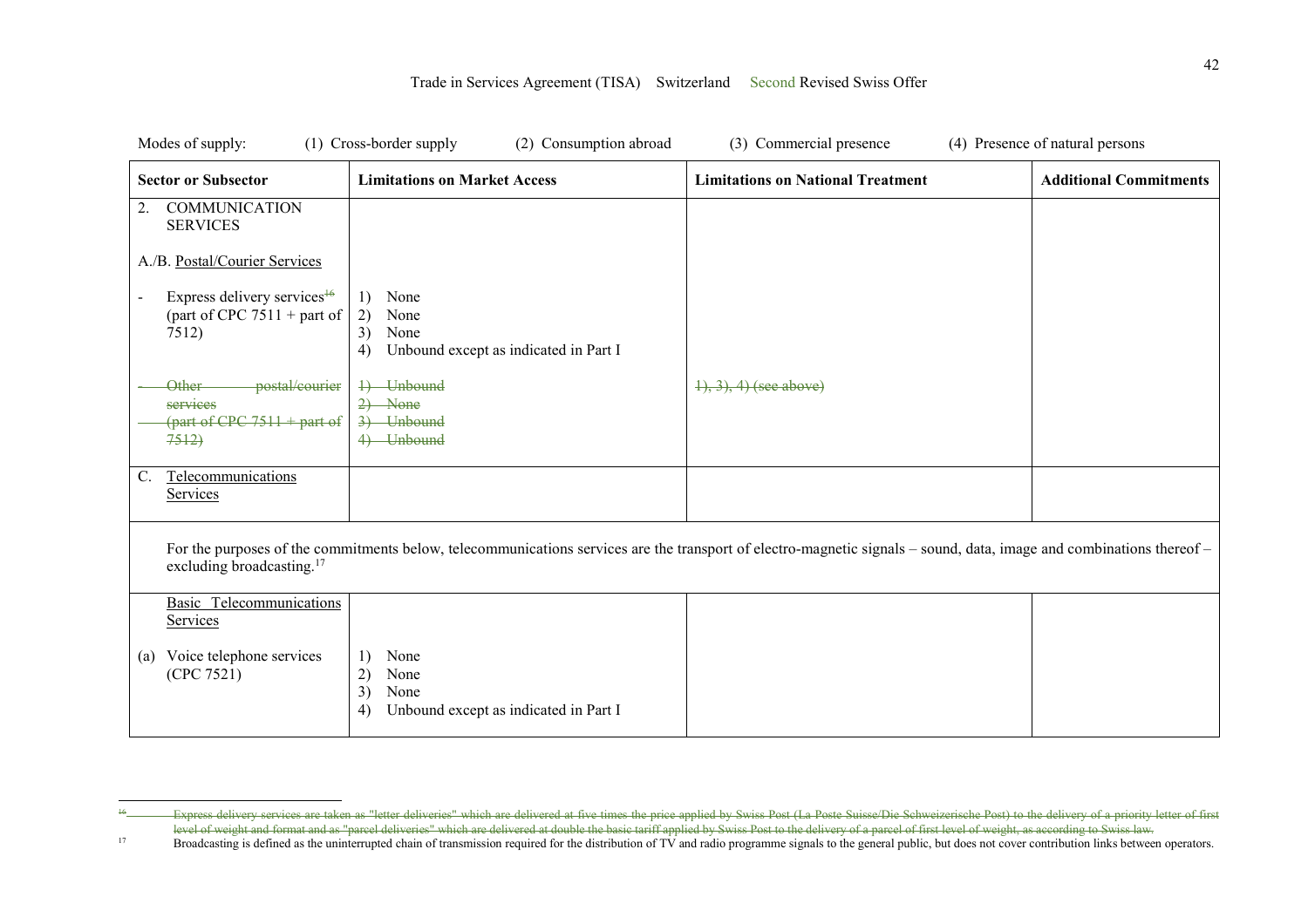Trade in Services Agreement (TISA) Switzerland Second Revised Swiss Offer

Modes of supply: (1) Cross-border supply (2) Consumption abroad (3) Commercial presence (4) Presence of natural persons

| Sector or Subsector | Limitations on Market Access | Limitations on National Treatment | Additional Commitments |
|---|---|---|---|
| 2. COMMUNICATION SERVICES<br><br>A./B. Postal/Courier Services<br><br>- Express delivery services~~[16]~~ (part of CPC 7511 + part of 7512)<br><br>~~- Other postal/courier services (part of CPC 7511 + part of 7512)~~ | <br><br><br><br>1) None<br>2) None<br>3) None<br>4) Unbound except as indicated in Part I<br><br>~~1) Unbound~~<br>~~2) None~~<br>~~3) Unbound~~<br>~~4) Unbound~~ | <br><br><br><br><br><br><br><br><br>~~1), 3), 4) (see above)~~ | |
| C. Telecommunications Services | | | |
| For the purposes of the commitments below, telecommunications services are the transport of electro-magnetic signals – sound, data, image and combinations thereof – excluding broadcasting.[17] | | | |
| Basic Telecommunications Services<br><br>(a) Voice telephone services (CPC 7521) | <br><br>1) None<br>2) None<br>3) None<br>4) Unbound except as indicated in Part I | | |

~~[16] Express delivery services are taken as "letter deliveries" which are delivered at five times the price applied by Swiss Post (La Poste Suisse/Die Schweizerische Post) to the delivery of a priority letter of first level of weight and format and as "parcel deliveries" which are delivered at double the basic tariff applied by Swiss Post to the delivery of a parcel of first level of weight, as according to Swiss law.~~

[17] Broadcasting is defined as the uninterrupted chain of transmission required for the distribution of TV and radio programme signals to the general public, but does not cover contribution links between operators.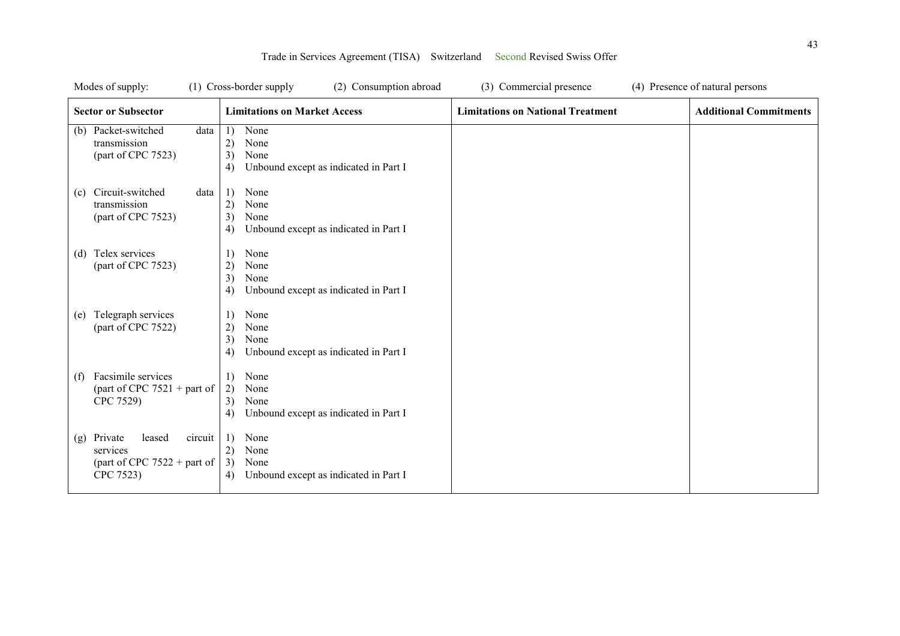Modes of supply: (1) Cross-border supply (2) Consumption abroad (3) Commercial presence (4) Presence of natural persons

| Sector or Subsector | Limitations on Market Access | Limitations on National Treatment | Additional Commitments |
|---|---|---|---|
| (b) Packet-switched data transmission (part of CPC 7523) | 1) None<br>2) None<br>3) None<br>4) Unbound except as indicated in Part I | | |
| (c) Circuit-switched data transmission (part of CPC 7523) | 1) None<br>2) None<br>3) None<br>4) Unbound except as indicated in Part I | | |
| (d) Telex services (part of CPC 7523) | 1) None<br>2) None<br>3) None<br>4) Unbound except as indicated in Part I | | |
| (e) Telegraph services (part of CPC 7522) | 1) None<br>2) None<br>3) None<br>4) Unbound except as indicated in Part I | | |
| (f) Facsimile services (part of CPC 7521 + part of CPC 7529) | 1) None<br>2) None<br>3) None<br>4) Unbound except as indicated in Part I | | |
| (g) Private leased circuit services (part of CPC 7522 + part of CPC 7523) | 1) None<br>2) None<br>3) None<br>4) Unbound except as indicated in Part I | | |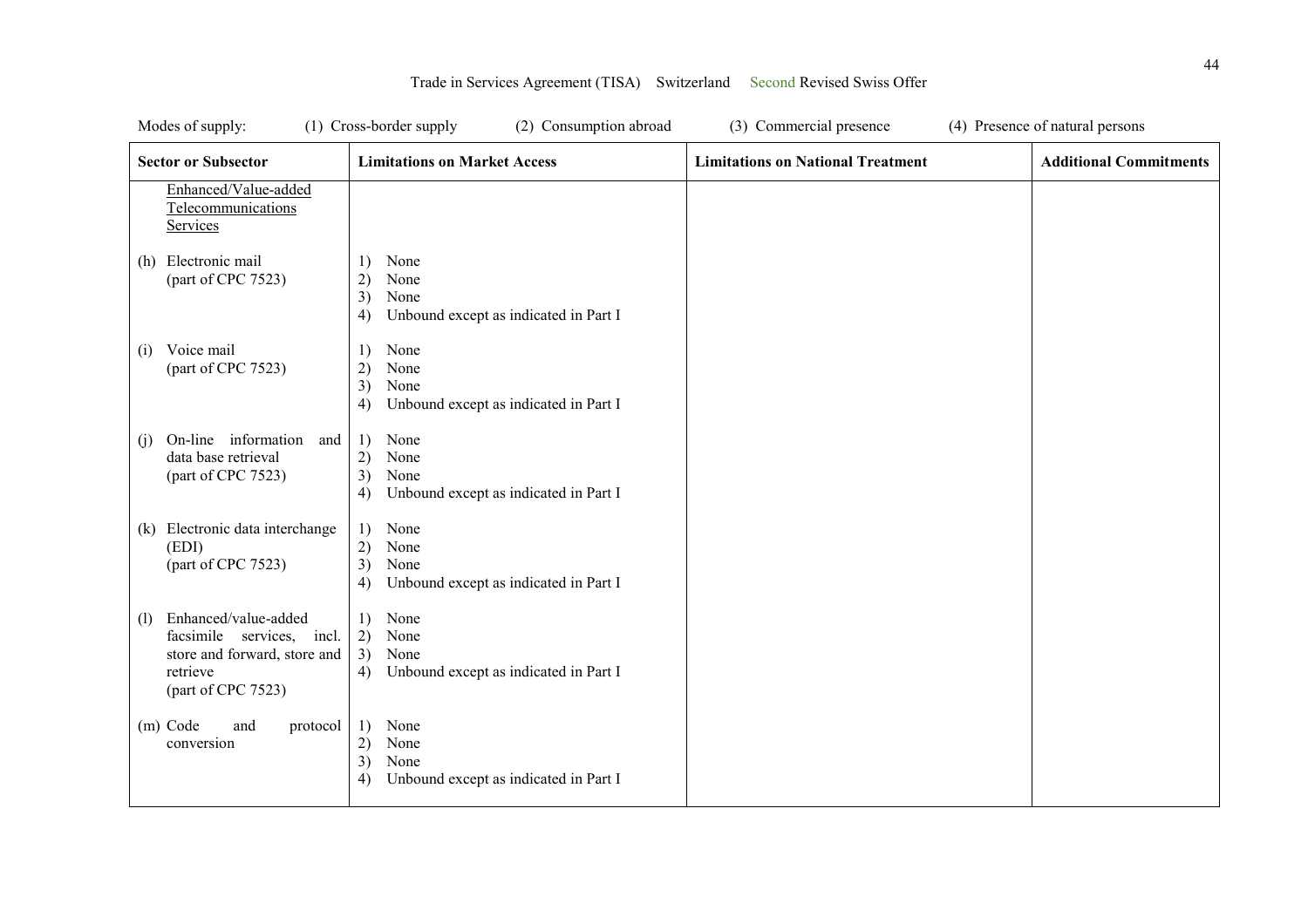Modes of supply: (1) Cross-border supply (2) Consumption abroad (3) Commercial presence (4) Presence of natural persons

| Sector or Subsector | Limitations on Market Access | Limitations on National Treatment | Additional Commitments |
|---|---|---|---|
| Enhanced/Value-added Telecommunications Services | | | |
| (h) Electronic mail (part of CPC 7523) | 1) None<br>2) None<br>3) None<br>4) Unbound except as indicated in Part I | | |
| (i) Voice mail (part of CPC 7523) | 1) None<br>2) None<br>3) None<br>4) Unbound except as indicated in Part I | | |
| (j) On-line information and data base retrieval (part of CPC 7523) | 1) None<br>2) None<br>3) None<br>4) Unbound except as indicated in Part I | | |
| (k) Electronic data interchange (EDI) (part of CPC 7523) | 1) None<br>2) None<br>3) None<br>4) Unbound except as indicated in Part I | | |
| (l) Enhanced/value-added facsimile services, incl. store and forward, store and retrieve (part of CPC 7523) | 1) None<br>2) None<br>3) None<br>4) Unbound except as indicated in Part I | | |
| (m) Code and protocol conversion | 1) None<br>2) None<br>3) None<br>4) Unbound except as indicated in Part I | | |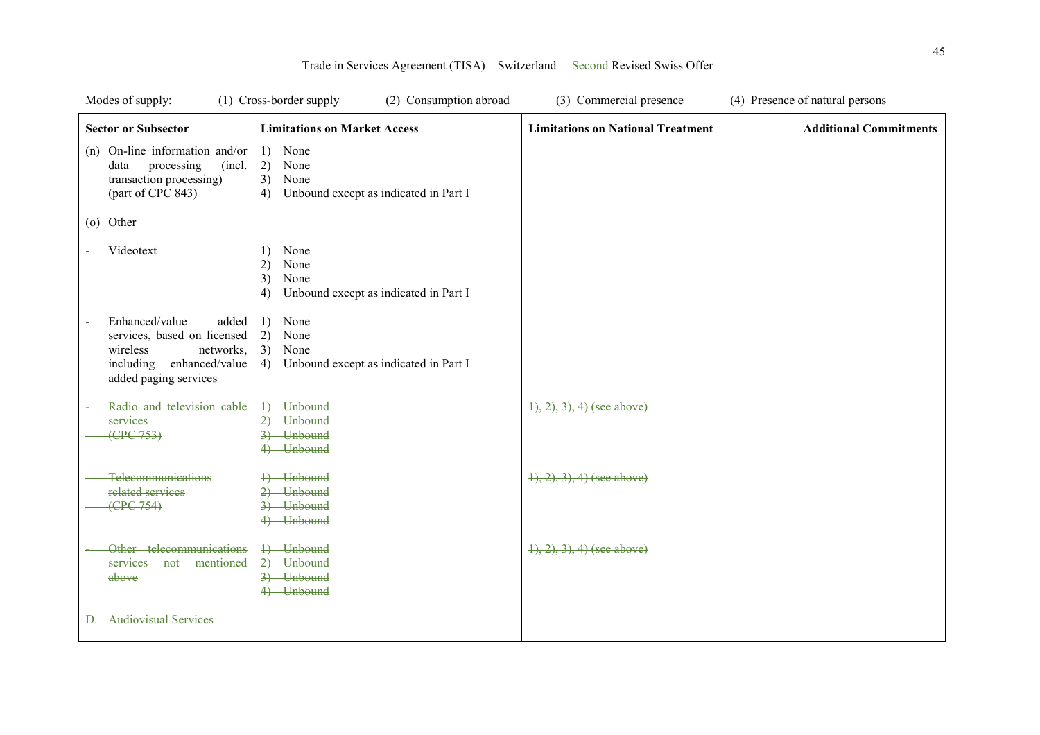Trade in Services Agreement (TISA) Switzerland Second Revised Swiss Offer

Modes of supply: (1) Cross-border supply (2) Consumption abroad (3) Commercial presence (4) Presence of natural persons

| Sector or Subsector | Limitations on Market Access | Limitations on National Treatment | Additional Commitments |
|---|---|---|---|
| (n) On-line information and/or data processing (incl. transaction processing) (part of CPC 843) | 1) None<br>2) None<br>3) None<br>4) Unbound except as indicated in Part I | | |
| (o) Other | | | |
| - Videotext | 1) None<br>2) None<br>3) None<br>4) Unbound except as indicated in Part I | | |
| - Enhanced/value added services, based on licensed wireless networks, including enhanced/value added paging services | 1) None<br>2) None<br>3) None<br>4) Unbound except as indicated in Part I | | |
| ~~- Radio and television cable services (CPC 753)~~ | ~~1) Unbound~~<br>~~2) Unbound~~<br>~~3) Unbound~~<br>~~4) Unbound~~ | ~~1), 2), 3), 4) (see above)~~ | |
| ~~- Telecommunications related services (CPC 754)~~ | ~~1) Unbound~~<br>~~2) Unbound~~<br>~~3) Unbound~~<br>~~4) Unbound~~ | ~~1), 2), 3), 4) (see above)~~ | |
| ~~- Other telecommunications services not mentioned above~~ | ~~1) Unbound~~<br>~~2) Unbound~~<br>~~3) Unbound~~<br>~~4) Unbound~~ | ~~1), 2), 3), 4) (see above)~~ | |
| ~~D. Audiovisual Services~~ | | | |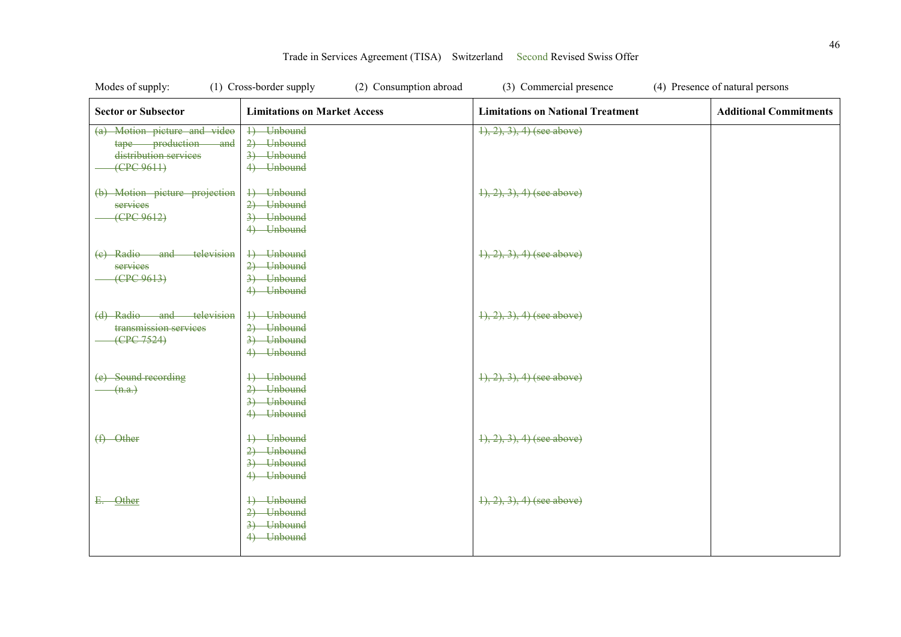Trade in Services Agreement (TISA) Switzerland Second Revised Swiss Offer

Modes of supply: (1) Cross-border supply (2) Consumption abroad (3) Commercial presence (4) Presence of natural persons

| Sector or Subsector | Limitations on Market Access | Limitations on National Treatment | Additional Commitments |
|---|---|---|---|
| ~~(a) Motion picture and video tape production and distribution services (CPC 9611)~~ | ~~1) Unbound~~<br>~~2) Unbound~~<br>~~3) Unbound~~<br>~~4) Unbound~~ | ~~1), 2), 3), 4) (see above)~~ | |
| ~~(b) Motion picture projection services (CPC 9612)~~ | ~~1) Unbound~~<br>~~2) Unbound~~<br>~~3) Unbound~~<br>~~4) Unbound~~ | ~~1), 2), 3), 4) (see above)~~ | |
| ~~(c) Radio and television services (CPC 9613)~~ | ~~1) Unbound~~<br>~~2) Unbound~~<br>~~3) Unbound~~<br>~~4) Unbound~~ | ~~1), 2), 3), 4) (see above)~~ | |
| ~~(d) Radio and television transmission services (CPC 7524)~~ | ~~1) Unbound~~<br>~~2) Unbound~~<br>~~3) Unbound~~<br>~~4) Unbound~~ | ~~1), 2), 3), 4) (see above)~~ | |
| ~~(e) Sound recording (n.a.)~~ | ~~1) Unbound~~<br>~~2) Unbound~~<br>~~3) Unbound~~<br>~~4) Unbound~~ | ~~1), 2), 3), 4) (see above)~~ | |
| ~~(f) Other~~ | ~~1) Unbound~~<br>~~2) Unbound~~<br>~~3) Unbound~~<br>~~4) Unbound~~ | ~~1), 2), 3), 4) (see above)~~ | |
| ~~E. Other~~ | ~~1) Unbound~~<br>~~2) Unbound~~<br>~~3) Unbound~~<br>~~4) Unbound~~ | ~~1), 2), 3), 4) (see above)~~ | |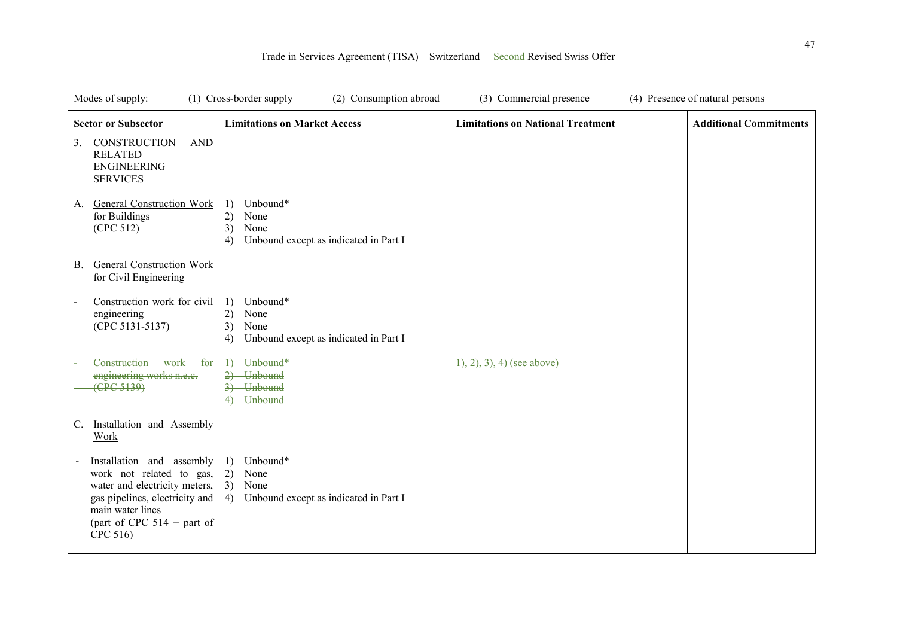Trade in Services Agreement (TISA) Switzerland Second Revised Swiss Offer

Modes of supply: (1) Cross-border supply (2) Consumption abroad (3) Commercial presence (4) Presence of natural persons

| Sector or Subsector | Limitations on Market Access | Limitations on National Treatment | Additional Commitments |
|---|---|---|---|
| 3. CONSTRUCTION AND RELATED ENGINEERING SERVICES | | | |
| A. General Construction Work for Buildings (CPC 512) | 1) Unbound* 2) None 3) None 4) Unbound except as indicated in Part I | | |
| B. General Construction Work for Civil Engineering | | | |
| - Construction work for civil engineering (CPC 5131-5137) | 1) Unbound* 2) None 3) None 4) Unbound except as indicated in Part I | | |
| ~~- Construction work for engineering works n.e.c. (CPC 5139)~~ | ~~1) Unbound* 2) Unbound 3) Unbound 4) Unbound~~ | ~~1), 2), 3), 4) (see above)~~ | |
| C. Installation and Assembly Work | | | |
| - Installation and assembly work not related to gas, water and electricity meters, gas pipelines, electricity and main water lines (part of CPC 514 + part of CPC 516) | 1) Unbound* 2) None 3) None 4) Unbound except as indicated in Part I | | |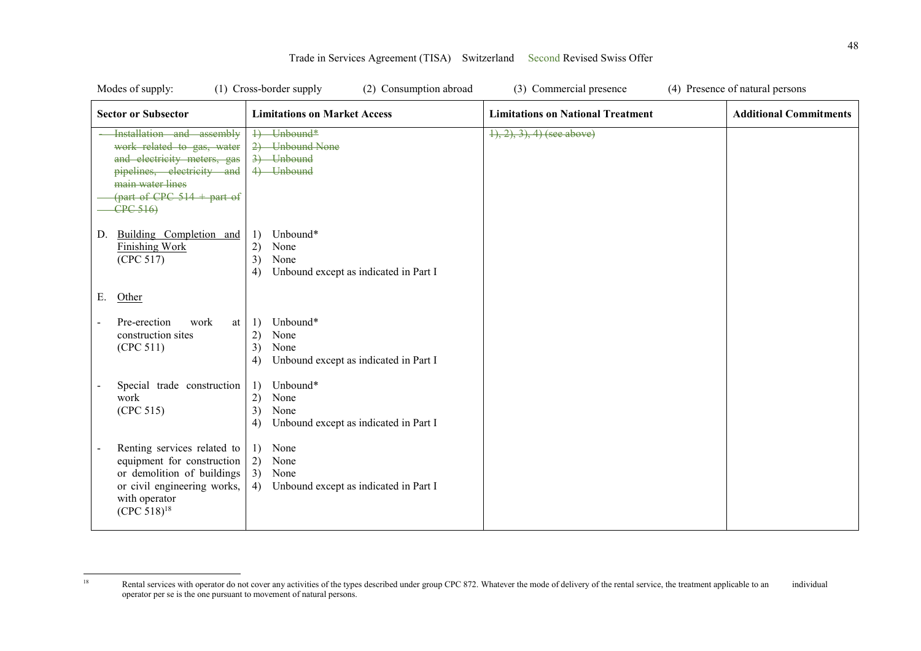Modes of supply: (1) Cross-border supply (2) Consumption abroad (3) Commercial presence (4) Presence of natural persons

| Sector or Subsector | Limitations on Market Access | Limitations on National Treatment | Additional Commitments |
|---|---|---|---|
| ~~- Installation and assembly work related to gas, water and electricity meters, gas pipelines, electricity and main water lines (part of CPC 514 + part of CPC 516)~~ | ~~1) Unbound*~~<br>~~2) Unbound None~~<br>~~3) Unbound~~<br>~~4) Unbound~~ | ~~1), 2), 3), 4) (see above)~~ | |
| D. Building Completion and Finishing Work (CPC 517) | 1) Unbound*<br>2) None<br>3) None<br>4) Unbound except as indicated in Part I | | |
| E. Other | | | |
| - Pre-erection work at construction sites (CPC 511) | 1) Unbound*<br>2) None<br>3) None<br>4) Unbound except as indicated in Part I | | |
| - Special trade construction work (CPC 515) | 1) Unbound*<br>2) None<br>3) None<br>4) Unbound except as indicated in Part I | | |
| - Renting services related to equipment for construction or demolition of buildings or civil engineering works, with operator (CPC 518)[18] | 1) None<br>2) None<br>3) None<br>4) Unbound except as indicated in Part I | | |

[18] Rental services with operator do not cover any activities of the types described under group CPC 872. Whatever the mode of delivery of the rental service, the treatment applicable to an individual operator per se is the one pursuant to movement of natural persons.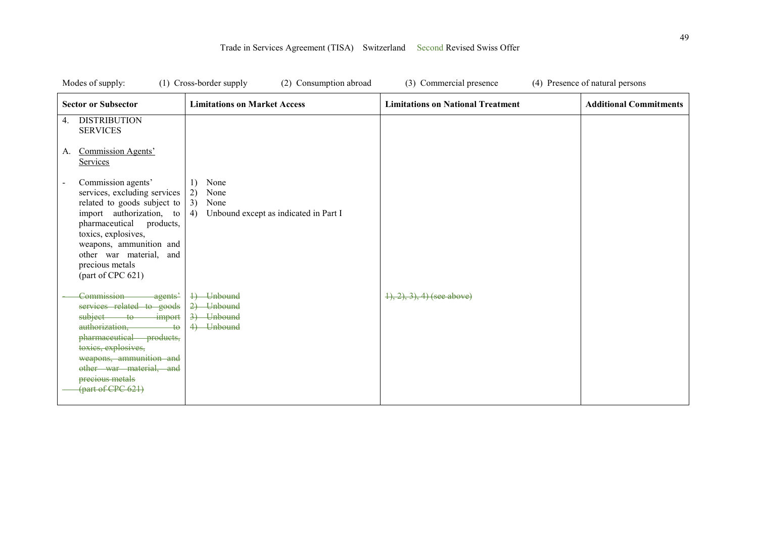Modes of supply: (1) Cross-border supply (2) Consumption abroad (3) Commercial presence (4) Presence of natural persons

| Sector or Subsector | Limitations on Market Access | Limitations on National Treatment | Additional Commitments |
|---|---|---|---|
| 4. DISTRIBUTION SERVICES<br><br>A. <u>Commission Agents' Services</u> | | | |
| - Commission agents' services, excluding services related to goods subject to import authorization, to pharmaceutical products, toxics, explosives, weapons, ammunition and other war material, and precious metals (part of CPC 621) | 1) None<br>2) None<br>3) None<br>4) Unbound except as indicated in Part I | | |
| ~~- Commission agents' services related to goods subject to import authorization, to pharmaceutical products, toxics, explosives, weapons, ammunition and other war material, and precious metals (part of CPC 621)~~ | ~~1) Unbound~~<br>~~2) Unbound~~<br>~~3) Unbound~~<br>~~4) Unbound~~ | ~~1), 2), 3), 4) (see above)~~ | |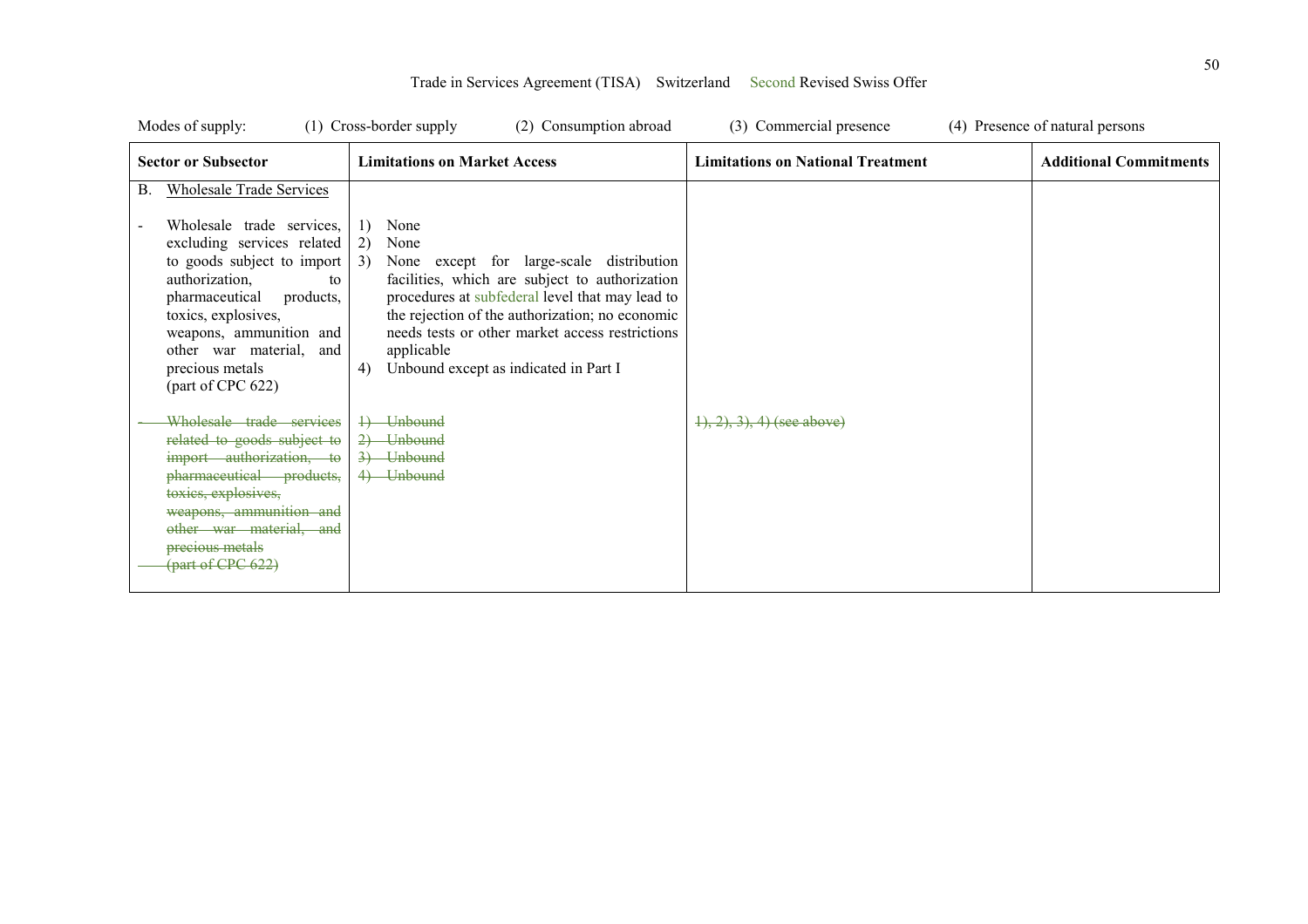Trade in Services Agreement (TISA) Switzerland Second Revised Swiss Offer

Modes of supply: (1) Cross-border supply (2) Consumption abroad (3) Commercial presence (4) Presence of natural persons

| Sector or Subsector | Limitations on Market Access | Limitations on National Treatment | Additional Commitments |
|---|---|---|---|
| B. Wholesale Trade Services | | | |
| - Wholesale trade services, excluding services related to goods subject to import authorization, to pharmaceutical products, toxics, explosives, weapons, ammunition and other war material, and precious metals (part of CPC 622) | 1) None<br>2) None<br>3) None except for large-scale distribution facilities, which are subject to authorization procedures at subfederal level that may lead to the rejection of the authorization; no economic needs tests or other market access restrictions applicable<br>4) Unbound except as indicated in Part I | | |
| ~~- Wholesale trade services related to goods subject to import authorization, to pharmaceutical products, toxics, explosives, weapons, ammunition and other war material, and precious metals (part of CPC 622)~~ | ~~1) Unbound~~<br>~~2) Unbound~~<br>~~3) Unbound~~<br>~~4) Unbound~~ | ~~1), 2), 3), 4) (see above)~~ | |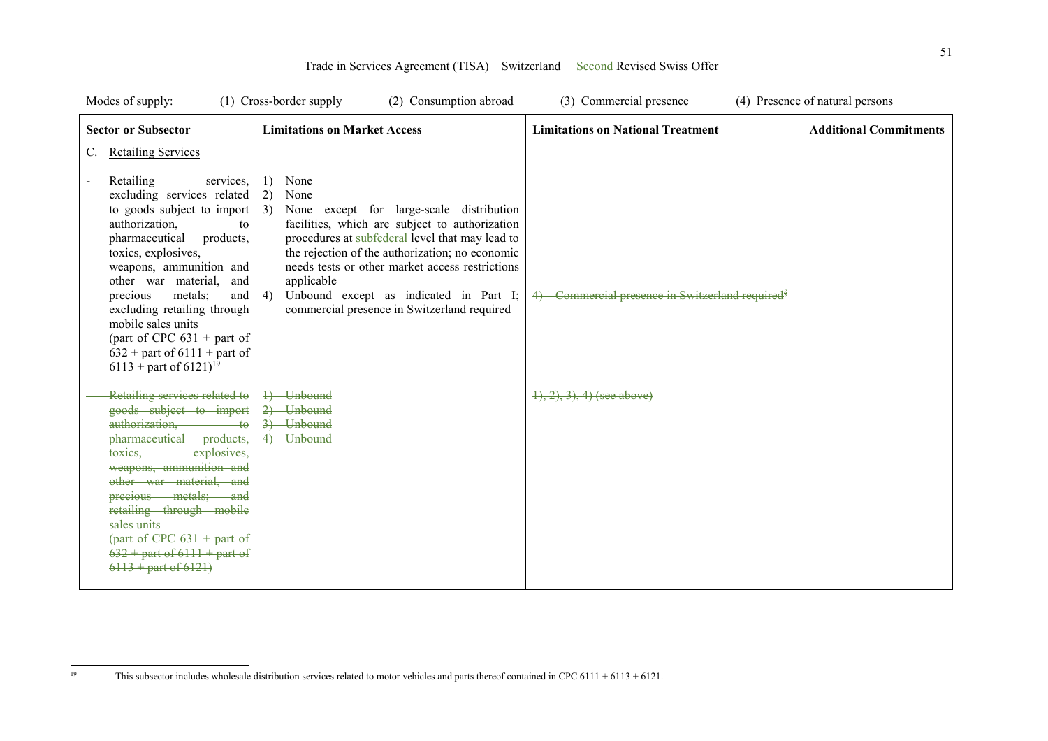Modes of supply: (1) Cross-border supply (2) Consumption abroad (3) Commercial presence (4) Presence of natural persons

| Sector or Subsector | Limitations on Market Access | Limitations on National Treatment | Additional Commitments |
|---|---|---|---|
| C. Retailing Services | | | |
| - Retailing services, excluding services related to goods subject to import authorization, to pharmaceutical products, toxics, explosives, weapons, ammunition and other war material, and precious metals; and excluding retailing through mobile sales units (part of CPC 631 + part of 632 + part of 6111 + part of 6113 + part of 6121)[19] | 1) None<br>2) None<br>3) None except for large-scale distribution facilities, which are subject to authorization procedures at subfederal level that may lead to the rejection of the authorization; no economic needs tests or other market access restrictions applicable<br>4) Unbound except as indicated in Part I; commercial presence in Switzerland required | ~~4) Commercial presence in Switzerland required[§]~~ | |
| ~~- Retailing services related to goods subject to import authorization, to pharmaceutical products, toxics, explosives, weapons, ammunition and other war material, and precious metals; and retailing through mobile sales units (part of CPC 631 + part of 632 + part of 6111 + part of 6113 + part of 6121)~~ | ~~1) Unbound~~<br>~~2) Unbound~~<br>~~3) Unbound~~<br>~~4) Unbound~~ | ~~1), 2), 3), 4) (see above)~~ | |

[19] This subsector includes wholesale distribution services related to motor vehicles and parts thereof contained in CPC 6111 + 6113 + 6121.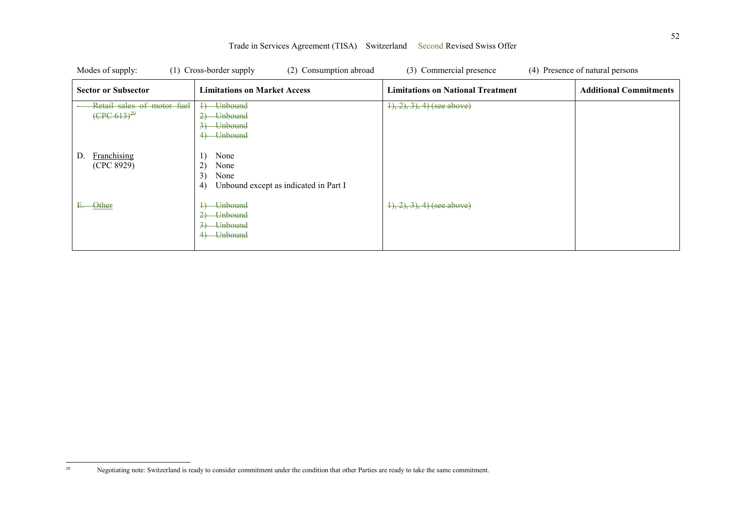Trade in Services Agreement (TISA) Switzerland Second Revised Swiss Offer

Modes of supply: (1) Cross-border supply (2) Consumption abroad (3) Commercial presence (4) Presence of natural persons

| Sector or Subsector | Limitations on Market Access | Limitations on National Treatment | Additional Commitments |
|---|---|---|---|
| ~~- Retail sales of motor fuel (CPC 613)~~[20] | ~~1) Unbound~~<br>~~2) Unbound~~<br>~~3) Unbound~~<br>~~4) Unbound~~ | ~~1), 2), 3), 4) (see above)~~ | |
| D. Franchising (CPC 8929) | 1) None<br>2) None<br>3) None<br>4) Unbound except as indicated in Part I | | |
| ~~E. Other~~ | ~~1) Unbound~~<br>~~2) Unbound~~<br>~~3) Unbound~~<br>~~4) Unbound~~ | ~~1), 2), 3), 4) (see above)~~ | |

[20] Negotiating note: Switzerland is ready to consider commitment under the condition that other Parties are ready to take the same commitment.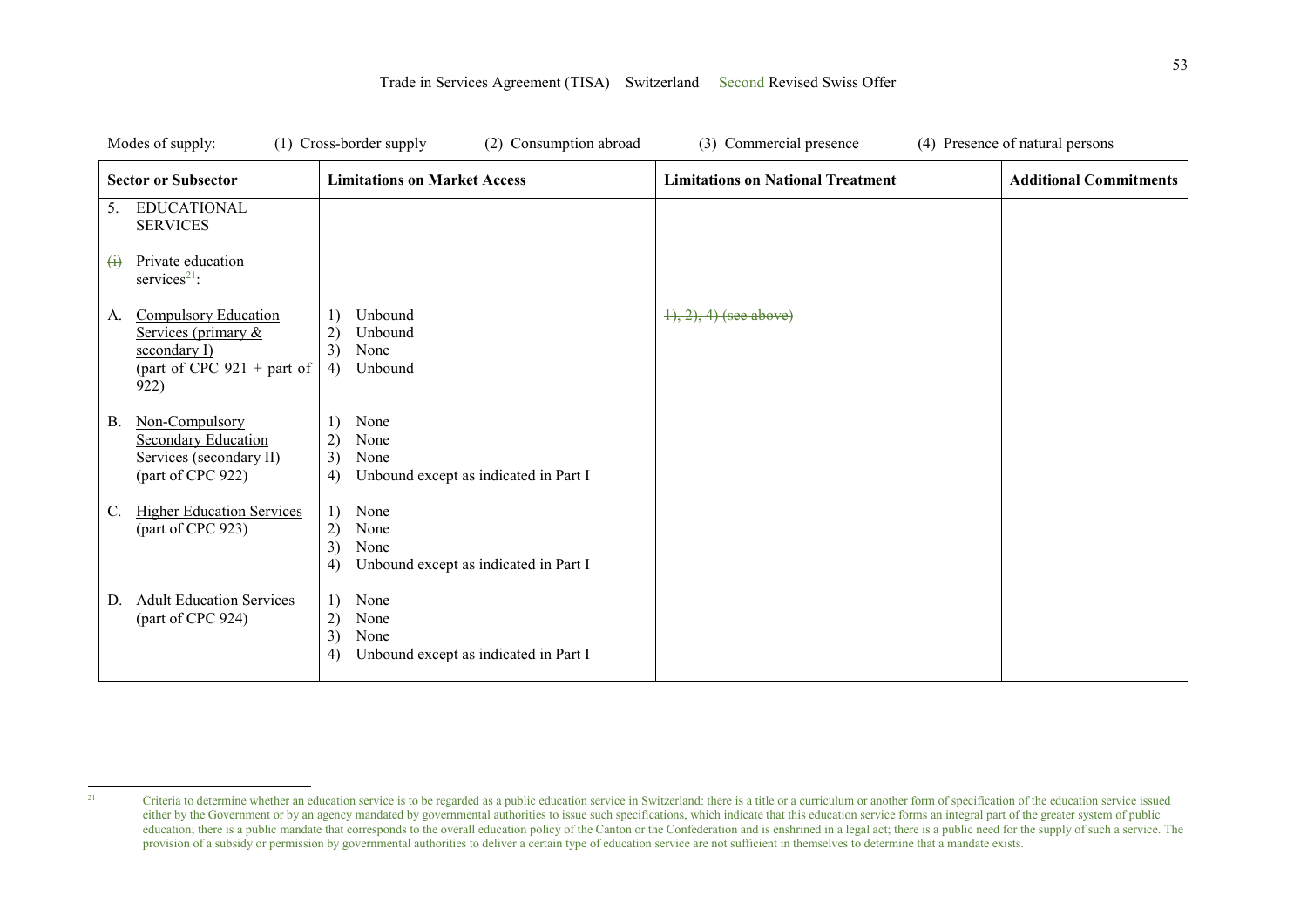Modes of supply: (1) Cross-border supply (2) Consumption abroad (3) Commercial presence (4) Presence of natural persons

| Sector or Subsector | Limitations on Market Access | Limitations on National Treatment | Additional Commitments |
|---|---|---|---|
| 5. EDUCATIONAL SERVICES<br><br>~~(i)~~ Private education services[21]: | | | |
| A. Compulsory Education Services (primary & secondary I) (part of CPC 921 + part of 922) | 1) Unbound<br>2) Unbound<br>3) None<br>4) Unbound | ~~1), 2), 4) (see above)~~ | |
| B. Non-Compulsory Secondary Education Services (secondary II) (part of CPC 922) | 1) None<br>2) None<br>3) None<br>4) Unbound except as indicated in Part I | | |
| C. Higher Education Services (part of CPC 923) | 1) None<br>2) None<br>3) None<br>4) Unbound except as indicated in Part I | | |
| D. Adult Education Services (part of CPC 924) | 1) None<br>2) None<br>3) None<br>4) Unbound except as indicated in Part I | | |

[21] Criteria to determine whether an education service is to be regarded as a public education service in Switzerland: there is a title or a curriculum or another form of specification of the education service issued either by the Government or by an agency mandated by governmental authorities to issue such specifications, which indicate that this education service forms an integral part of the greater system of public education; there is a public mandate that corresponds to the overall education policy of the Canton or the Confederation and is enshrined in a legal act; there is a public need for the supply of such a service. The provision of a subsidy or permission by governmental authorities to deliver a certain type of education service are not sufficient in themselves to determine that a mandate exists.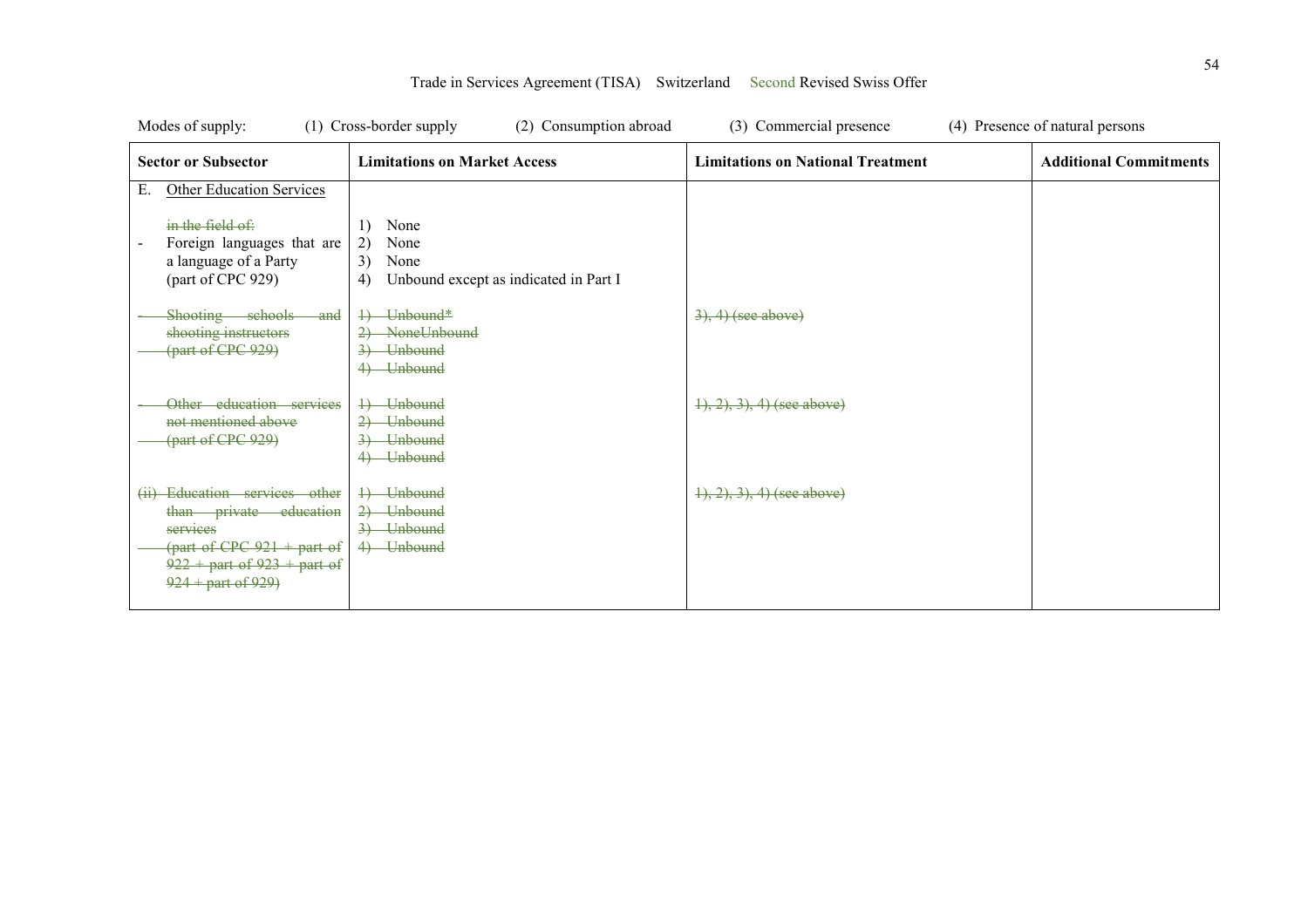Trade in Services Agreement (TISA) Switzerland Second Revised Swiss Offer

Modes of supply: (1) Cross-border supply (2) Consumption abroad (3) Commercial presence (4) Presence of natural persons

| Sector or Subsector | Limitations on Market Access | Limitations on National Treatment | Additional Commitments |
|---|---|---|---|
| E. Other Education Services | | | |
| ~~in the field of:~~<br>- Foreign languages that are a language of a Party (part of CPC 929) | 1) None<br>2) None<br>3) None<br>4) Unbound except as indicated in Part I | | |
| ~~- Shooting schools and shooting instructors (part of CPC 929)~~ | ~~1) Unbound*~~<br>~~2) None~~~~Unbound~~<br>~~3) Unbound~~<br>~~4) Unbound~~ | ~~3), 4) (see above)~~ | |
| ~~- Other education services not mentioned above (part of CPC 929)~~ | ~~1) Unbound~~<br>~~2) Unbound~~<br>~~3) Unbound~~<br>~~4) Unbound~~ | ~~1), 2), 3), 4) (see above)~~ | |
| ~~(ii) Education services other than private education services (part of CPC 921 + part of 922 + part of 923 + part of 924 + part of 929)~~ | ~~1) Unbound~~<br>~~2) Unbound~~<br>~~3) Unbound~~<br>~~4) Unbound~~ | ~~1), 2), 3), 4) (see above)~~ | |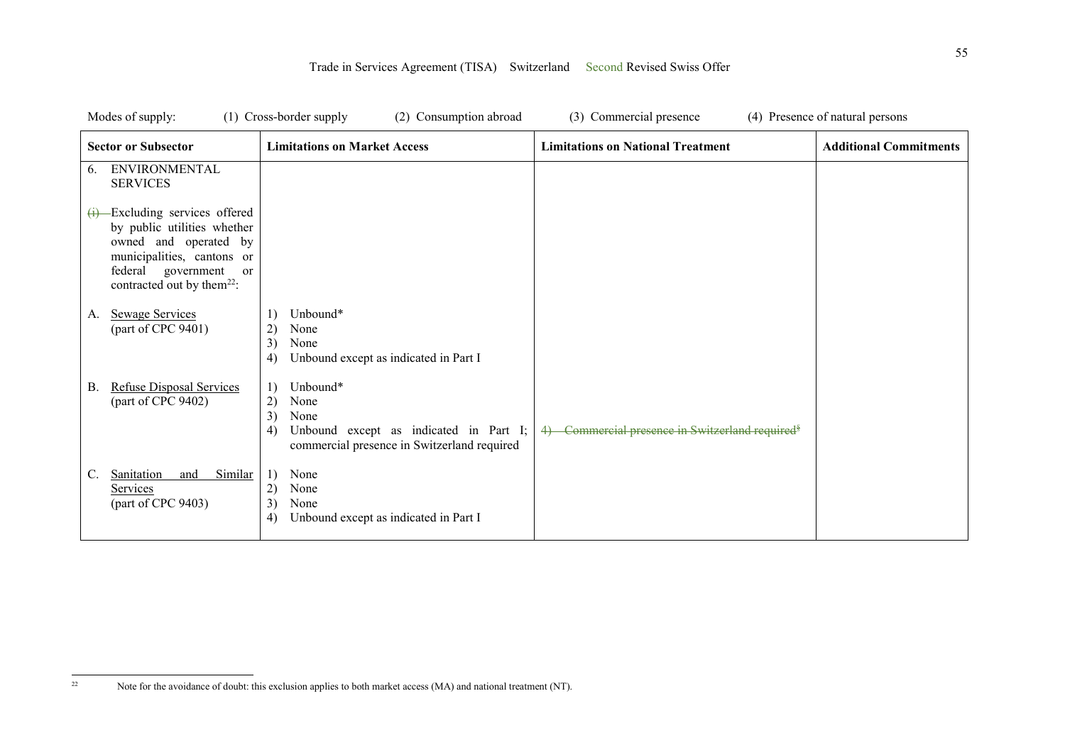Modes of supply: (1) Cross-border supply (2) Consumption abroad (3) Commercial presence (4) Presence of natural persons

| Sector or Subsector | Limitations on Market Access | Limitations on National Treatment | Additional Commitments |
|---|---|---|---|
| 6. ENVIRONMENTAL SERVICES<br><br>~~(i)~~ Excluding services offered by public utilities whether owned and operated by municipalities, cantons or federal government or contracted out by them[22]: | | | |
| A. Sewage Services (part of CPC 9401) | 1) Unbound*<br>2) None<br>3) None<br>4) Unbound except as indicated in Part I | | |
| B. Refuse Disposal Services (part of CPC 9402) | 1) Unbound*<br>2) None<br>3) None<br>4) Unbound except as indicated in Part I; commercial presence in Switzerland required | ~~4) Commercial presence in Switzerland required[§]~~ | |
| C. Sanitation and Similar Services (part of CPC 9403) | 1) None<br>2) None<br>3) None<br>4) Unbound except as indicated in Part I | | |

[22] Note for the avoidance of doubt: this exclusion applies to both market access (MA) and national treatment (NT).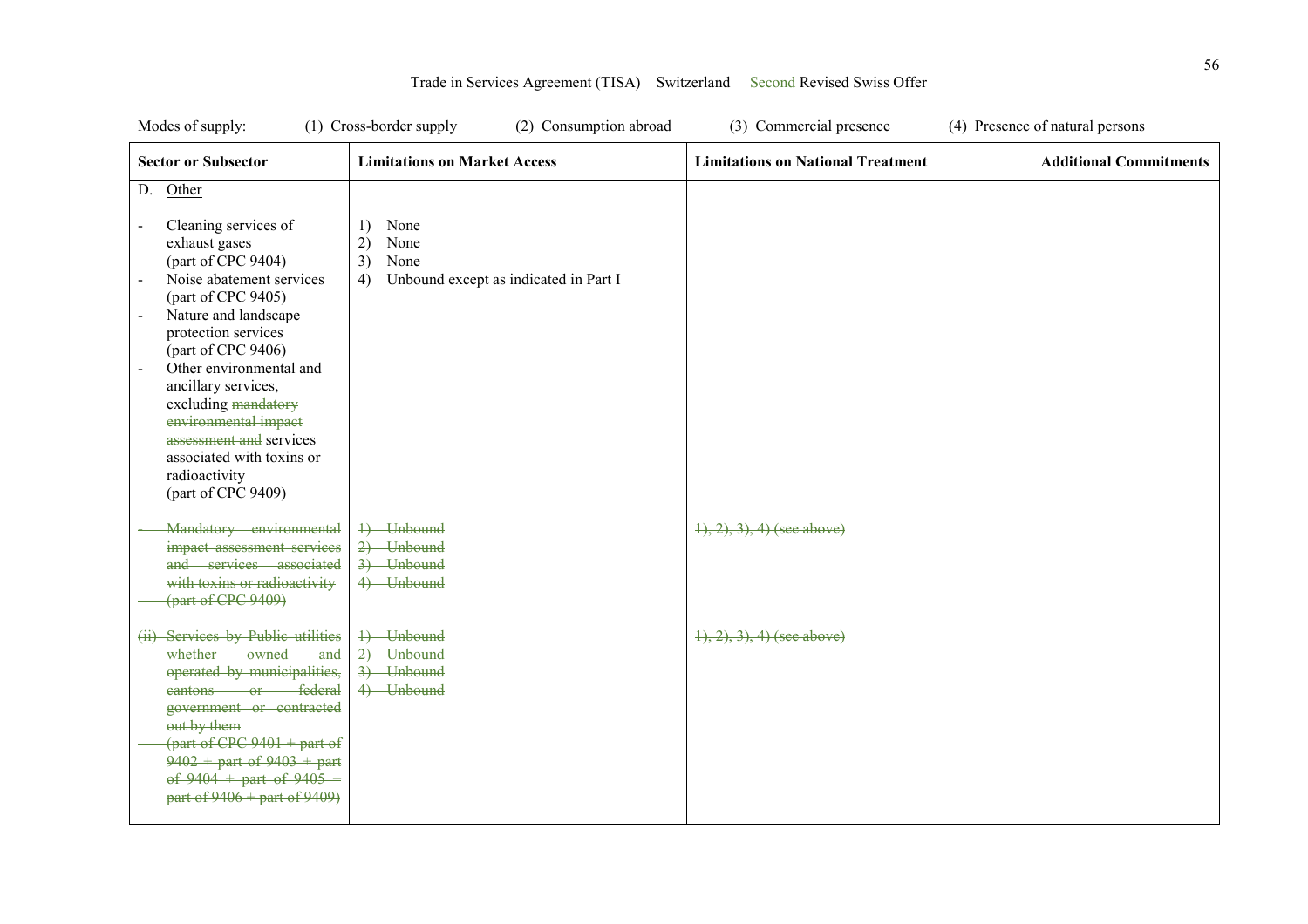Trade in Services Agreement (TISA) Switzerland Second Revised Swiss Offer

Modes of supply: (1) Cross-border supply (2) Consumption abroad (3) Commercial presence (4) Presence of natural persons

| Sector or Subsector | Limitations on Market Access | Limitations on National Treatment | Additional Commitments |
|---|---|---|---|
| D. Other<br><br>- Cleaning services of exhaust gases (part of CPC 9404)<br>- Noise abatement services (part of CPC 9405)<br>- Nature and landscape protection services (part of CPC 9406)<br>- Other environmental and ancillary services, excluding ~~mandatory environmental impact assessment and~~ services associated with toxins or radioactivity (part of CPC 9409) | 1) None<br>2) None<br>3) None<br>4) Unbound except as indicated in Part I | | |
| ~~- Mandatory environmental impact assessment services and services associated with toxins or radioactivity (part of CPC 9409)~~ | ~~1) Unbound~~<br>~~2) Unbound~~<br>~~3) Unbound~~<br>~~4) Unbound~~ | ~~1), 2), 3), 4) (see above)~~ | |
| ~~(ii) Services by Public utilities whether owned and operated by municipalities, cantons or federal government or contracted out by them (part of CPC 9401 + part of 9402 + part of 9403 + part of 9404 + part of 9405 + part of 9406 + part of 9409)~~ | ~~1) Unbound~~<br>~~2) Unbound~~<br>~~3) Unbound~~<br>~~4) Unbound~~ | ~~1), 2), 3), 4) (see above)~~ | |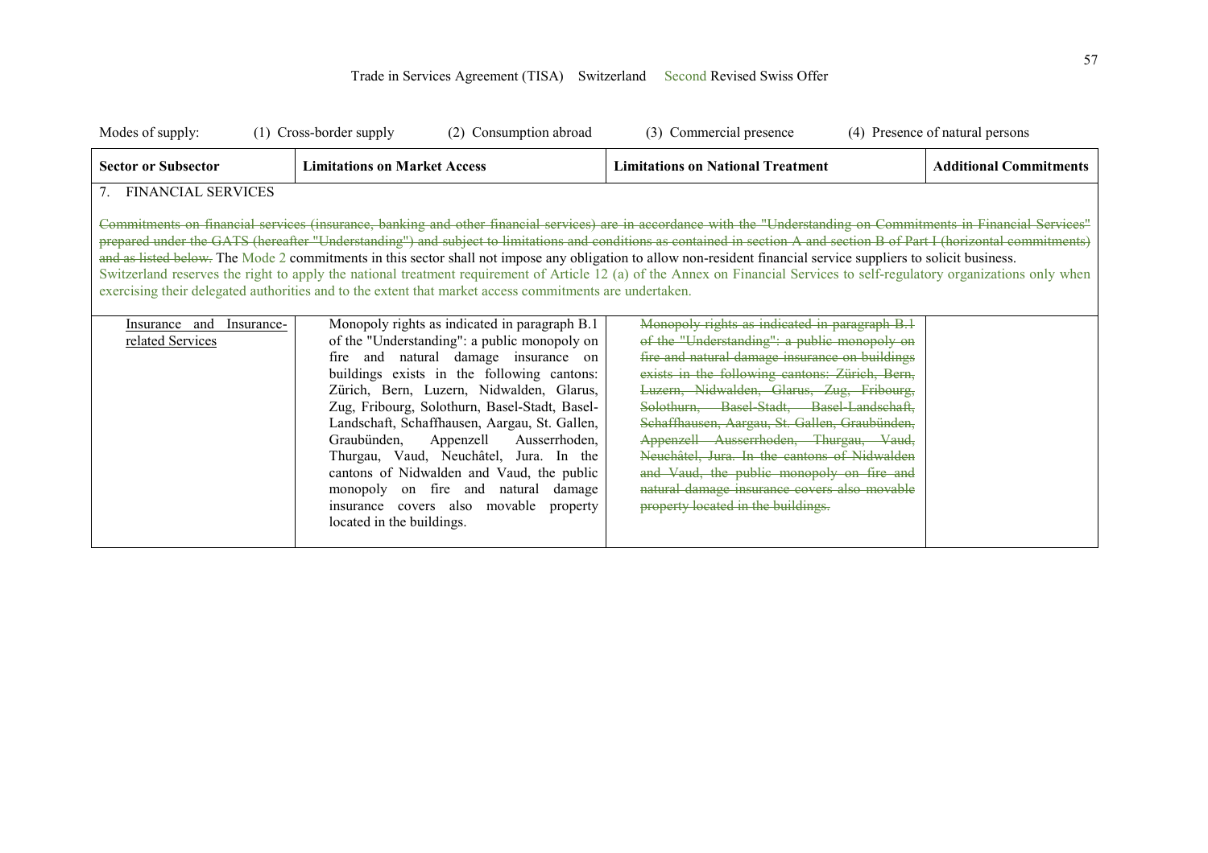Modes of supply: (1) Cross-border supply (2) Consumption abroad (3) Commercial presence (4) Presence of natural persons

| Sector or Subsector | Limitations on Market Access | Limitations on National Treatment | Additional Commitments |
|---|---|---|---|
| 7. FINANCIAL SERVICES<br><br>~~Commitments on financial services (insurance, banking and other financial services) are in accordance with the "Understanding on Commitments in Financial Services" prepared under the GATS (hereafter "Understanding") and subject to limitations and conditions as contained in section A and section B of Part I (horizontal commitments) and as listed below.~~ The Mode 2 commitments in this sector shall not impose any obligation to allow non-resident financial service suppliers to solicit business.<br>Switzerland reserves the right to apply the national treatment requirement of Article 12 (a) of the Annex on Financial Services to self-regulatory organizations only when exercising their delegated authorities and to the extent that market access commitments are undertaken. | | | |
| Insurance and Insurance-related Services | Monopoly rights as indicated in paragraph B.1 of the "Understanding": a public monopoly on fire and natural damage insurance on buildings exists in the following cantons: Zürich, Bern, Luzern, Nidwalden, Glarus, Zug, Fribourg, Solothurn, Basel-Stadt, Basel-Landschaft, Schaffhausen, Aargau, St. Gallen, Graubünden, Appenzell Ausserrhoden, Thurgau, Vaud, Neuchâtel, Jura. In the cantons of Nidwalden and Vaud, the public monopoly on fire and natural damage insurance covers also movable property located in the buildings. | ~~Monopoly rights as indicated in paragraph B.1 of the "Understanding": a public monopoly on fire and natural damage insurance on buildings exists in the following cantons: Zürich, Bern, Luzern, Nidwalden, Glarus, Zug, Fribourg, Solothurn, Basel-Stadt, Basel-Landschaft, Schaffhausen, Aargau, St. Gallen, Graubünden, Appenzell Ausserrhoden, Thurgau, Vaud, Neuchâtel, Jura. In the cantons of Nidwalden and Vaud, the public monopoly on fire and natural damage insurance covers also movable property located in the buildings.~~ | |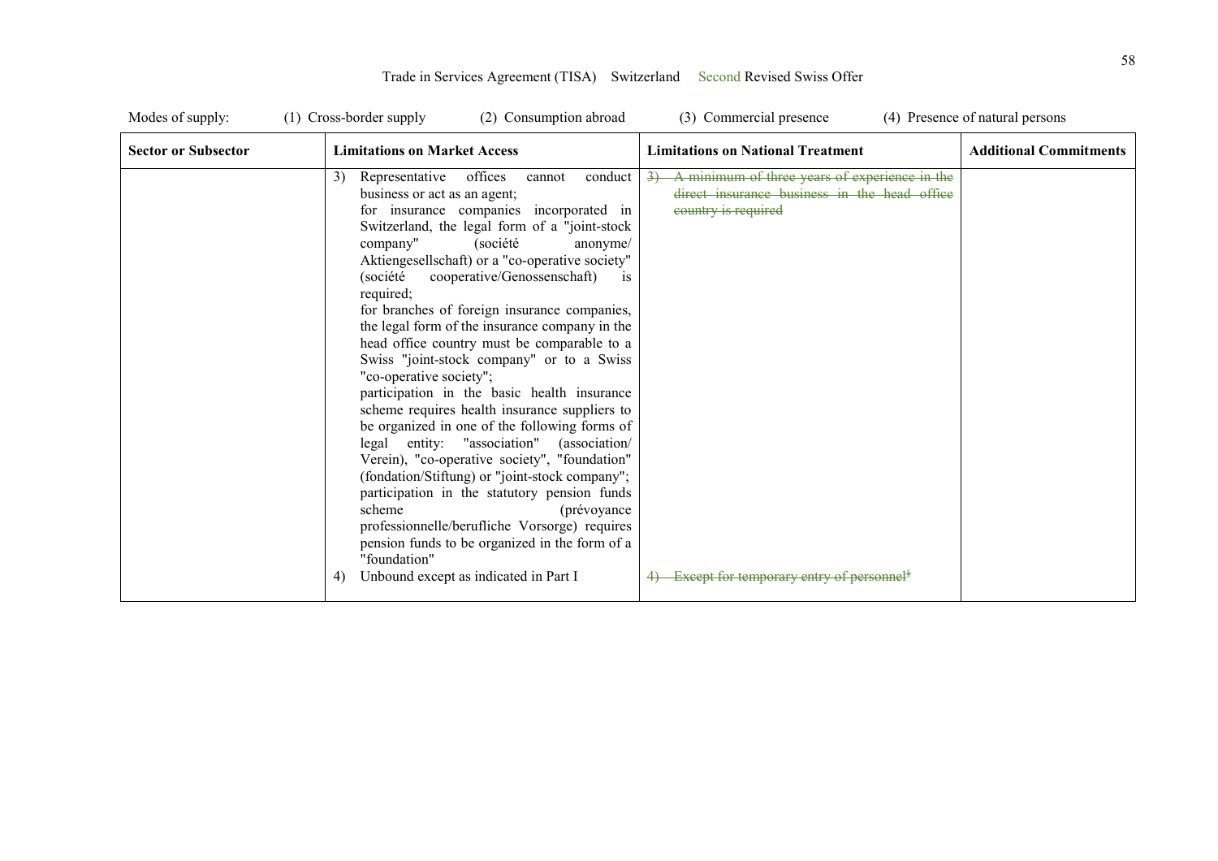Modes of supply: (1) Cross-border supply (2) Consumption abroad (3) Commercial presence (4) Presence of natural persons

| Sector or Subsector | Limitations on Market Access | Limitations on National Treatment | Additional Commitments |
|---|---|---|---|
| | 3) Representative offices cannot conduct business or act as an agent;<br>for insurance companies incorporated in Switzerland, the legal form of a "joint-stock company" (société anonyme/ Aktiengesellschaft) or a "co-operative society" (société cooperative/Genossenschaft) is required;<br>for branches of foreign insurance companies, the legal form of the insurance company in the head office country must be comparable to a Swiss "joint-stock company" or to a Swiss "co-operative society";<br>participation in the basic health insurance scheme requires health insurance suppliers to be organized in one of the following forms of legal entity: "association" (association/ Verein), "co-operative society", "foundation" (fondation/Stiftung) or "joint-stock company";<br>participation in the statutory pension funds scheme (prévoyance professionnelle/berufliche Vorsorge) requires pension funds to be organized in the form of a "foundation" | ~~3) A minimum of three years of experience in the direct insurance business in the head office country is required~~ | |
| | 4) Unbound except as indicated in Part I | ~~4) Except for temporary entry of personnel[8]~~ | |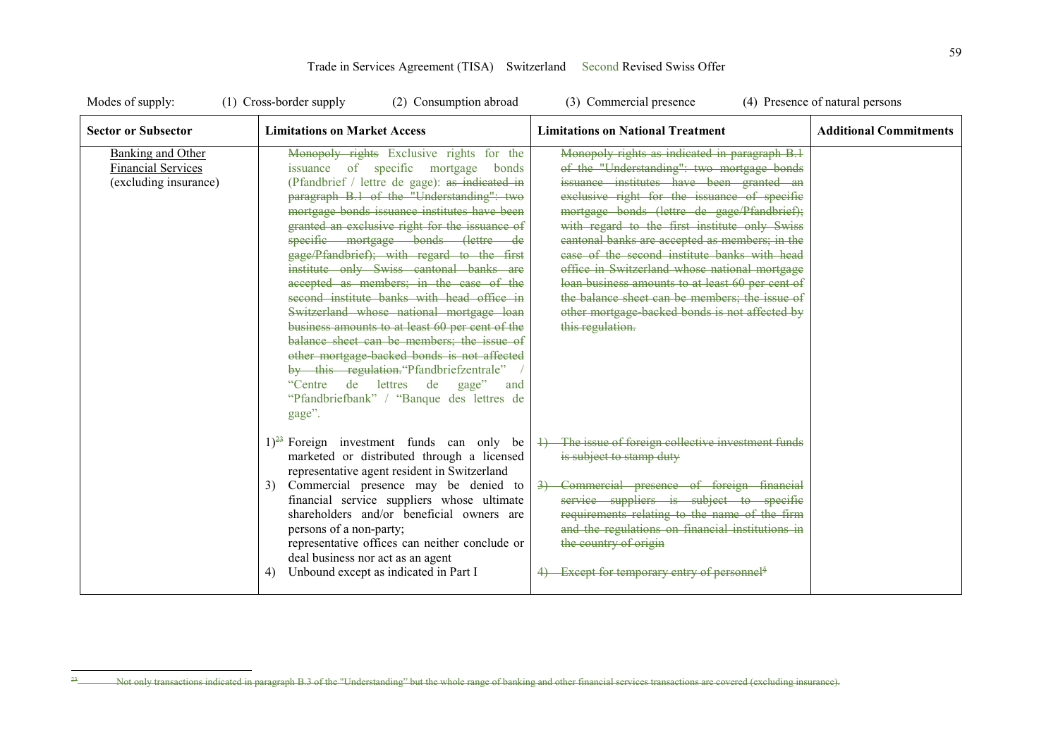Modes of supply: (1) Cross-border supply (2) Consumption abroad (3) Commercial presence (4) Presence of natural persons

| Sector or Subsector | Limitations on Market Access | Limitations on National Treatment | Additional Commitments |
| --- | --- | --- | --- |
| Banking and Other Financial Services (excluding insurance) | ~~Monopoly rights~~ Exclusive rights for the issuance of specific mortgage bonds (Pfandbrief / lettre de gage): ~~as indicated in paragraph B.1 of the "Understanding": two mortgage bonds issuance institutes have been granted an exclusive right for the issuance of specific mortgage bonds (lettre de gage/Pfandbrief); with regard to the first institute only Swiss cantonal banks are accepted as members; in the case of the second institute banks with head office in Switzerland whose national mortgage loan business amounts to at least 60 per cent of the balance sheet can be members; the issue of other mortgage-backed bonds is not affected by this regulation.~~ "Pfandbriefzentrale" / "Centre de lettres de gage" and "Pfandbriefbank" / "Banque des lettres de gage". | ~~Monopoly rights as indicated in paragraph B.1 of the "Understanding": two mortgage bonds issuance institutes have been granted an exclusive right for the issuance of specific mortgage bonds (lettre de gage/Pfandbrief); with regard to the first institute only Swiss cantonal banks are accepted as members; in the case of the second institute banks with head office in Switzerland whose national mortgage loan business amounts to at least 60 per cent of the balance sheet can be members; the issue of other mortgage-backed bonds is not affected by this regulation.~~ | |
| | 1)~~[23]~~ Foreign investment funds can only be marketed or distributed through a licensed representative agent resident in Switzerland<br>3) Commercial presence may be denied to financial service suppliers whose ultimate shareholders and/or beneficial owners are persons of a non-party;<br>representative offices can neither conclude or deal business nor act as an agent<br>4) Unbound except as indicated in Part I | ~~1) The issue of foreign collective investment funds is subject to stamp duty~~<br>~~3) Commercial presence of foreign financial service suppliers is subject to specific requirements relating to the name of the firm and the regulations on financial institutions in the country of origin~~<br>~~4) Except for temporary entry of personnel[5]~~ | |

~~[23] Not only transactions indicated in paragraph B.3 of the "Understanding" but the whole range of banking and other financial services transactions are covered (excluding insurance).~~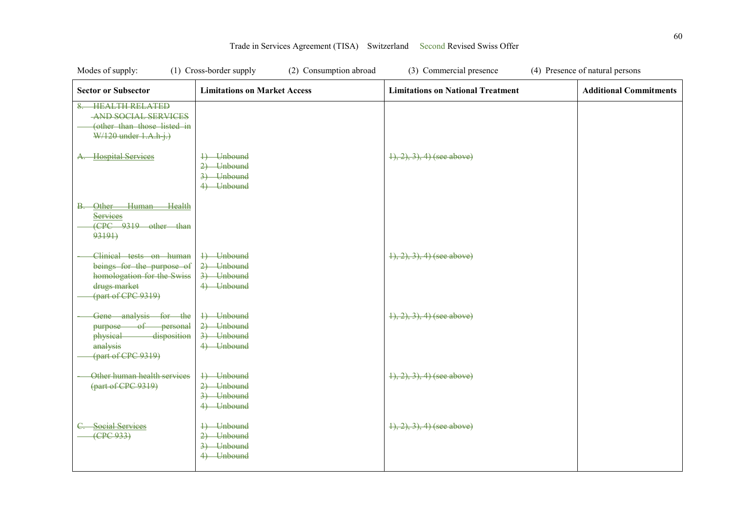Trade in Services Agreement (TISA) Switzerland Second Revised Swiss Offer

Modes of supply: (1) Cross-border supply (2) Consumption abroad (3) Commercial presence (4) Presence of natural persons

| Sector or Subsector | Limitations on Market Access | Limitations on National Treatment | Additional Commitments |
|---|---|---|---|
| ~~8. HEALTH RELATED AND SOCIAL SERVICES (other than those listed in W/120 under 1.A.h-j.)~~ | | | |
| ~~A. Hospital Services~~ | ~~1) Unbound~~<br>~~2) Unbound~~<br>~~3) Unbound~~<br>~~4) Unbound~~ | ~~1), 2), 3), 4) (see above)~~ | |
| ~~B. Other Human Health Services (CPC 9319 other than 93191)~~ | | | |
| ~~- Clinical tests on human beings for the purpose of homologation for the Swiss drugs market (part of CPC 9319)~~ | ~~1) Unbound~~<br>~~2) Unbound~~<br>~~3) Unbound~~<br>~~4) Unbound~~ | ~~1), 2), 3), 4) (see above)~~ | |
| ~~- Gene analysis for the purpose of personal physical disposition analysis (part of CPC 9319)~~ | ~~1) Unbound~~<br>~~2) Unbound~~<br>~~3) Unbound~~<br>~~4) Unbound~~ | ~~1), 2), 3), 4) (see above)~~ | |
| ~~- Other human health services (part of CPC 9319)~~ | ~~1) Unbound~~<br>~~2) Unbound~~<br>~~3) Unbound~~<br>~~4) Unbound~~ | ~~1), 2), 3), 4) (see above)~~ | |
| ~~C. Social Services (CPC 933)~~ | ~~1) Unbound~~<br>~~2) Unbound~~<br>~~3) Unbound~~<br>~~4) Unbound~~ | ~~1), 2), 3), 4) (see above)~~ | |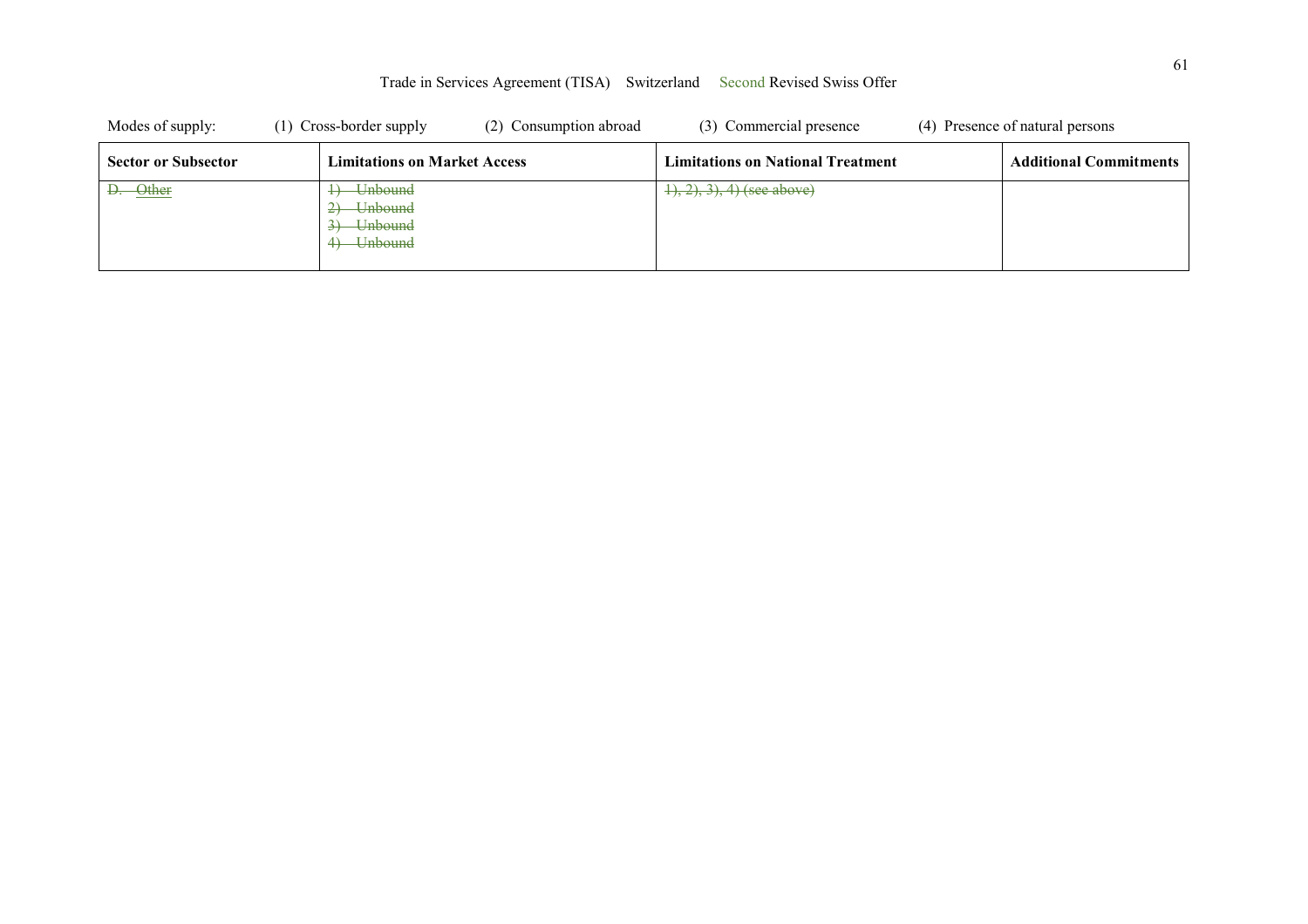Modes of supply: (1) Cross-border supply (2) Consumption abroad (3) Commercial presence (4) Presence of natural persons

| Sector or Subsector | Limitations on Market Access | Limitations on National Treatment | Additional Commitments |
|---|---|---|---|
| ~~D. Other~~ | ~~1) Unbound~~<br>~~2) Unbound~~<br>~~3) Unbound~~<br>~~4) Unbound~~ | ~~1), 2), 3), 4) (see above)~~ | |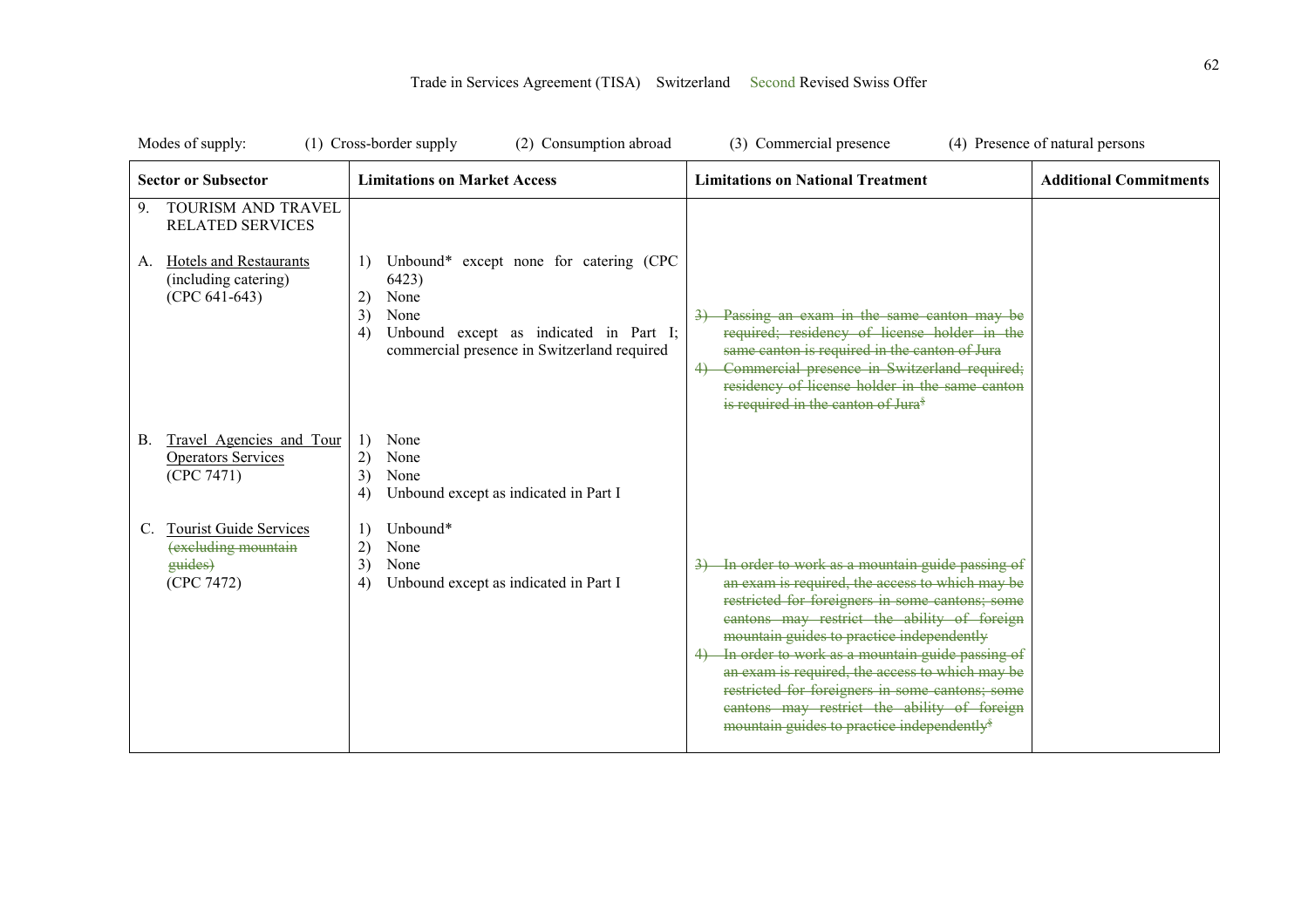Trade in Services Agreement (TISA) Switzerland Second Revised Swiss Offer

Modes of supply: (1) Cross-border supply (2) Consumption abroad (3) Commercial presence (4) Presence of natural persons

| Sector or Subsector | Limitations on Market Access | Limitations on National Treatment | Additional Commitments |
|---|---|---|---|
| 9. TOURISM AND TRAVEL RELATED SERVICES | | | |
| A. Hotels and Restaurants (including catering) (CPC 641-643) | 1) Unbound* except none for catering (CPC 6423)<br>2) None<br>3) None<br>4) Unbound except as indicated in Part I; commercial presence in Switzerland required | ~~3) Passing an exam in the same canton may be required; residency of license holder in the same canton is required in the canton of Jura~~<br>~~4) Commercial presence in Switzerland required; residency of license holder in the same canton is required in the canton of Jura$~~ | |
| B. Travel Agencies and Tour Operators Services (CPC 7471) | 1) None<br>2) None<br>3) None<br>4) Unbound except as indicated in Part I | | |
| C. Tourist Guide Services ~~(excluding mountain guides)~~ (CPC 7472) | 1) Unbound*<br>2) None<br>3) None<br>4) Unbound except as indicated in Part I | ~~3) In order to work as a mountain guide passing of an exam is required, the access to which may be restricted for foreigners in some cantons; some cantons may restrict the ability of foreign mountain guides to practice independently~~<br>~~4) In order to work as a mountain guide passing of an exam is required, the access to which may be restricted for foreigners in some cantons; some cantons may restrict the ability of foreign mountain guides to practice independently$~~ | |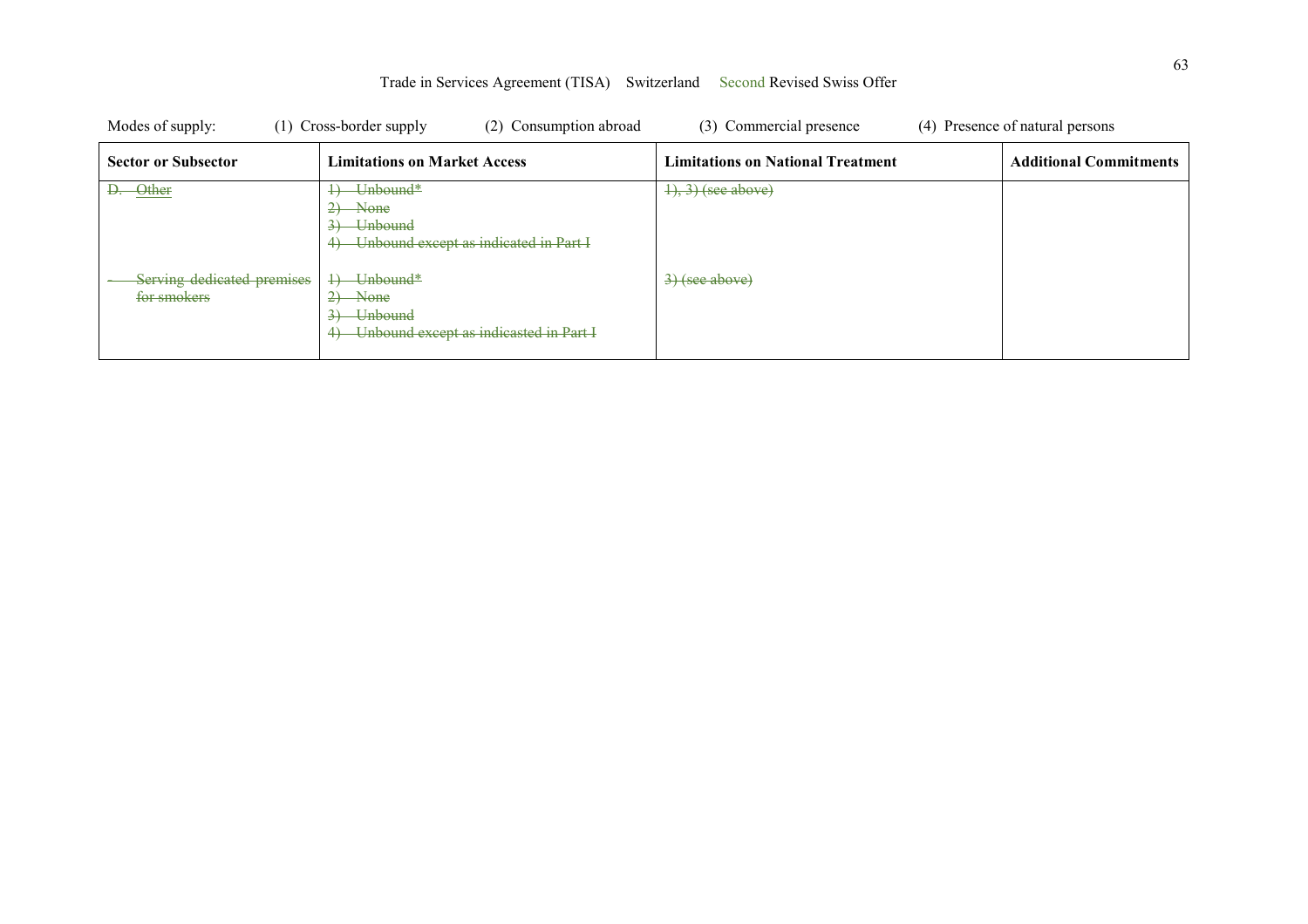Trade in Services Agreement (TISA) Switzerland Second Revised Swiss Offer

Modes of supply: (1) Cross-border supply (2) Consumption abroad (3) Commercial presence (4) Presence of natural persons

| Sector or Subsector | Limitations on Market Access | Limitations on National Treatment | Additional Commitments |
|---|---|---|---|
| ~~D. Other~~ | ~~1) Unbound*~~<br>~~2) None~~<br>~~3) Unbound~~<br>~~4) Unbound except as indicated in Part I~~ | ~~1), 3) (see above)~~ | |
| ~~- Serving dedicated premises for smokers~~ | ~~1) Unbound*~~<br>~~2) None~~<br>~~3) Unbound~~<br>~~4) Unbound except as indicasted in Part I~~ | ~~3) (see above)~~ | |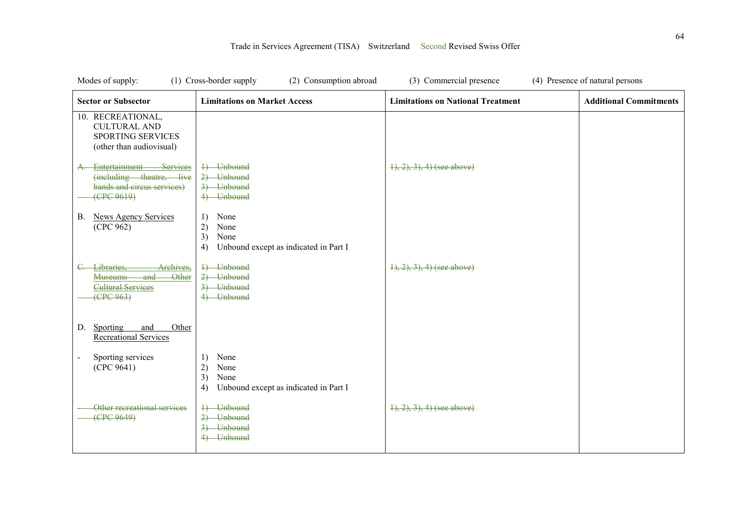Modes of supply: (1) Cross-border supply (2) Consumption abroad (3) Commercial presence (4) Presence of natural persons

| Sector or Subsector | Limitations on Market Access | Limitations on National Treatment | Additional Commitments |
|---|---|---|---|
| 10. RECREATIONAL, CULTURAL AND SPORTING SERVICES (other than audiovisual) | | | |
| ~~A. Entertainment Services (including theatre, live bands and circus services) (CPC 9619)~~ | ~~1) Unbound~~<br>~~2) Unbound~~<br>~~3) Unbound~~<br>~~4) Unbound~~ | ~~1), 2), 3), 4) (see above)~~ | |
| B. News Agency Services (CPC 962) | 1) None<br>2) None<br>3) None<br>4) Unbound except as indicated in Part I | | |
| ~~C. Libraries, Archives, Museums and Other Cultural Services (CPC 963)~~ | ~~1) Unbound~~<br>~~2) Unbound~~<br>~~3) Unbound~~<br>~~4) Unbound~~ | ~~1), 2), 3), 4) (see above)~~ | |
| D. Sporting and Other Recreational Services | | | |
| - Sporting services (CPC 9641) | 1) None<br>2) None<br>3) None<br>4) Unbound except as indicated in Part I | | |
| ~~- Other recreational services (CPC 9649)~~ | ~~1) Unbound~~<br>~~2) Unbound~~<br>~~3) Unbound~~<br>~~4) Unbound~~ | ~~1), 2), 3), 4) (see above)~~ | |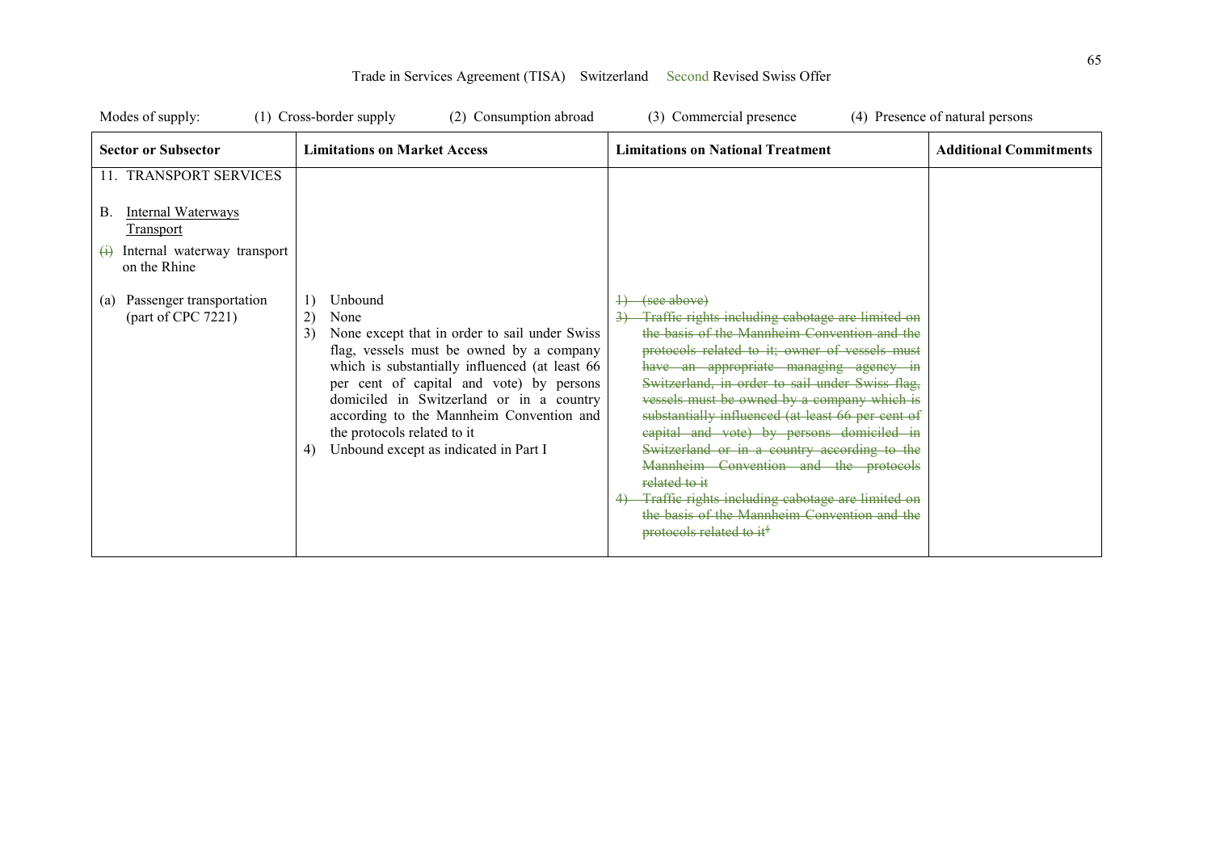Trade in Services Agreement (TISA) Switzerland Second Revised Swiss Offer

Modes of supply: (1) Cross-border supply (2) Consumption abroad (3) Commercial presence (4) Presence of natural persons

| Sector or Subsector | Limitations on Market Access | Limitations on National Treatment | Additional Commitments |
|---|---|---|---|
| 11. TRANSPORT SERVICES<br><br>B. Internal Waterways Transport<br><br>~~(i)~~ Internal waterway transport on the Rhine | | | |
| (a) Passenger transportation (part of CPC 7221) | 1) Unbound<br>2) None<br>3) None except that in order to sail under Swiss flag, vessels must be owned by a company which is substantially influenced (at least 66 per cent of capital and vote) by persons domiciled in Switzerland or in a country according to the Mannheim Convention and the protocols related to it<br>4) Unbound except as indicated in Part I | ~~1) (see above)~~<br>~~3) Traffic rights including cabotage are limited on the basis of the Mannheim Convention and the protocols related to it; owner of vessels must have an appropriate managing agency in Switzerland, in order to sail under Swiss flag, vessels must be owned by a company which is substantially influenced (at least 66 per cent of capital and vote) by persons domiciled in Switzerland or in a country according to the Mannheim Convention and the protocols related to it~~<br>~~4) Traffic rights including cabotage are limited on the basis of the Mannheim Convention and the protocols related to it~~[5] | |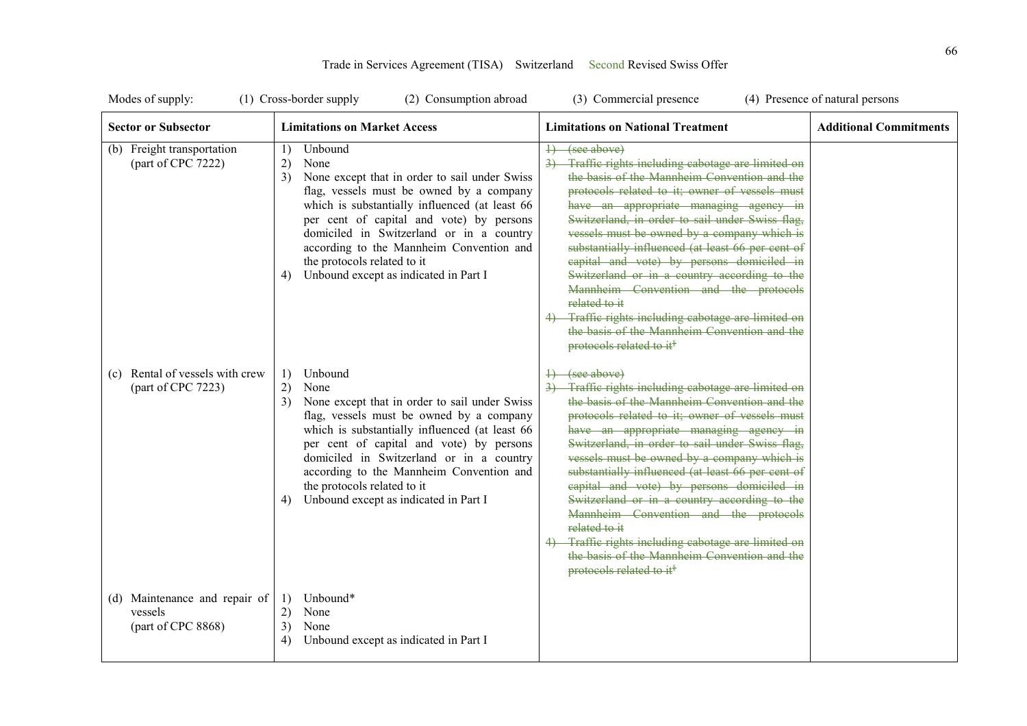Trade in Services Agreement (TISA) Switzerland Second Revised Swiss Offer

Modes of supply: (1) Cross-border supply (2) Consumption abroad (3) Commercial presence (4) Presence of natural persons

| Sector or Subsector | Limitations on Market Access | Limitations on National Treatment | Additional Commitments |
|---|---|---|---|
| (b) Freight transportation (part of CPC 7222) | 1) Unbound<br>2) None<br>3) None except that in order to sail under Swiss flag, vessels must be owned by a company which is substantially influenced (at least 66 per cent of capital and vote) by persons domiciled in Switzerland or in a country according to the Mannheim Convention and the protocols related to it<br>4) Unbound except as indicated in Part I | ~~1) (see above)~~<br>~~3) Traffic rights including cabotage are limited on the basis of the Mannheim Convention and the protocols related to it; owner of vessels must have an appropriate managing agency in Switzerland, in order to sail under Swiss flag, vessels must be owned by a company which is substantially influenced (at least 66 per cent of capital and vote) by persons domiciled in Switzerland or in a country according to the Mannheim Convention and the protocols related to it~~<br>~~4) Traffic rights including cabotage are limited on the basis of the Mannheim Convention and the protocols related to it[$]~~ | |
| (c) Rental of vessels with crew (part of CPC 7223) | 1) Unbound<br>2) None<br>3) None except that in order to sail under Swiss flag, vessels must be owned by a company which is substantially influenced (at least 66 per cent of capital and vote) by persons domiciled in Switzerland or in a country according to the Mannheim Convention and the protocols related to it<br>4) Unbound except as indicated in Part I | ~~1) (see above)~~<br>~~3) Traffic rights including cabotage are limited on the basis of the Mannheim Convention and the protocols related to it; owner of vessels must have an appropriate managing agency in Switzerland, in order to sail under Swiss flag, vessels must be owned by a company which is substantially influenced (at least 66 per cent of capital and vote) by persons domiciled in Switzerland or in a country according to the Mannheim Convention and the protocols related to it~~<br>~~4) Traffic rights including cabotage are limited on the basis of the Mannheim Convention and the protocols related to it[$]~~ | |
| (d) Maintenance and repair of vessels (part of CPC 8868) | 1) Unbound*<br>2) None<br>3) None<br>4) Unbound except as indicated in Part I | | |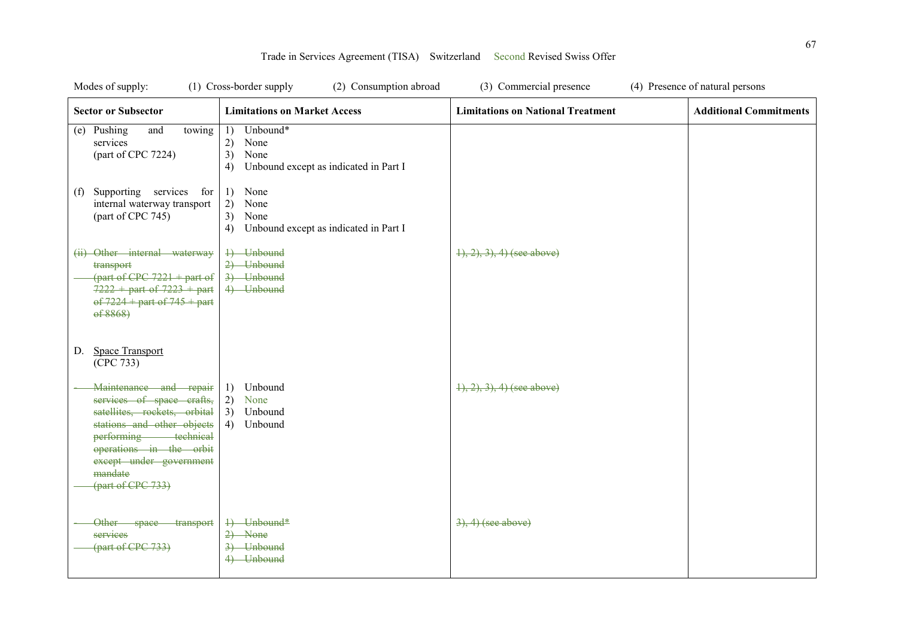Modes of supply: (1) Cross-border supply (2) Consumption abroad (3) Commercial presence (4) Presence of natural persons

| Sector or Subsector | Limitations on Market Access | Limitations on National Treatment | Additional Commitments |
|---|---|---|---|
| (e) Pushing and towing services (part of CPC 7224) | 1) Unbound* <br> 2) None <br> 3) None <br> 4) Unbound except as indicated in Part I | | |
| (f) Supporting services for internal waterway transport (part of CPC 745) | 1) None <br> 2) None <br> 3) None <br> 4) Unbound except as indicated in Part I | | |
| ~~(ii) Other internal waterway transport (part of CPC 7221 + part of 7222 + part of 7223 + part of 7224 + part of 745 + part of 8868)~~ | ~~1) Unbound~~ <br> ~~2) Unbound~~ <br> ~~3) Unbound~~ <br> ~~4) Unbound~~ | ~~1), 2), 3), 4) (see above)~~ | |
| D. Space Transport (CPC 733) | | | |
| ~~- Maintenance and repair services of space crafts, satellites, rockets, orbital stations and other objects performing technical operations in the orbit except under government mandate (part of CPC 733)~~ | 1) Unbound <br> 2) None <br> 3) Unbound <br> 4) Unbound | ~~1), 2), 3), 4) (see above)~~ | |
| ~~- Other space transport services (part of CPC 733)~~ | ~~1) Unbound*~~ <br> ~~2) None~~ <br> ~~3) Unbound~~ <br> ~~4) Unbound~~ | ~~3), 4) (see above)~~ | |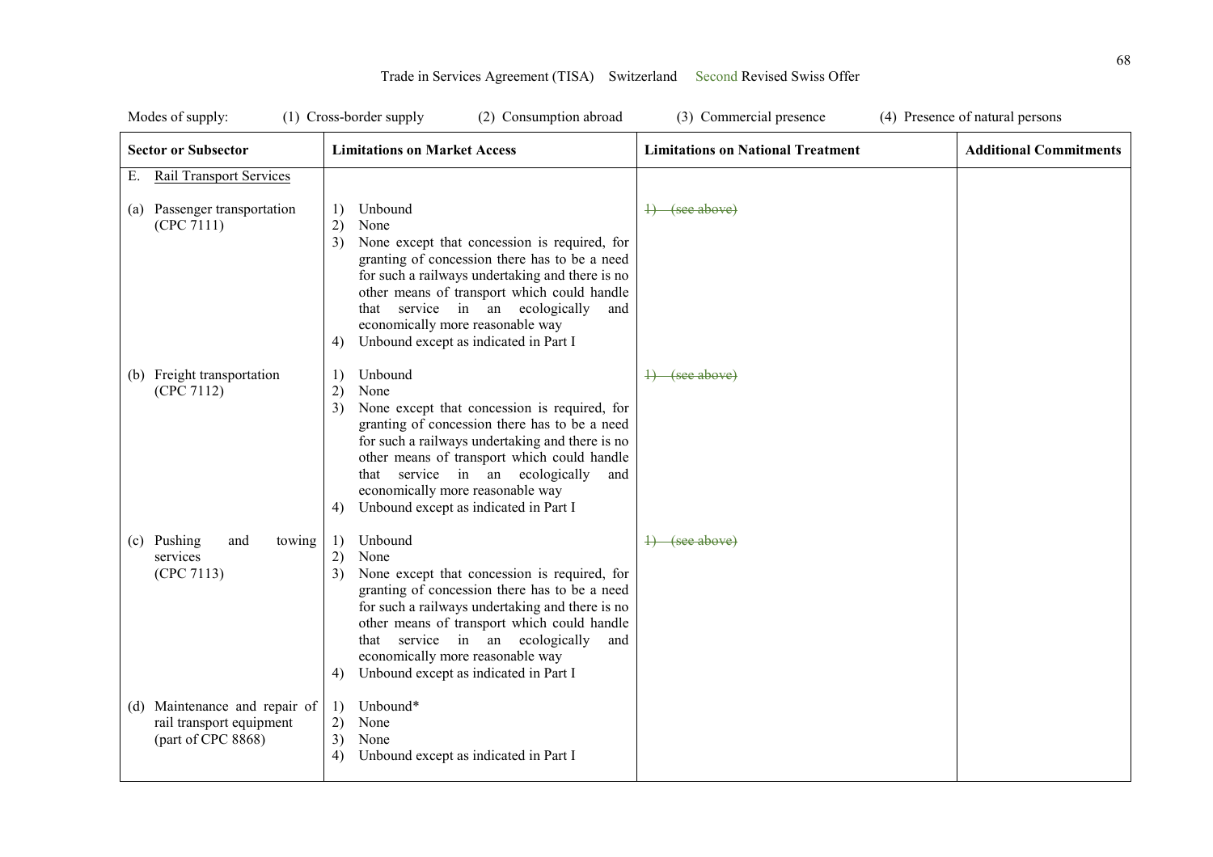Trade in Services Agreement (TISA) Switzerland Second Revised Swiss Offer

Modes of supply: (1) Cross-border supply (2) Consumption abroad (3) Commercial presence (4) Presence of natural persons

| Sector or Subsector | Limitations on Market Access | Limitations on National Treatment | Additional Commitments |
|---|---|---|---|
| E. Rail Transport Services | | | |
| (a) Passenger transportation (CPC 7111) | 1) Unbound<br>2) None<br>3) None except that concession is required, for granting of concession there has to be a need for such a railways undertaking and there is no other means of transport which could handle that service in an ecologically and economically more reasonable way<br>4) Unbound except as indicated in Part I | ~~1) (see above)~~ | |
| (b) Freight transportation (CPC 7112) | 1) Unbound<br>2) None<br>3) None except that concession is required, for granting of concession there has to be a need for such a railways undertaking and there is no other means of transport which could handle that service in an ecologically and economically more reasonable way<br>4) Unbound except as indicated in Part I | ~~1) (see above)~~ | |
| (c) Pushing and towing services (CPC 7113) | 1) Unbound<br>2) None<br>3) None except that concession is required, for granting of concession there has to be a need for such a railways undertaking and there is no other means of transport which could handle that service in an ecologically and economically more reasonable way<br>4) Unbound except as indicated in Part I | ~~1) (see above)~~ | |
| (d) Maintenance and repair of rail transport equipment (part of CPC 8868) | 1) Unbound*<br>2) None<br>3) None<br>4) Unbound except as indicated in Part I | | |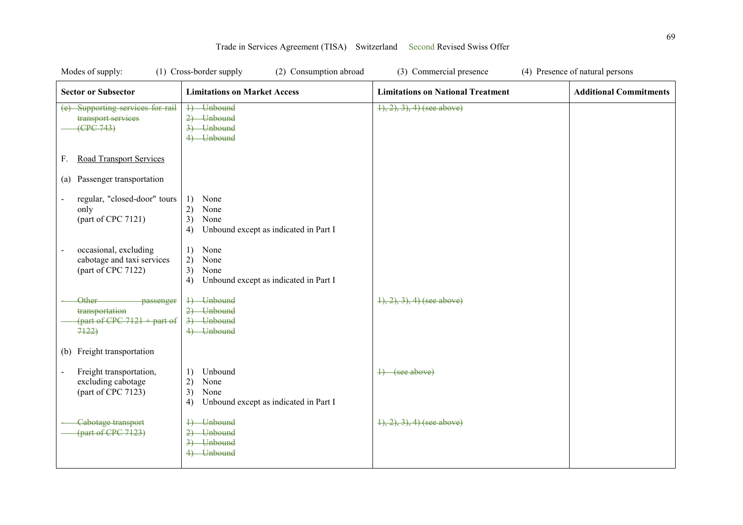Modes of supply: (1) Cross-border supply (2) Consumption abroad (3) Commercial presence (4) Presence of natural persons

| Sector or Subsector | Limitations on Market Access | Limitations on National Treatment | Additional Commitments |
|---|---|---|---|
| ~~(e) Supporting services for rail transport services (CPC 743)~~ | ~~1) Unbound~~<br>~~2) Unbound~~<br>~~3) Unbound~~<br>~~4) Unbound~~ | ~~1), 2), 3), 4) (see above)~~ | |
| F. <u>Road Transport Services</u> | | | |
| (a) Passenger transportation | | | |
| - regular, "closed-door" tours only (part of CPC 7121) | 1) None<br>2) None<br>3) None<br>4) Unbound except as indicated in Part I | | |
| - occasional, excluding cabotage and taxi services (part of CPC 7122) | 1) None<br>2) None<br>3) None<br>4) Unbound except as indicated in Part I | | |
| ~~- Other passenger transportation (part of CPC 7121 + part of 7122)~~ | ~~1) Unbound~~<br>~~2) Unbound~~<br>~~3) Unbound~~<br>~~4) Unbound~~ | ~~1), 2), 3), 4) (see above)~~ | |
| (b) Freight transportation | | | |
| - Freight transportation, excluding cabotage (part of CPC 7123) | 1) Unbound<br>2) None<br>3) None<br>4) Unbound except as indicated in Part I | ~~1) (see above)~~ | |
| ~~- Cabotage transport (part of CPC 7123)~~ | ~~1) Unbound~~<br>~~2) Unbound~~<br>~~3) Unbound~~<br>~~4) Unbound~~ | ~~1), 2), 3), 4) (see above)~~ | |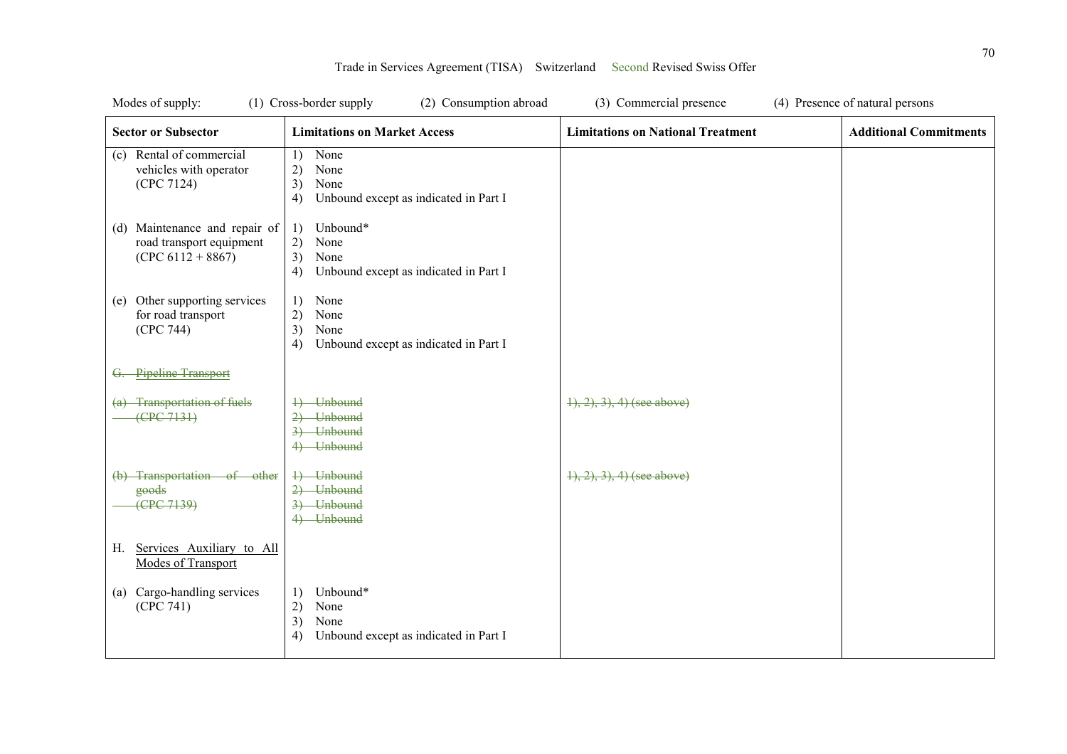Modes of supply: (1) Cross-border supply (2) Consumption abroad (3) Commercial presence (4) Presence of natural persons

| Sector or Subsector | Limitations on Market Access | Limitations on National Treatment | Additional Commitments |
|---|---|---|---|
| (c) Rental of commercial vehicles with operator (CPC 7124) | 1) None<br>2) None<br>3) None<br>4) Unbound except as indicated in Part I | | |
| (d) Maintenance and repair of road transport equipment (CPC 6112 + 8867) | 1) Unbound*<br>2) None<br>3) None<br>4) Unbound except as indicated in Part I | | |
| (e) Other supporting services for road transport (CPC 744) | 1) None<br>2) None<br>3) None<br>4) Unbound except as indicated in Part I | | |
| ~~G. Pipeline Transport~~ | | | |
| ~~(a) Transportation of fuels (CPC 7131)~~ | ~~1) Unbound~~<br>~~2) Unbound~~<br>~~3) Unbound~~<br>~~4) Unbound~~ | ~~1), 2), 3), 4) (see above)~~ | |
| ~~(b) Transportation of other goods (CPC 7139)~~ | ~~1) Unbound~~<br>~~2) Unbound~~<br>~~3) Unbound~~<br>~~4) Unbound~~ | ~~1), 2), 3), 4) (see above)~~ | |
| H. Services Auxiliary to All Modes of Transport | | | |
| (a) Cargo-handling services (CPC 741) | 1) Unbound*<br>2) None<br>3) None<br>4) Unbound except as indicated in Part I | | |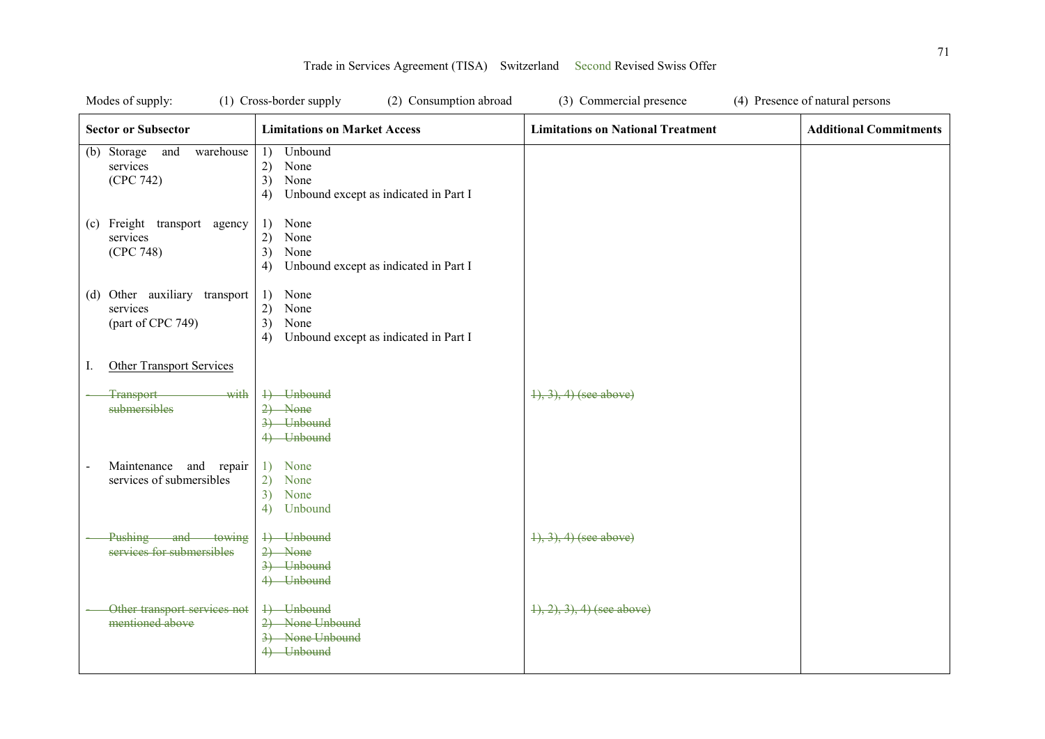Trade in Services Agreement (TISA) Switzerland Second Revised Swiss Offer

Modes of supply: (1) Cross-border supply (2) Consumption abroad (3) Commercial presence (4) Presence of natural persons

| Sector or Subsector | Limitations on Market Access | Limitations on National Treatment | Additional Commitments |
|---|---|---|---|
| (b) Storage and warehouse services (CPC 742) | 1) Unbound<br>2) None<br>3) None<br>4) Unbound except as indicated in Part I | | |
| (c) Freight transport agency services (CPC 748) | 1) None<br>2) None<br>3) None<br>4) Unbound except as indicated in Part I | | |
| (d) Other auxiliary transport services (part of CPC 749) | 1) None<br>2) None<br>3) None<br>4) Unbound except as indicated in Part I | | |
| I. Other Transport Services | | | |
| ~~- Transport with submersibles~~ | ~~1) Unbound~~<br>~~2) None~~<br>~~3) Unbound~~<br>~~4) Unbound~~ | ~~1), 3), 4) (see above)~~ | |
| - Maintenance and repair services of submersibles | 1) None<br>2) None<br>3) None<br>4) Unbound | | |
| ~~- Pushing and towing services for submersibles~~ | ~~1) Unbound~~<br>~~2) None~~<br>~~3) Unbound~~<br>~~4) Unbound~~ | ~~1), 3), 4) (see above)~~ | |
| ~~- Other transport services not mentioned above~~ | ~~1) Unbound~~<br>~~2) None Unbound~~<br>~~3) None Unbound~~<br>~~4) Unbound~~ | ~~1), 2), 3), 4) (see above)~~ | |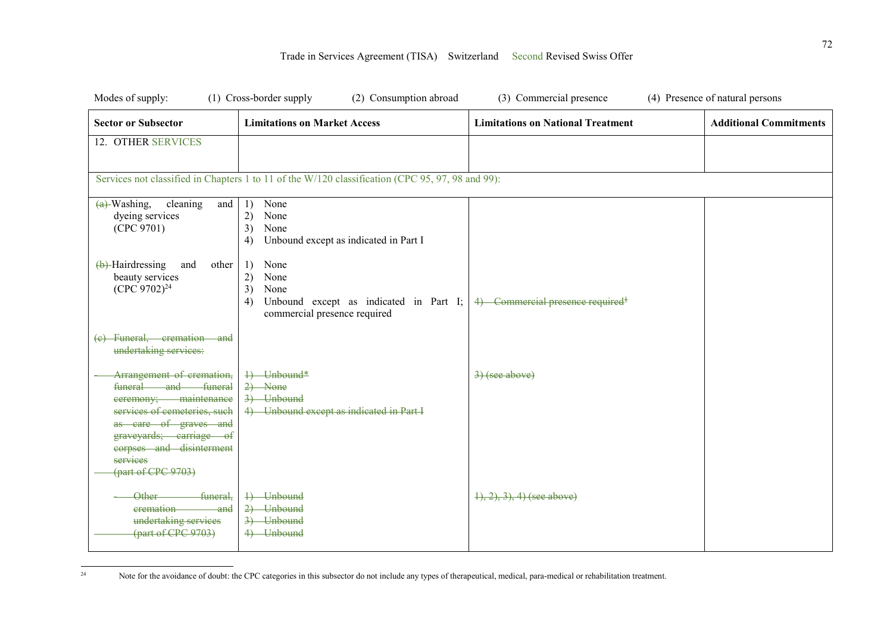Modes of supply: (1) Cross-border supply (2) Consumption abroad (3) Commercial presence (4) Presence of natural persons

| Sector or Subsector | Limitations on Market Access | Limitations on National Treatment | Additional Commitments |
|---|---|---|---|
| 12. OTHER SERVICES | | | |
| Services not classified in Chapters 1 to 11 of the W/120 classification (CPC 95, 97, 98 and 99): | | | |
| ~~(a)~~ Washing, cleaning and dyeing services (CPC 9701) | 1) None<br>2) None<br>3) None<br>4) Unbound except as indicated in Part I | | |
| ~~(b)~~ Hairdressing and other beauty services (CPC 9702)[24] | 1) None<br>2) None<br>3) None<br>4) Unbound except as indicated in Part I; commercial presence required | ~~4) Commercial presence required$~~ | |
| ~~(c) Funeral, cremation and undertaking services:~~ | | | |
| ~~- Arrangement of cremation, funeral and funeral ceremony; maintenance services of cemeteries, such as care of graves and graveyards; carriage of corpses and disinterment services (part of CPC 9703)~~ | ~~1) Unbound*~~<br>~~2) None~~<br>~~3) Unbound~~<br>~~4) Unbound except as indicated in Part I~~ | ~~3) (see above)~~ | |
| ~~- Other funeral, cremation and undertaking services (part of CPC 9703)~~ | ~~1) Unbound~~<br>~~2) Unbound~~<br>~~3) Unbound~~<br>~~4) Unbound~~ | ~~1), 2), 3), 4) (see above)~~ | |

[24] Note for the avoidance of doubt: the CPC categories in this subsector do not include any types of therapeutical, medical, para-medical or rehabilitation treatment.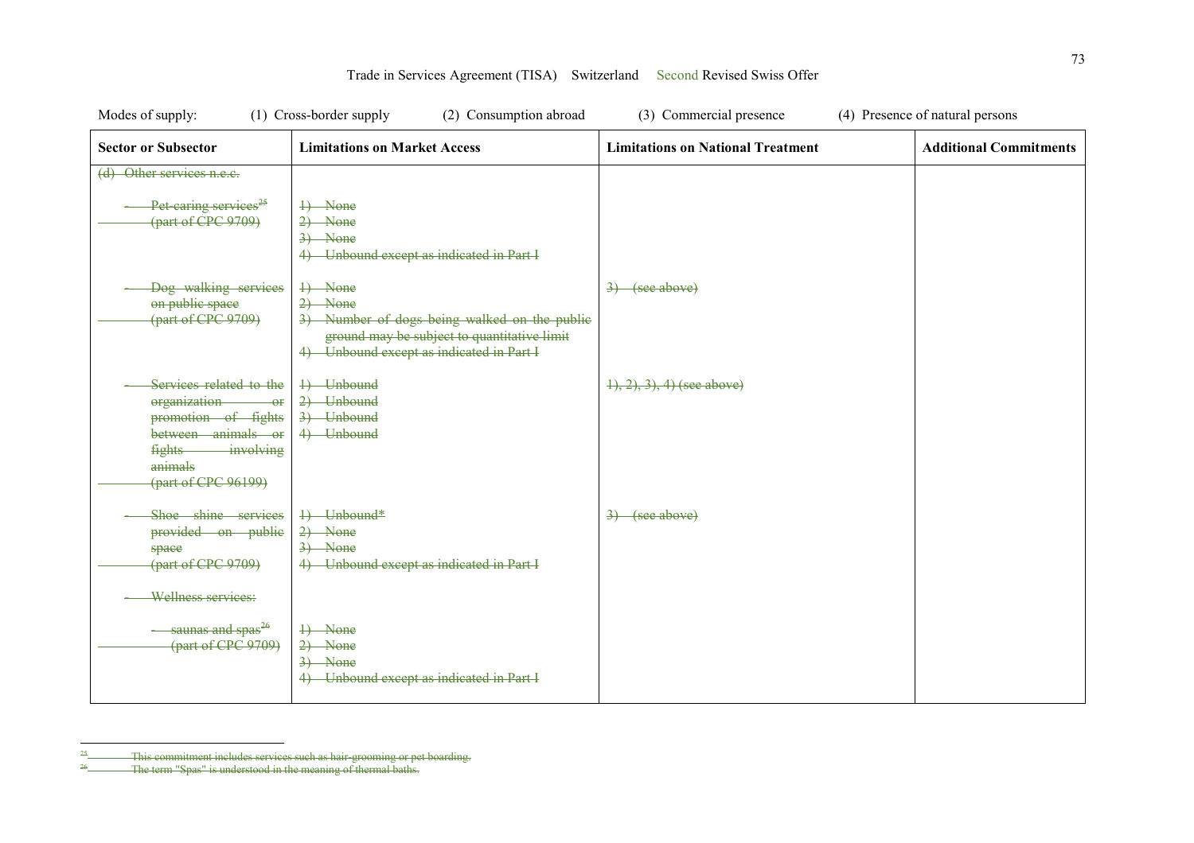Trade in Services Agreement (TISA) Switzerland Second Revised Swiss Offer

Modes of supply: (1) Cross-border supply (2) Consumption abroad (3) Commercial presence (4) Presence of natural persons

| Sector or Subsector | Limitations on Market Access | Limitations on National Treatment | Additional Commitments |
|---|---|---|---|
| ~~(d) Other services n.e.c.~~ | | | |
| ~~- Pet-caring services[25] (part of CPC 9709)~~ | ~~1) None~~<br>~~2) None~~<br>~~3) None~~<br>~~4) Unbound except as indicated in Part I~~ | | |
| ~~- Dog walking services on public space (part of CPC 9709)~~ | ~~1) None~~<br>~~2) None~~<br>~~3) Number of dogs being walked on the public ground may be subject to quantitative limit~~<br>~~4) Unbound except as indicated in Part I~~ | ~~3) (see above)~~ | |
| ~~- Services related to the organization or promotion of fights between animals or fights involving animals (part of CPC 96199)~~ | ~~1) Unbound~~<br>~~2) Unbound~~<br>~~3) Unbound~~<br>~~4) Unbound~~ | ~~1), 2), 3), 4) (see above)~~ | |
| ~~- Shoe shine services provided on public space (part of CPC 9709)~~ | ~~1) Unbound*~~<br>~~2) None~~<br>~~3) None~~<br>~~4) Unbound except as indicated in Part I~~ | ~~3) (see above)~~ | |
| ~~- Wellness services:~~ | | | |
| ~~- saunas and spas[26] (part of CPC 9709)~~ | ~~1) None~~<br>~~2) None~~<br>~~3) None~~<br>~~4) Unbound except as indicated in Part I~~ | | |

~~[25] This commitment includes services such as hair-grooming or pet boarding.~~

~~[26] The term "Spas" is understood in the meaning of thermal baths.~~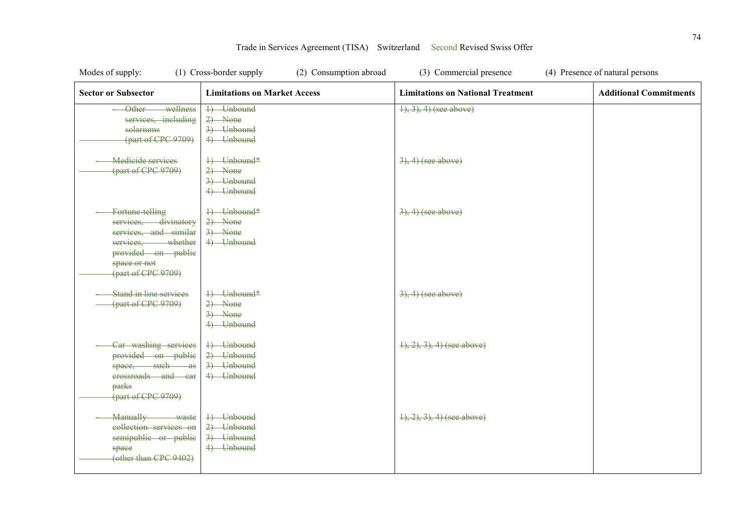Trade in Services Agreement (TISA) Switzerland Second Revised Swiss Offer

Modes of supply: (1) Cross-border supply (2) Consumption abroad (3) Commercial presence (4) Presence of natural persons

| Sector or Subsector | Limitations on Market Access | Limitations on National Treatment | Additional Commitments |
|---|---|---|---|
| ~~- Other wellness services, including solariums (part of CPC 9709)~~ | ~~1) Unbound<br>2) None<br>3) Unbound<br>4) Unbound~~ | ~~1), 3), 4) (see above)~~ | |
| ~~- Medicide services (part of CPC 9709)~~ | ~~1) Unbound*<br>2) None<br>3) Unbound<br>4) Unbound~~ | ~~3), 4) (see above)~~ | |
| ~~- Fortune-telling services, divinatory services, and similar services, whether provided on public space or not (part of CPC 9709)~~ | ~~1) Unbound*<br>2) None<br>3) None<br>4) Unbound~~ | ~~3), 4) (see above)~~ | |
| ~~- Stand in line services (part of CPC 9709)~~ | ~~1) Unbound*<br>2) None<br>3) None<br>4) Unbound~~ | ~~3), 4) (see above)~~ | |
| ~~- Car washing services provided on public space, such as crossroads and car parks (part of CPC 9709)~~ | ~~1) Unbound<br>2) Unbound<br>3) Unbound<br>4) Unbound~~ | ~~1), 2), 3), 4) (see above)~~ | |
| ~~- Manually waste collection services on semipublic or public space (other than CPC 9402)~~ | ~~1) Unbound<br>2) Unbound<br>3) Unbound<br>4) Unbound~~ | ~~1), 2), 3), 4) (see above)~~ | |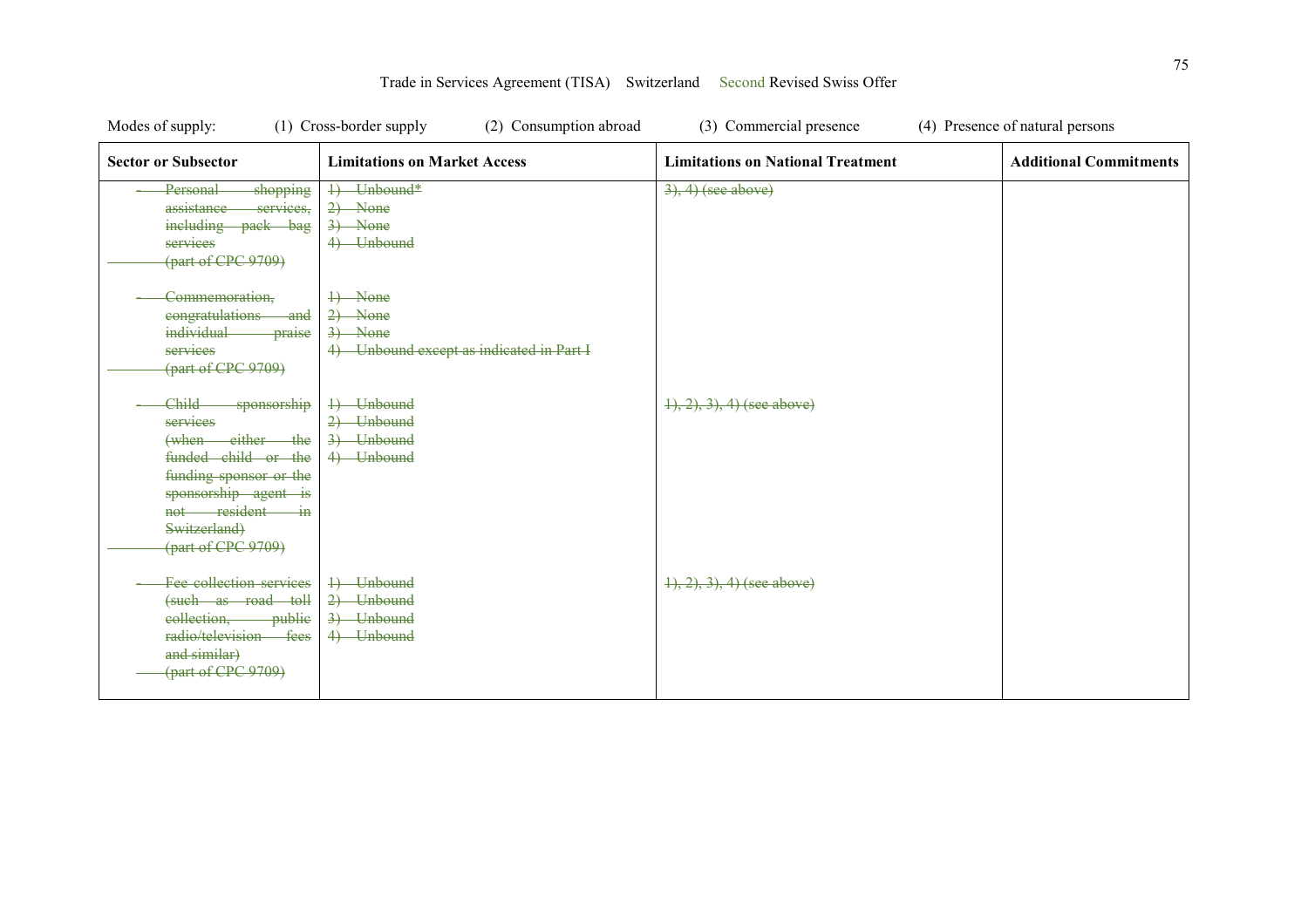Trade in Services Agreement (TISA) Switzerland Second Revised Swiss Offer

Modes of supply: (1) Cross-border supply (2) Consumption abroad (3) Commercial presence (4) Presence of natural persons

| Sector or Subsector | Limitations on Market Access | Limitations on National Treatment | Additional Commitments |
|---|---|---|---|
| ~~- Personal shopping assistance services, including pack bag services (part of CPC 9709)~~ | ~~1) Unbound*~~<br>~~2) None~~<br>~~3) None~~<br>~~4) Unbound~~ | ~~3), 4) (see above)~~ | |
| ~~- Commemoration, congratulations and individual praise services (part of CPC 9709)~~ | ~~1) None~~<br>~~2) None~~<br>~~3) None~~<br>~~4) Unbound except as indicated in Part I~~ | | |
| ~~- Child sponsorship services (when either the funded child or the funding sponsor or the sponsorship agent is not resident in Switzerland) (part of CPC 9709)~~ | ~~1) Unbound~~<br>~~2) Unbound~~<br>~~3) Unbound~~<br>~~4) Unbound~~ | ~~1), 2), 3), 4) (see above)~~ | |
| ~~- Fee collection services (such as road toll collection, public radio/television fees and similar) (part of CPC 9709)~~ | ~~1) Unbound~~<br>~~2) Unbound~~<br>~~3) Unbound~~<br>~~4) Unbound~~ | ~~1), 2), 3), 4) (see above)~~ | |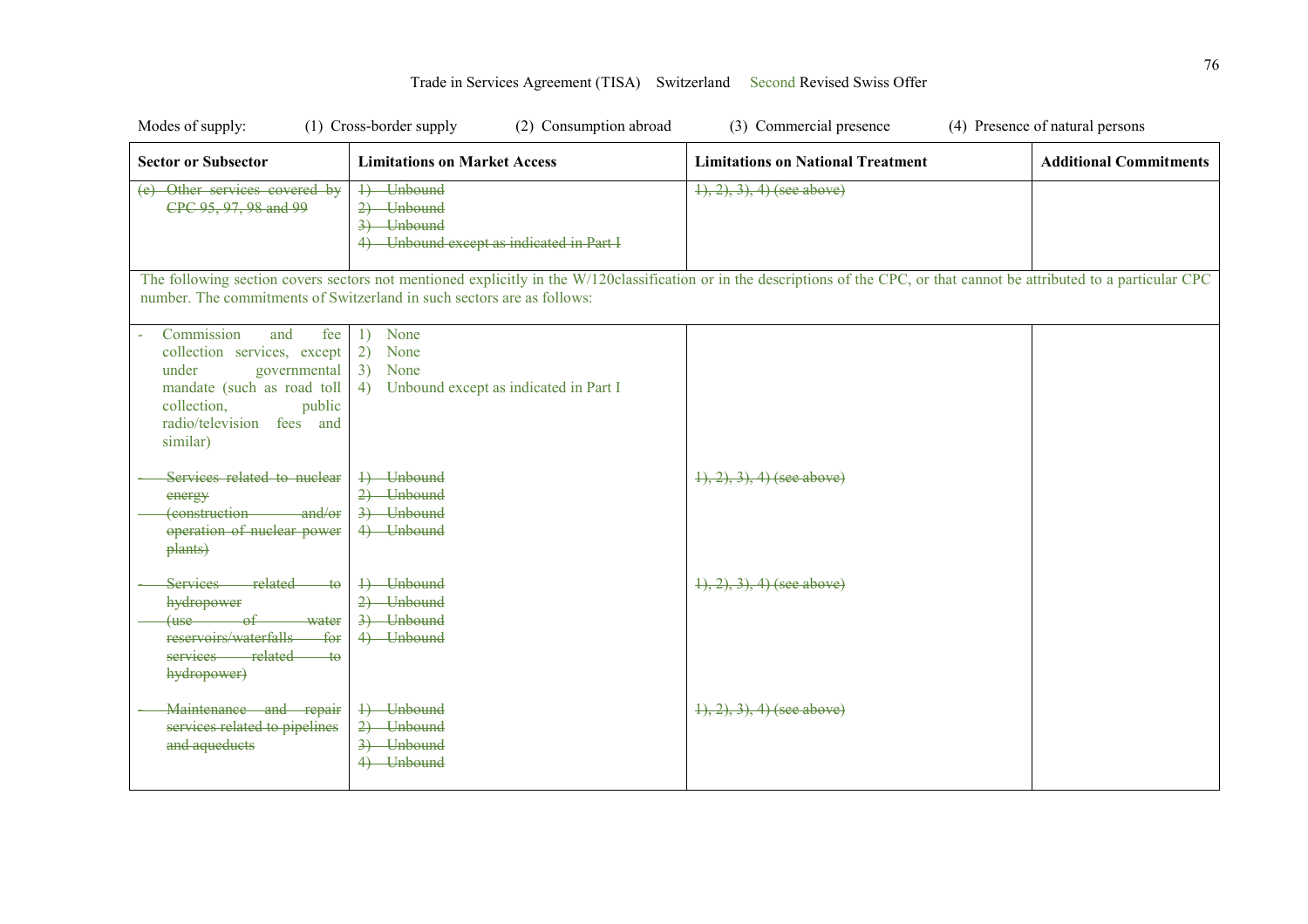Trade in Services Agreement (TISA) Switzerland Second Revised Swiss Offer

Modes of supply: (1) Cross-border supply (2) Consumption abroad (3) Commercial presence (4) Presence of natural persons

| Sector or Subsector | Limitations on Market Access | Limitations on National Treatment | Additional Commitments |
|---|---|---|---|
| ~~(e) Other services covered by CPC 95, 97, 98 and 99~~ | ~~1) Unbound~~<br>~~2) Unbound~~<br>~~3) Unbound~~<br>~~4) Unbound except as indicated in Part I~~ | ~~1), 2), 3), 4) (see above)~~ | |
| The following section covers sectors not mentioned explicitly in the W/120classification or in the descriptions of the CPC, or that cannot be attributed to a particular CPC number. The commitments of Switzerland in such sectors are as follows: | | | |
| - Commission and fee collection services, except under governmental mandate (such as road toll collection, public radio/television fees and similar) | 1) None<br>2) None<br>3) None<br>4) Unbound except as indicated in Part I | | |
| ~~- Services related to nuclear energy~~<br>~~(construction and/or operation of nuclear power plants)~~ | ~~1) Unbound~~<br>~~2) Unbound~~<br>~~3) Unbound~~<br>~~4) Unbound~~ | ~~1), 2), 3), 4) (see above)~~ | |
| ~~- Services related to hydropower~~<br>~~(use of water reservoirs/waterfalls for services related to hydropower)~~ | ~~1) Unbound~~<br>~~2) Unbound~~<br>~~3) Unbound~~<br>~~4) Unbound~~ | ~~1), 2), 3), 4) (see above)~~ | |
| ~~- Maintenance and repair services related to pipelines and aqueducts~~ | ~~1) Unbound~~<br>~~2) Unbound~~<br>~~3) Unbound~~<br>~~4) Unbound~~ | ~~1), 2), 3), 4) (see above)~~ | |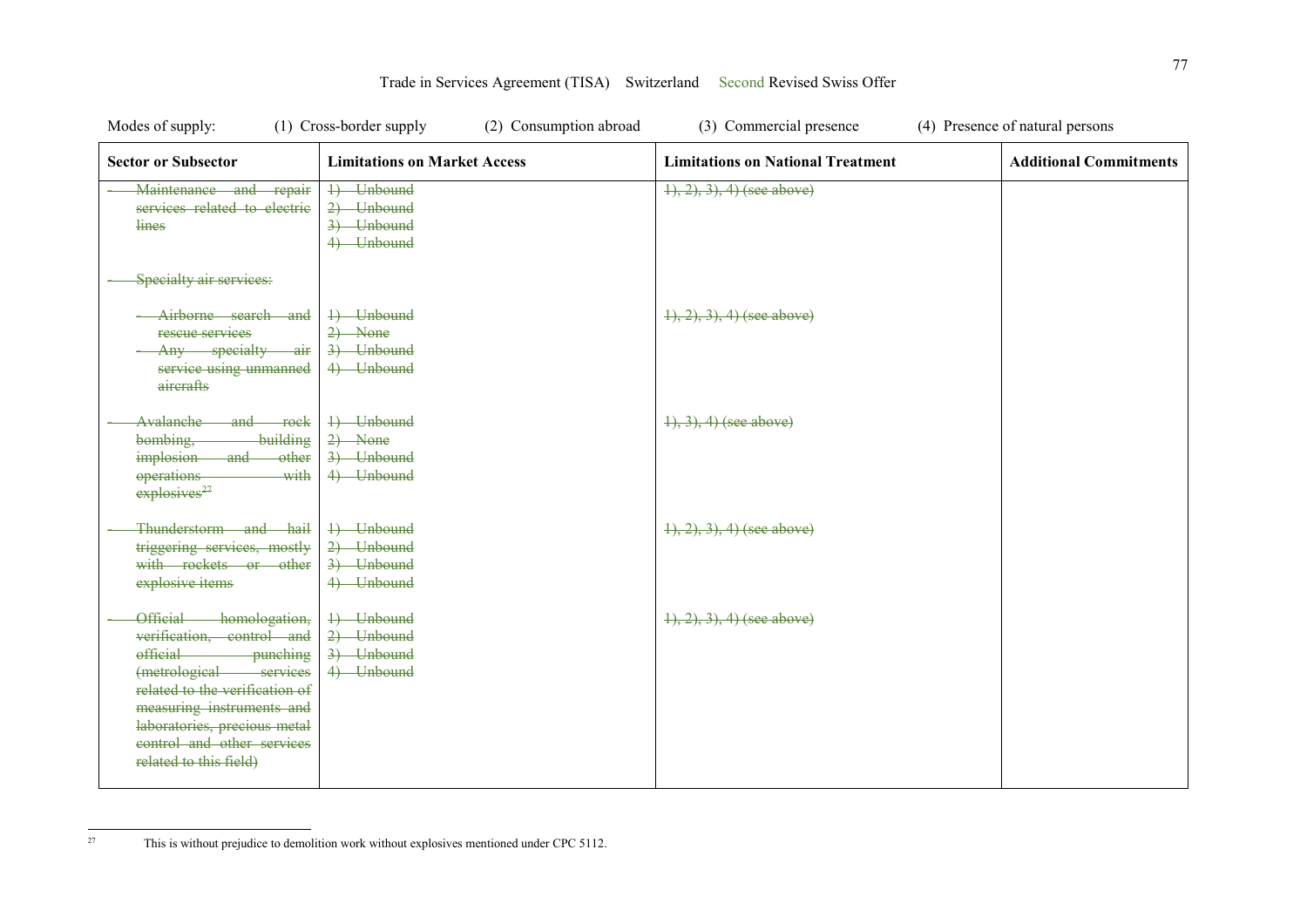Modes of supply: (1) Cross-border supply (2) Consumption abroad (3) Commercial presence (4) Presence of natural persons

| Sector or Subsector | Limitations on Market Access | Limitations on National Treatment | Additional Commitments |
|---|---|---|---|
| ~~- Maintenance and repair services related to electric lines~~ | ~~1) Unbound~~<br>~~2) Unbound~~<br>~~3) Unbound~~<br>~~4) Unbound~~ | ~~1), 2), 3), 4) (see above)~~ | |
| ~~- Specialty air services:~~ | | | |
| ~~- Airborne search and rescue services~~<br>~~- Any specialty air service using unmanned aircrafts~~ | ~~1) Unbound~~<br>~~2) None~~<br>~~3) Unbound~~<br>~~4) Unbound~~ | ~~1), 2), 3), 4) (see above)~~ | |
| ~~- Avalanche and rock bombing, building implosion and other operations with explosives[27]~~ | ~~1) Unbound~~<br>~~2) None~~<br>~~3) Unbound~~<br>~~4) Unbound~~ | ~~1), 3), 4) (see above)~~ | |
| ~~- Thunderstorm and hail triggering services, mostly with rockets or other explosive items~~ | ~~1) Unbound~~<br>~~2) Unbound~~<br>~~3) Unbound~~<br>~~4) Unbound~~ | ~~1), 2), 3), 4) (see above)~~ | |
| ~~- Official homologation, verification, control and official punching (metrological services related to the verification of measuring instruments and laboratories, precious metal control and other services related to this field)~~ | ~~1) Unbound~~<br>~~2) Unbound~~<br>~~3) Unbound~~<br>~~4) Unbound~~ | ~~1), 2), 3), 4) (see above)~~ | |

[27] This is without prejudice to demolition work without explosives mentioned under CPC 5112.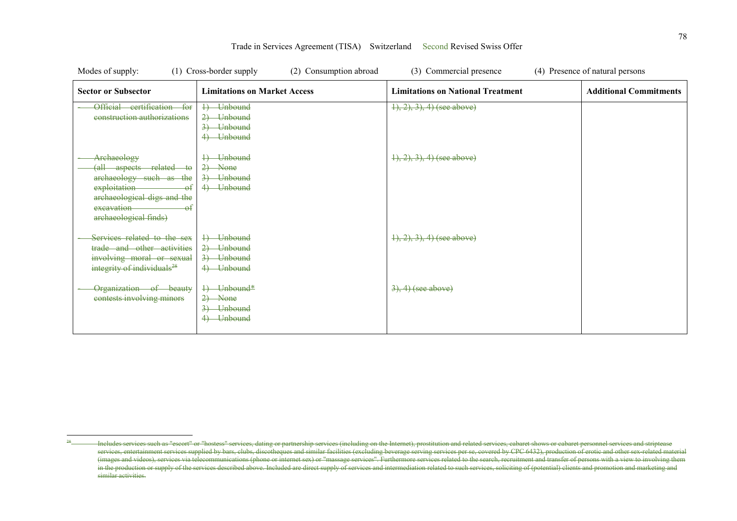Modes of supply: (1) Cross-border supply (2) Consumption abroad (3) Commercial presence (4) Presence of natural persons

| Sector or Subsector | Limitations on Market Access | Limitations on National Treatment | Additional Commitments |
|---|---|---|---|
| ~~- Official certification for construction authorizations~~ | ~~1) Unbound~~<br>~~2) Unbound~~<br>~~3) Unbound~~<br>~~4) Unbound~~ | ~~1), 2), 3), 4) (see above)~~ | |
| ~~- Archaeology~~<br>~~(all aspects related to archaeology such as the exploitation of archaeological digs and the excavation of archaeological finds)~~ | ~~1) Unbound~~<br>~~2) None~~<br>~~3) Unbound~~<br>~~4) Unbound~~ | ~~1), 2), 3), 4) (see above)~~ | |
| ~~- Services related to the sex trade and other activities involving moral or sexual integrity of individuals[28]~~ | ~~1) Unbound~~<br>~~2) Unbound~~<br>~~3) Unbound~~<br>~~4) Unbound~~ | ~~1), 2), 3), 4) (see above)~~ | |
| ~~- Organization of beauty contests involving minors~~ | ~~1) Unbound*~~<br>~~2) None~~<br>~~3) Unbound~~<br>~~4) Unbound~~ | ~~3), 4) (see above)~~ | |

~~[28] Includes services such as "escort" or "hostess" services, dating or partnership services (including on the Internet), prostitution and related services, cabaret shows or cabaret personnel services and striptease services, entertainment services supplied by bars, clubs, discotheques and similar facilities (excluding beverage serving services per se, covered by CPC 6432), production of erotic and other sex-related material (images and videos), services via telecommunications (phone or internet sex) or "massage services". Furthermore services related to the search, recruitment and transfer of persons with a view to involving them in the production or supply of the services described above. Included are direct supply of services and intermediation related to such services, soliciting of (potential) clients and promotion and marketing and similar activities.~~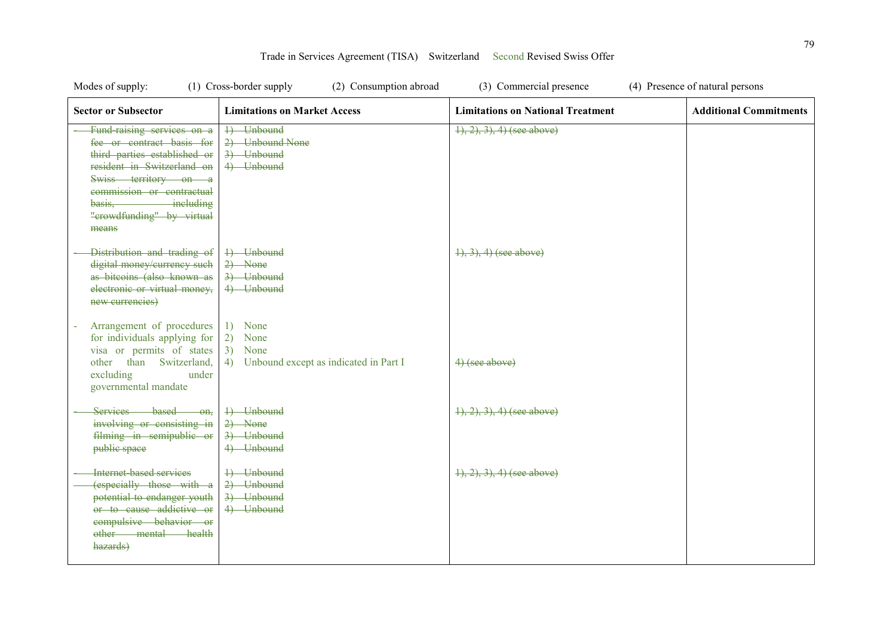Trade in Services Agreement (TISA) Switzerland Second Revised Swiss Offer

Modes of supply: (1) Cross-border supply (2) Consumption abroad (3) Commercial presence (4) Presence of natural persons

| Sector or Subsector | Limitations on Market Access | Limitations on National Treatment | Additional Commitments |
|---|---|---|---|
| ~~- Fund-raising services on a fee or contract basis for third parties established or resident in Switzerland on Swiss territory on a commission or contractual basis, including "crowdfunding" by virtual means~~ | ~~1) Unbound~~<br>~~2) Unbound None~~<br>~~3) Unbound~~<br>~~4) Unbound~~ | ~~1), 2), 3), 4) (see above)~~ | |
| ~~- Distribution and trading of digital money/currency such as bitcoins (also known as electronic or virtual money, new currencies)~~ | ~~1) Unbound~~<br>~~2) None~~<br>~~3) Unbound~~<br>~~4) Unbound~~ | ~~1), 3), 4) (see above)~~ | |
| - Arrangement of procedures for individuals applying for visa or permits of states other than Switzerland, excluding under governmental mandate | 1) None<br>2) None<br>3) None<br>4) Unbound except as indicated in Part I | ~~4) (see above)~~ | |
| ~~- Services based on, involving or consisting in filming in semipublic or public space~~ | ~~1) Unbound~~<br>~~2) None~~<br>~~3) Unbound~~<br>~~4) Unbound~~ | ~~1), 2), 3), 4) (see above)~~ | |
| ~~- Internet-based services (especially those with a potential to endanger youth or to cause addictive or compulsive behavior or other mental health hazards)~~ | ~~1) Unbound~~<br>~~2) Unbound~~<br>~~3) Unbound~~<br>~~4) Unbound~~ | ~~1), 2), 3), 4) (see above)~~ | |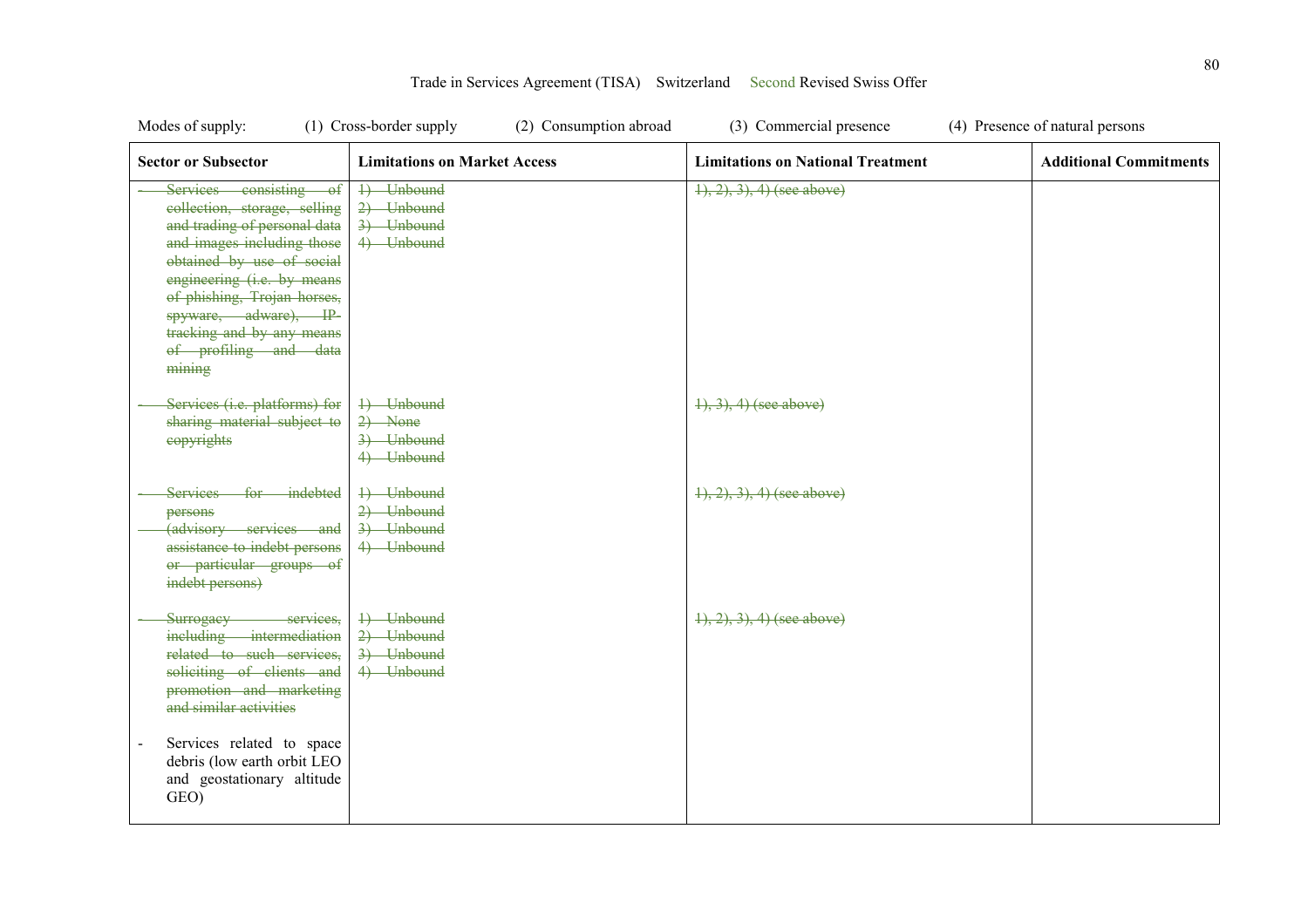Trade in Services Agreement (TISA) Switzerland Second Revised Swiss Offer

Modes of supply: (1) Cross-border supply (2) Consumption abroad (3) Commercial presence (4) Presence of natural persons

| Sector or Subsector | Limitations on Market Access | Limitations on National Treatment | Additional Commitments |
|---|---|---|---|
| - ~~Services consisting of collection, storage, selling and trading of personal data and images including those obtained by use of social engineering (i.e. by means of phishing, Trojan horses, spyware, adware), IP-tracking and by any means of profiling and data mining~~ | ~~1) Unbound~~<br>~~2) Unbound~~<br>~~3) Unbound~~<br>~~4) Unbound~~ | ~~1), 2), 3), 4) (see above)~~ | |
| - ~~Services (i.e. platforms) for sharing material subject to copyrights~~ | ~~1) Unbound~~<br>~~2) None~~<br>~~3) Unbound~~<br>~~4) Unbound~~ | ~~1), 3), 4) (see above)~~ | |
| - ~~Services for indebted persons~~<br>~~(advisory services and assistance to indebt persons or particular groups of indebt persons)~~ | ~~1) Unbound~~<br>~~2) Unbound~~<br>~~3) Unbound~~<br>~~4) Unbound~~ | ~~1), 2), 3), 4) (see above)~~ | |
| - ~~Surrogacy services, including intermediation related to such services, soliciting of clients and promotion and marketing and similar activities~~ | ~~1) Unbound~~<br>~~2) Unbound~~<br>~~3) Unbound~~<br>~~4) Unbound~~ | ~~1), 2), 3), 4) (see above)~~ | |
| - Services related to space debris (low earth orbit LEO and geostationary altitude GEO) | | | |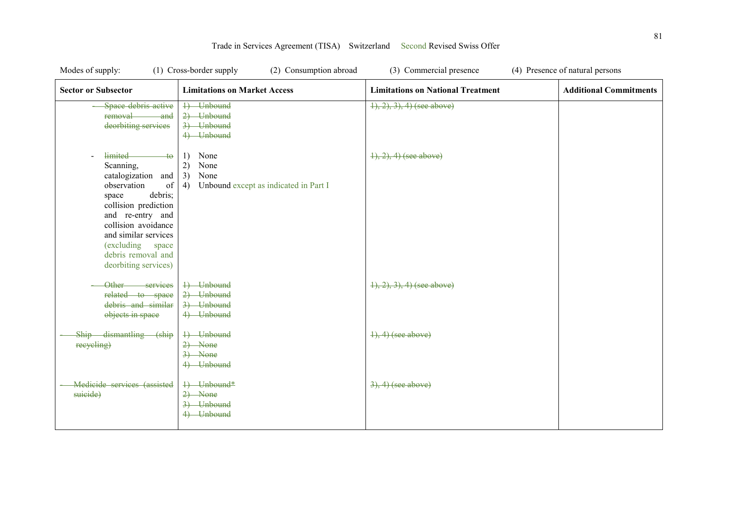Trade in Services Agreement (TISA) Switzerland Second Revised Swiss Offer

Modes of supply: (1) Cross-border supply (2) Consumption abroad (3) Commercial presence (4) Presence of natural persons

| Sector or Subsector | Limitations on Market Access | Limitations on National Treatment | Additional Commitments |
|---|---|---|---|
| ~~- Space debris active removal and deorbiting services~~ | ~~1) Unbound~~<br>~~2) Unbound~~<br>~~3) Unbound~~<br>~~4) Unbound~~ | ~~1), 2), 3), 4) (see above)~~ | |
| - ~~limited to~~ Scanning, catalogization and observation of space debris; collision prediction and re-entry and collision avoidance and similar services (excluding space debris removal and deorbiting services) | 1) None<br>2) None<br>3) None<br>4) Unbound except as indicated in Part I | ~~1), 2), 4) (see above)~~ | |
| ~~- Other services related to space debris and similar objects in space~~ | ~~1) Unbound~~<br>~~2) Unbound~~<br>~~3) Unbound~~<br>~~4) Unbound~~ | ~~1), 2), 3), 4) (see above)~~ | |
| ~~- Ship dismantling (ship recycling)~~ | ~~1) Unbound~~<br>~~2) None~~<br>~~3) None~~<br>~~4) Unbound~~ | ~~1), 4) (see above)~~ | |
| ~~- Medicide services (assisted suicide)~~ | ~~1) Unbound*~~<br>~~2) None~~<br>~~3) Unbound~~<br>~~4) Unbound~~ | ~~3), 4) (see above)~~ | |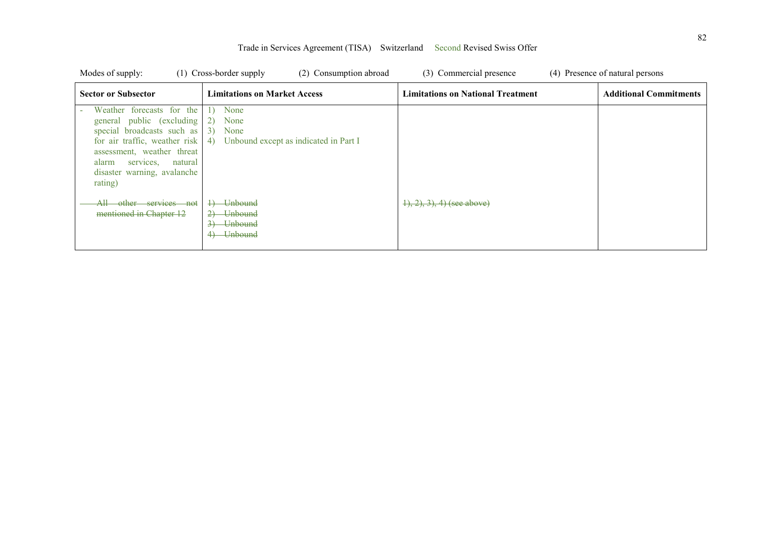Trade in Services Agreement (TISA) Switzerland Second Revised Swiss Offer

Modes of supply: (1) Cross-border supply (2) Consumption abroad (3) Commercial presence (4) Presence of natural persons

| Sector or Subsector | Limitations on Market Access | Limitations on National Treatment | Additional Commitments |
|---|---|---|---|
| - Weather forecasts for the general public (excluding special broadcasts such as for air traffic, weather risk assessment, weather threat alarm services, natural disaster warning, avalanche rating) | 1) None<br>2) None<br>3) None<br>4) Unbound except as indicated in Part I | | |
| ~~All other services not mentioned in Chapter 12~~ | ~~1) Unbound~~<br>~~2) Unbound~~<br>~~3) Unbound~~<br>~~4) Unbound~~ | ~~1), 2), 3), 4) (see above)~~ | |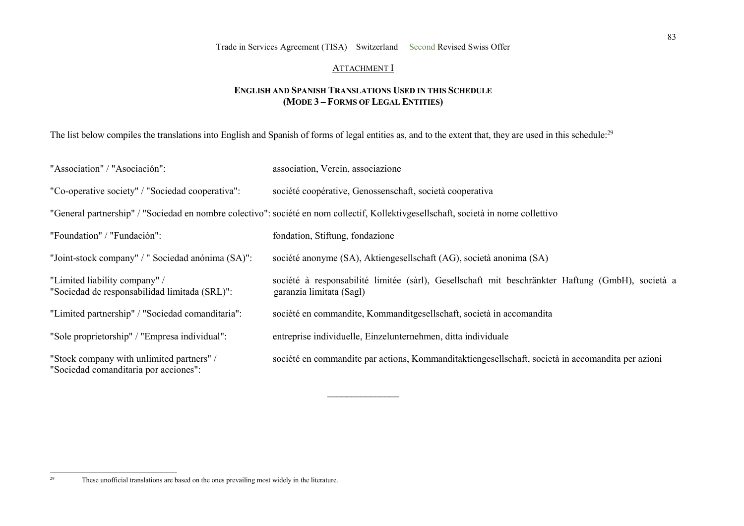## ATTACHMENT I

### ENGLISH AND SPANISH TRANSLATIONS USED IN THIS SCHEDULE (MODE 3 – FORMS OF LEGAL ENTITIES)

The list below compiles the translations into English and Spanish of forms of legal entities as, and to the extent that, they are used in this schedule:[29]

| | |
|---|---|
| "Association" / "Asociación": | association, Verein, associazione |
| "Co-operative society" / "Sociedad cooperativa": | société coopérative, Genossenschaft, società cooperativa |
| "General partnership" / "Sociedad en nombre colectivo": | société en nom collectif, Kollektivgesellschaft, società in nome collettivo |
| "Foundation" / "Fundación": | fondation, Stiftung, fondazione |
| "Joint-stock company" / " Sociedad anónima (SA)": | société anonyme (SA), Aktiengesellschaft (AG), società anonima (SA) |
| "Limited liability company" / "Sociedad de responsabilidad limitada (SRL)": | société à responsabilité limitée (sàrl), Gesellschaft mit beschränkter Haftung (GmbH), società a garanzia limitata (Sagl) |
| "Limited partnership" / "Sociedad comanditaria": | société en commandite, Kommanditgesellschaft, società in accomandita |
| "Sole proprietorship" / "Empresa individual": | entreprise individuelle, Einzelunternehmen, ditta individuale |
| "Stock company with unlimited partners" / "Sociedad comanditaria por acciones": | société en commandite par actions, Kommanditaktiengesellschaft, società in accomandita per azioni |

---

[29] These unofficial translations are based on the ones prevailing most widely in the literature.